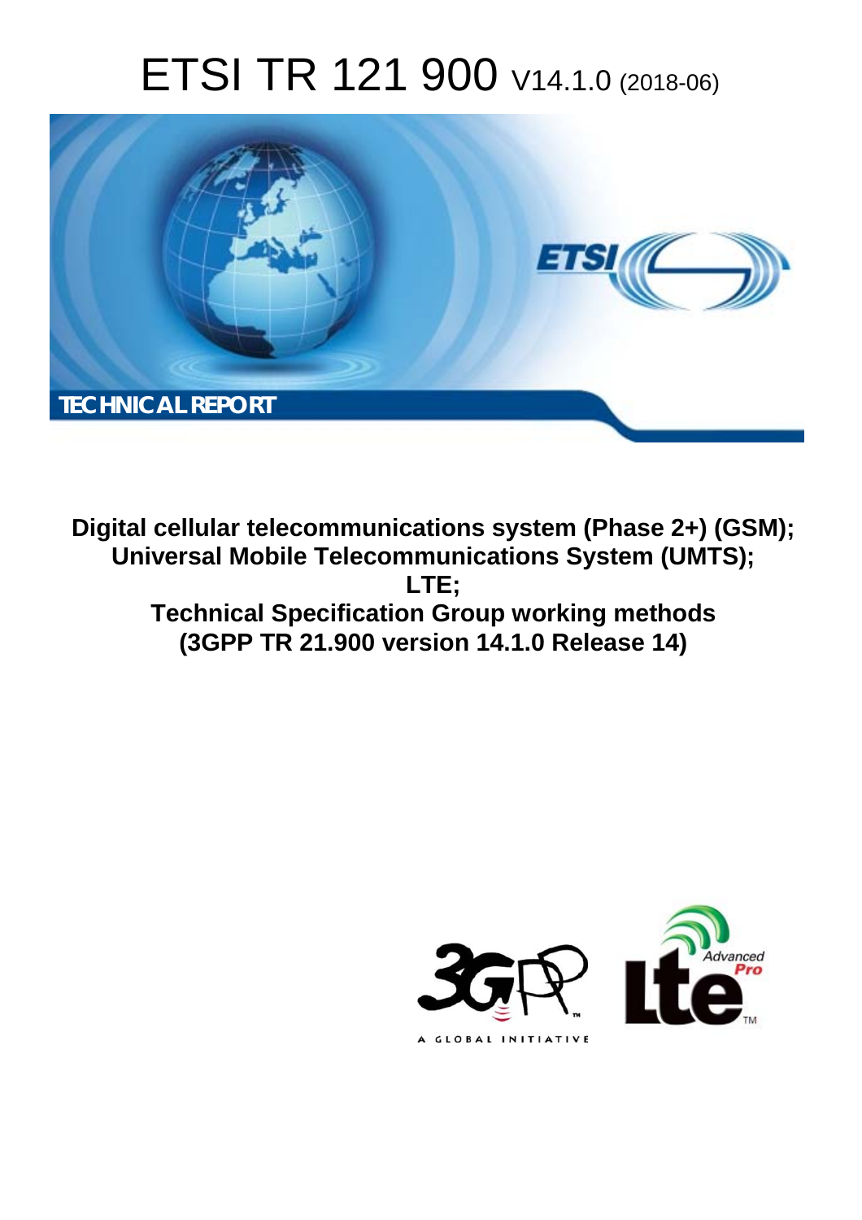# ETSI TR 121 900 V14.1.0 (2018-06)

TECHNICAL REPORT

**Digital cellular telecommunications system (Phase 2+) (GSM); Universal Mobile Telecommunications System (UMTS); LTE; Technical Specification Group working methods (3GPP TR 21.900 version 14.1.0 Release 14)**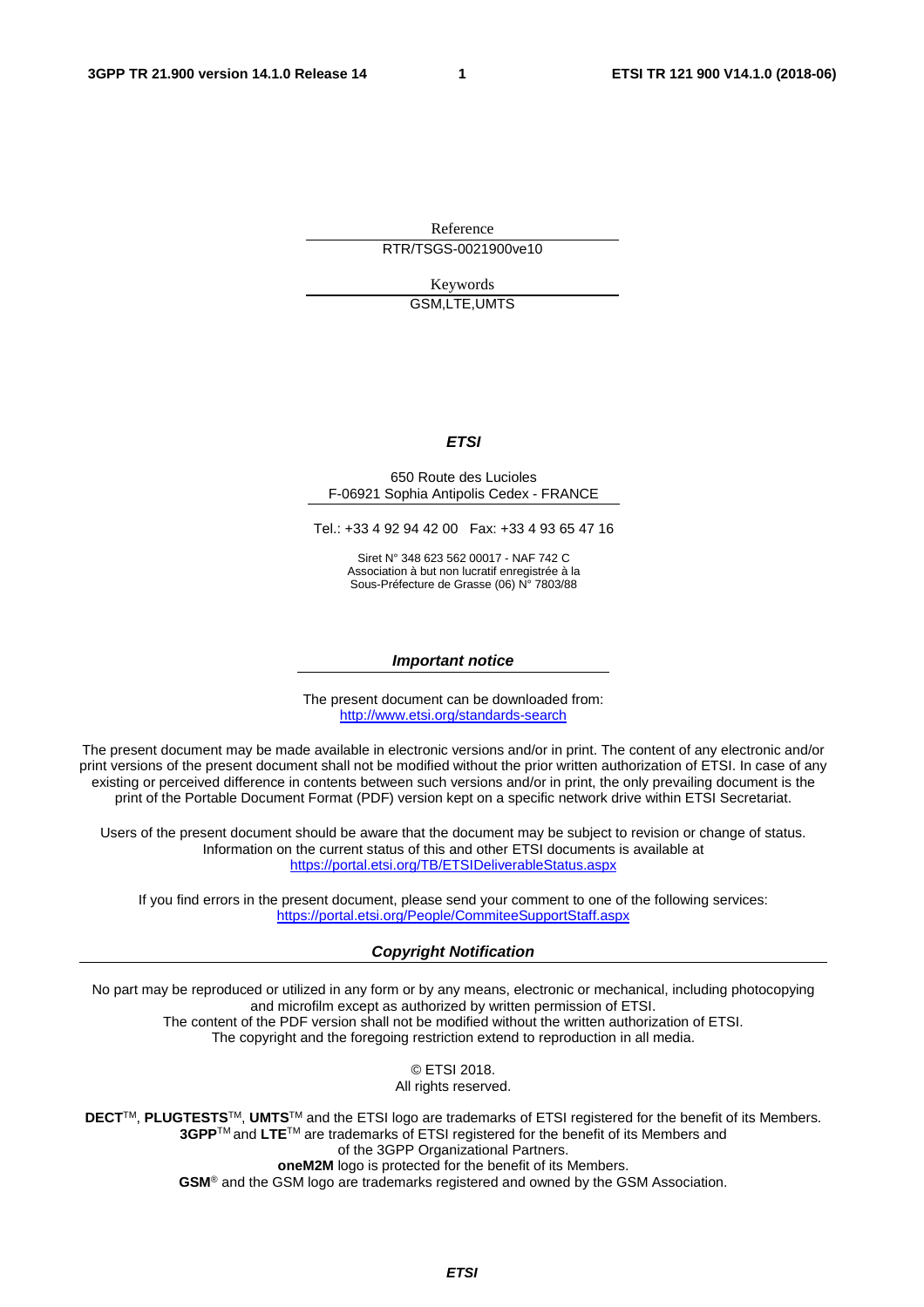Reference

RTR/TSGS-0021900ve10

Keywords

GSM,LTE,UMTS

***ETSI***

650 Route des Lucioles
F-06921 Sophia Antipolis Cedex - FRANCE

Tel.: +33 4 92 94 42 00   Fax: +33 4 93 65 47 16

Siret N° 348 623 562 00017 - NAF 742 C
Association à but non lucratif enregistrée à la
Sous-Préfecture de Grasse (06) N° 7803/88

***Important notice***

The present document can be downloaded from:
http://www.etsi.org/standards-search

The present document may be made available in electronic versions and/or in print. The content of any electronic and/or print versions of the present document shall not be modified without the prior written authorization of ETSI. In case of any existing or perceived difference in contents between such versions and/or in print, the only prevailing document is the print of the Portable Document Format (PDF) version kept on a specific network drive within ETSI Secretariat.

Users of the present document should be aware that the document may be subject to revision or change of status. Information on the current status of this and other ETSI documents is available at
https://portal.etsi.org/TB/ETSIDeliverableStatus.aspx

If you find errors in the present document, please send your comment to one of the following services:
https://portal.etsi.org/People/CommiteeSupportStaff.aspx

***Copyright Notification***

No part may be reproduced or utilized in any form or by any means, electronic or mechanical, including photocopying and microfilm except as authorized by written permission of ETSI.
The content of the PDF version shall not be modified without the written authorization of ETSI.
The copyright and the foregoing restriction extend to reproduction in all media.

© ETSI 2018.
All rights reserved.

**DECT**TM, **PLUGTESTS**TM, **UMTS**TM and the ETSI logo are trademarks of ETSI registered for the benefit of its Members.
**3GPP**TM and **LTE**TM are trademarks of ETSI registered for the benefit of its Members and of the 3GPP Organizational Partners.
**oneM2M** logo is protected for the benefit of its Members.
**GSM**® and the GSM logo are trademarks registered and owned by the GSM Association.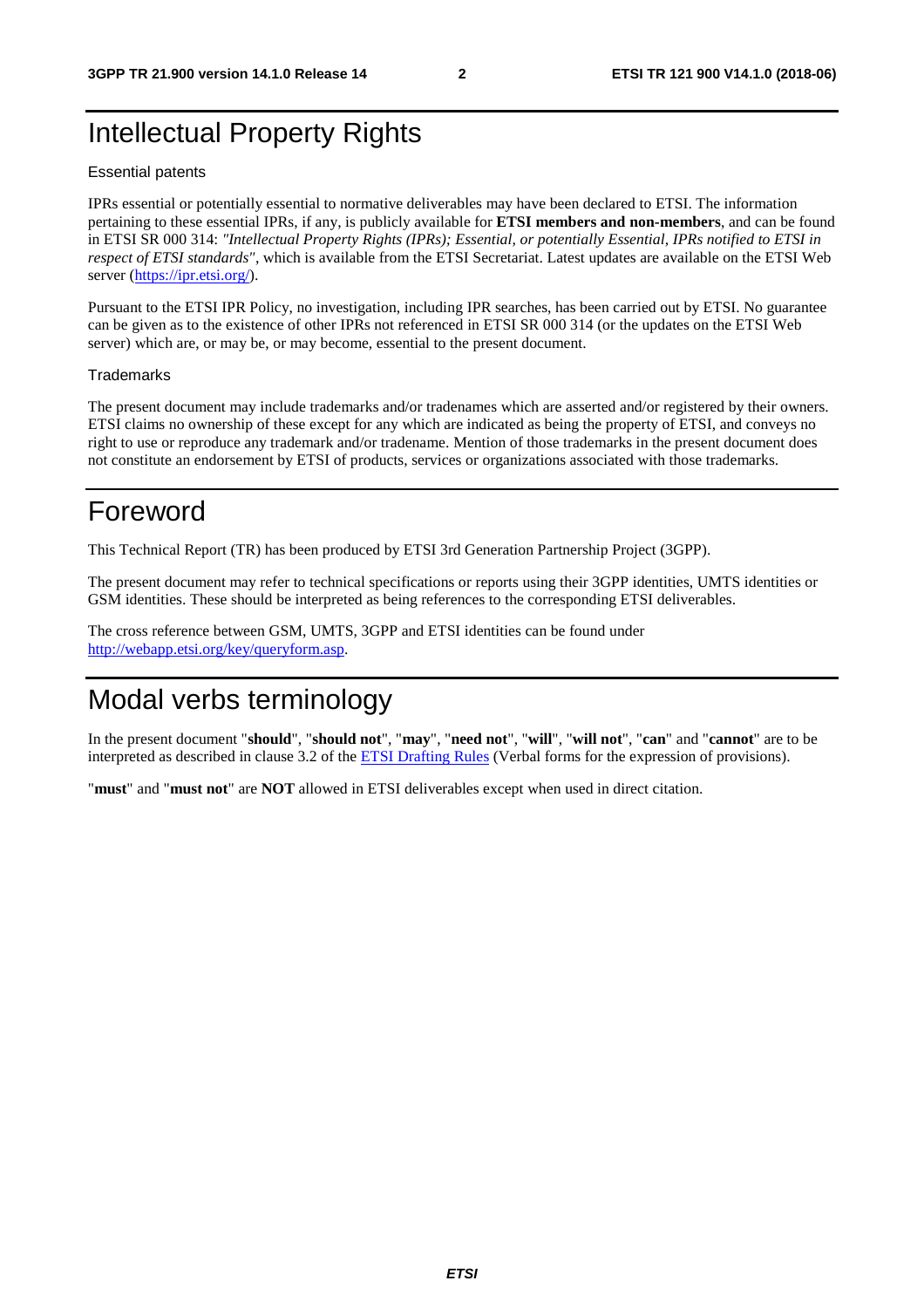# Intellectual Property Rights

### Essential patents

IPRs essential or potentially essential to normative deliverables may have been declared to ETSI. The information pertaining to these essential IPRs, if any, is publicly available for **ETSI members and non-members**, and can be found in ETSI SR 000 314: *"Intellectual Property Rights (IPRs); Essential, or potentially Essential, IPRs notified to ETSI in respect of ETSI standards"*, which is available from the ETSI Secretariat. Latest updates are available on the ETSI Web server (https://ipr.etsi.org/).

Pursuant to the ETSI IPR Policy, no investigation, including IPR searches, has been carried out by ETSI. No guarantee can be given as to the existence of other IPRs not referenced in ETSI SR 000 314 (or the updates on the ETSI Web server) which are, or may be, or may become, essential to the present document.

### Trademarks

The present document may include trademarks and/or tradenames which are asserted and/or registered by their owners. ETSI claims no ownership of these except for any which are indicated as being the property of ETSI, and conveys no right to use or reproduce any trademark and/or tradename. Mention of those trademarks in the present document does not constitute an endorsement by ETSI of products, services or organizations associated with those trademarks.

# Foreword

This Technical Report (TR) has been produced by ETSI 3rd Generation Partnership Project (3GPP).

The present document may refer to technical specifications or reports using their 3GPP identities, UMTS identities or GSM identities. These should be interpreted as being references to the corresponding ETSI deliverables.

The cross reference between GSM, UMTS, 3GPP and ETSI identities can be found under http://webapp.etsi.org/key/queryform.asp.

# Modal verbs terminology

In the present document "**should**", "**should not**", "**may**", "**need not**", "**will**", "**will not**", "**can**" and "**cannot**" are to be interpreted as described in clause 3.2 of the ETSI Drafting Rules (Verbal forms for the expression of provisions).

"**must**" and "**must not**" are **NOT** allowed in ETSI deliverables except when used in direct citation.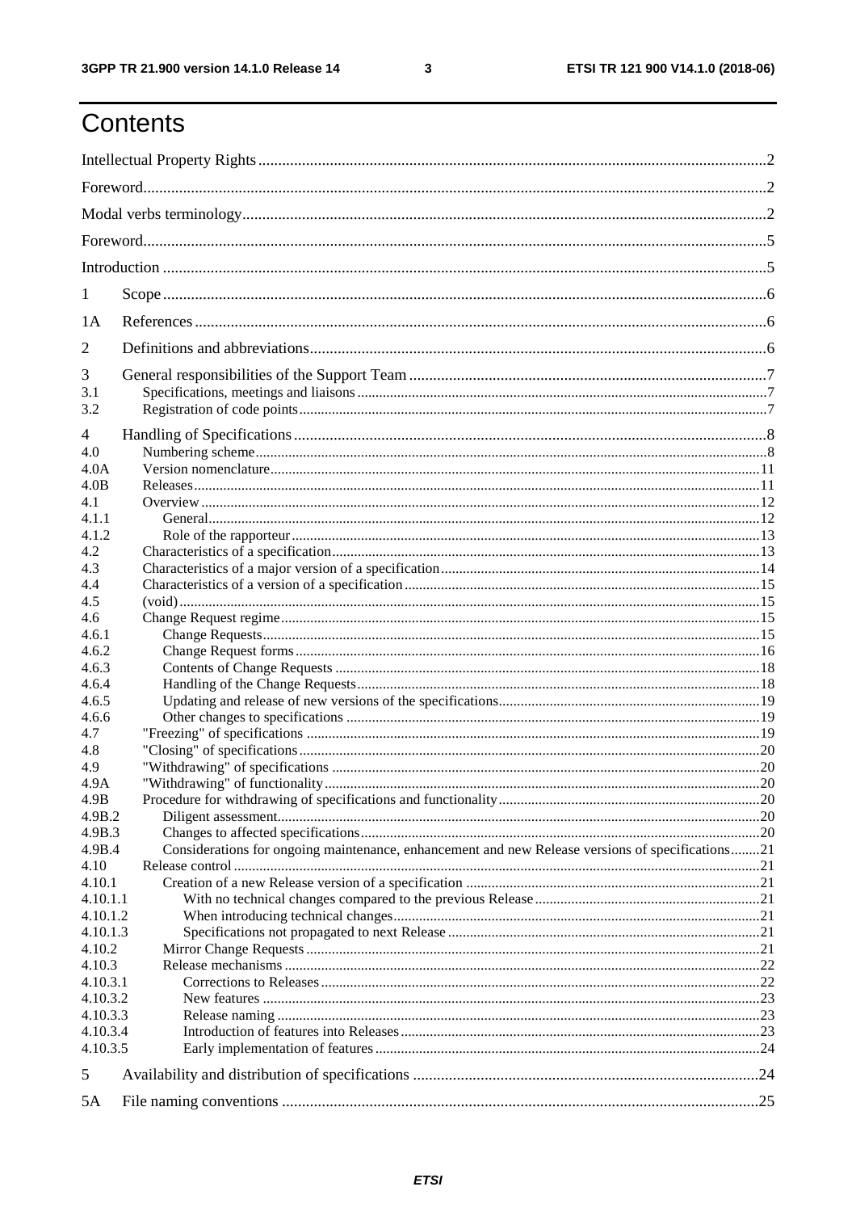# Contents

Intellectual Property Rights ..... 2

Foreword ..... 2

Modal verbs terminology ..... 2

Foreword ..... 5

Introduction ..... 5

1 Scope ..... 6

1A References ..... 6

2 Definitions and abbreviations ..... 6

3 General responsibilities of the Support Team ..... 7
- 3.1 Specifications, meetings and liaisons ..... 7
- 3.2 Registration of code points ..... 7

4 Handling of Specifications ..... 8
- 4.0 Numbering scheme ..... 8
- 4.0A Version nomenclature ..... 11
- 4.0B Releases ..... 11
- 4.1 Overview ..... 12
  - 4.1.1 General ..... 12
  - 4.1.2 Role of the rapporteur ..... 13
- 4.2 Characteristics of a specification ..... 13
- 4.3 Characteristics of a major version of a specification ..... 14
- 4.4 Characteristics of a version of a specification ..... 15
- 4.5 (void) ..... 15
- 4.6 Change Request regime ..... 15
  - 4.6.1 Change Requests ..... 15
  - 4.6.2 Change Request forms ..... 16
  - 4.6.3 Contents of Change Requests ..... 18
  - 4.6.4 Handling of the Change Requests ..... 18
  - 4.6.5 Updating and release of new versions of the specifications ..... 19
  - 4.6.6 Other changes to specifications ..... 19
- 4.7 "Freezing" of specifications ..... 19
- 4.8 "Closing" of specifications ..... 20
- 4.9 "Withdrawing" of specifications ..... 20
- 4.9A "Withdrawing" of functionality ..... 20
- 4.9B Procedure for withdrawing of specifications and functionality ..... 20
  - 4.9B.2 Diligent assessment ..... 20
  - 4.9B.3 Changes to affected specifications ..... 20
  - 4.9B.4 Considerations for ongoing maintenance, enhancement and new Release versions of specifications ..... 21
- 4.10 Release control ..... 21
  - 4.10.1 Creation of a new Release version of a specification ..... 21
    - 4.10.1.1 With no technical changes compared to the previous Release ..... 21
    - 4.10.1.2 When introducing technical changes ..... 21
    - 4.10.1.3 Specifications not propagated to next Release ..... 21
  - 4.10.2 Mirror Change Requests ..... 21
  - 4.10.3 Release mechanisms ..... 22
    - 4.10.3.1 Corrections to Releases ..... 22
    - 4.10.3.2 New features ..... 23
    - 4.10.3.3 Release naming ..... 23
    - 4.10.3.4 Introduction of features into Releases ..... 23
    - 4.10.3.5 Early implementation of features ..... 24

5 Availability and distribution of specifications ..... 24

5A File naming conventions ..... 25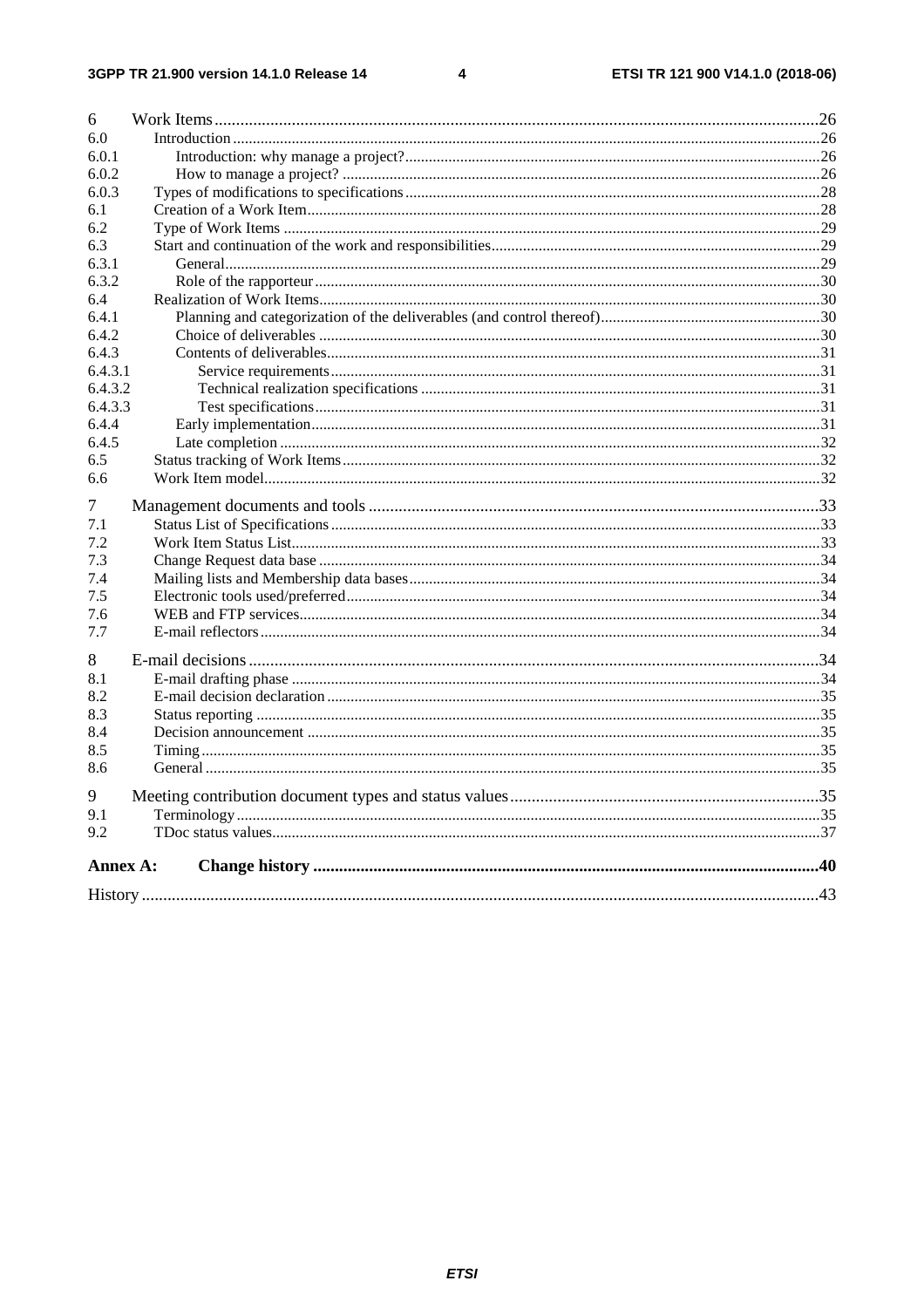6 Work Items ..... 26
6.0 Introduction ..... 26
6.0.1 Introduction: why manage a project? ..... 26
6.0.2 How to manage a project? ..... 26
6.0.3 Types of modifications to specifications ..... 28
6.1 Creation of a Work Item ..... 28
6.2 Type of Work Items ..... 29
6.3 Start and continuation of the work and responsibilities ..... 29
6.3.1 General ..... 29
6.3.2 Role of the rapporteur ..... 30
6.4 Realization of Work Items ..... 30
6.4.1 Planning and categorization of the deliverables (and control thereof) ..... 30
6.4.2 Choice of deliverables ..... 30
6.4.3 Contents of deliverables ..... 31
6.4.3.1 Service requirements ..... 31
6.4.3.2 Technical realization specifications ..... 31
6.4.3.3 Test specifications ..... 31
6.4.4 Early implementation ..... 31
6.4.5 Late completion ..... 32
6.5 Status tracking of Work Items ..... 32
6.6 Work Item model ..... 32

7 Management documents and tools ..... 33
7.1 Status List of Specifications ..... 33
7.2 Work Item Status List ..... 33
7.3 Change Request data base ..... 34
7.4 Mailing lists and Membership data bases ..... 34
7.5 Electronic tools used/preferred ..... 34
7.6 WEB and FTP services ..... 34
7.7 E-mail reflectors ..... 34

8 E-mail decisions ..... 34
8.1 E-mail drafting phase ..... 34
8.2 E-mail decision declaration ..... 35
8.3 Status reporting ..... 35
8.4 Decision announcement ..... 35
8.5 Timing ..... 35
8.6 General ..... 35

9 Meeting contribution document types and status values ..... 35
9.1 Terminology ..... 35
9.2 TDoc status values ..... 37

**Annex A: Change history ..... 40**

History ..... 43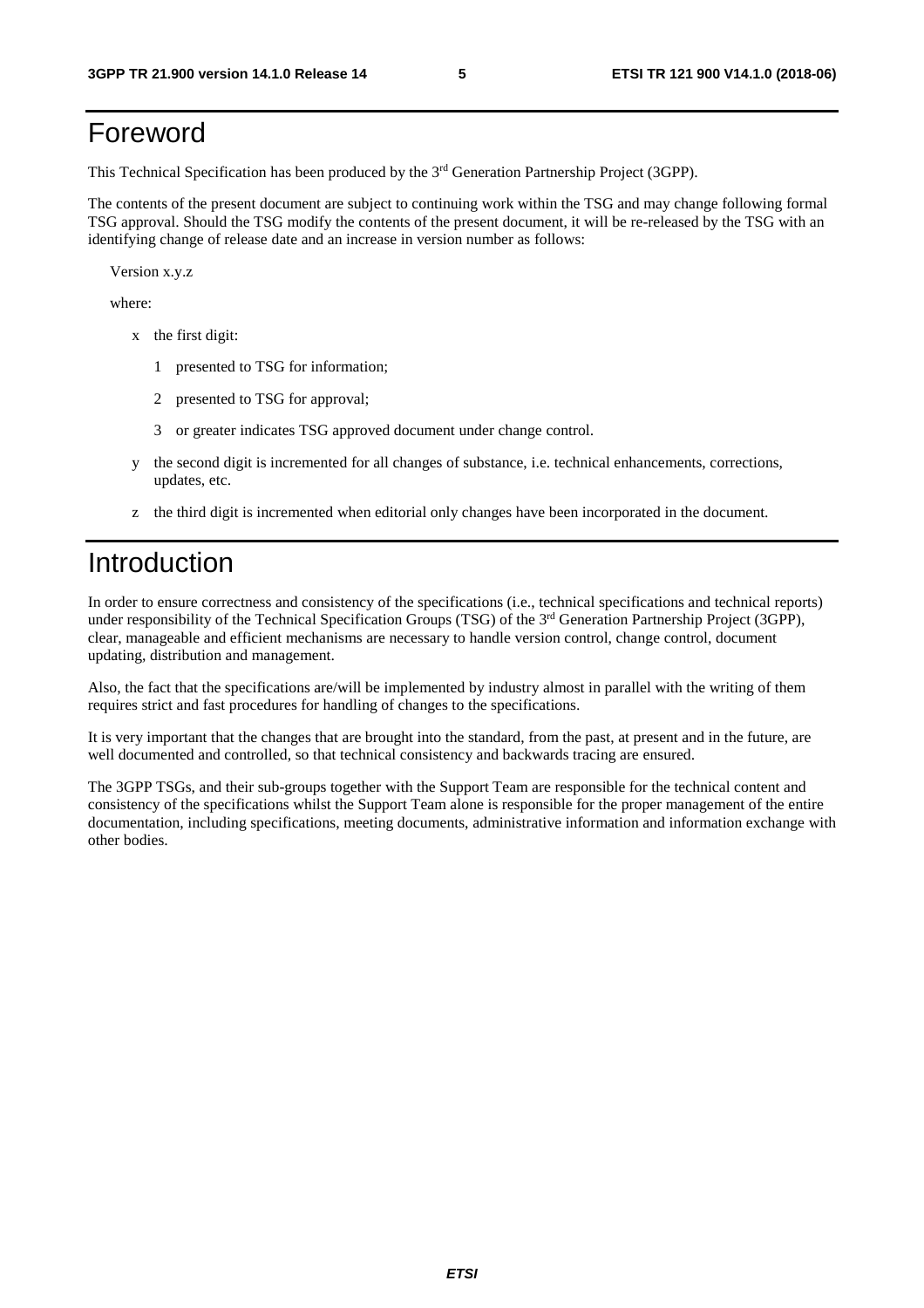# Foreword

This Technical Specification has been produced by the 3rd Generation Partnership Project (3GPP).

The contents of the present document are subject to continuing work within the TSG and may change following formal TSG approval. Should the TSG modify the contents of the present document, it will be re-released by the TSG with an identifying change of release date and an increase in version number as follows:

Version x.y.z

where:

- x the first digit:
  - 1 presented to TSG for information;
  - 2 presented to TSG for approval;
  - 3 or greater indicates TSG approved document under change control.
- y the second digit is incremented for all changes of substance, i.e. technical enhancements, corrections, updates, etc.
- z the third digit is incremented when editorial only changes have been incorporated in the document.

# Introduction

In order to ensure correctness and consistency of the specifications (i.e., technical specifications and technical reports) under responsibility of the Technical Specification Groups (TSG) of the 3rd Generation Partnership Project (3GPP), clear, manageable and efficient mechanisms are necessary to handle version control, change control, document updating, distribution and management.

Also, the fact that the specifications are/will be implemented by industry almost in parallel with the writing of them requires strict and fast procedures for handling of changes to the specifications.

It is very important that the changes that are brought into the standard, from the past, at present and in the future, are well documented and controlled, so that technical consistency and backwards tracing are ensured.

The 3GPP TSGs, and their sub-groups together with the Support Team are responsible for the technical content and consistency of the specifications whilst the Support Team alone is responsible for the proper management of the entire documentation, including specifications, meeting documents, administrative information and information exchange with other bodies.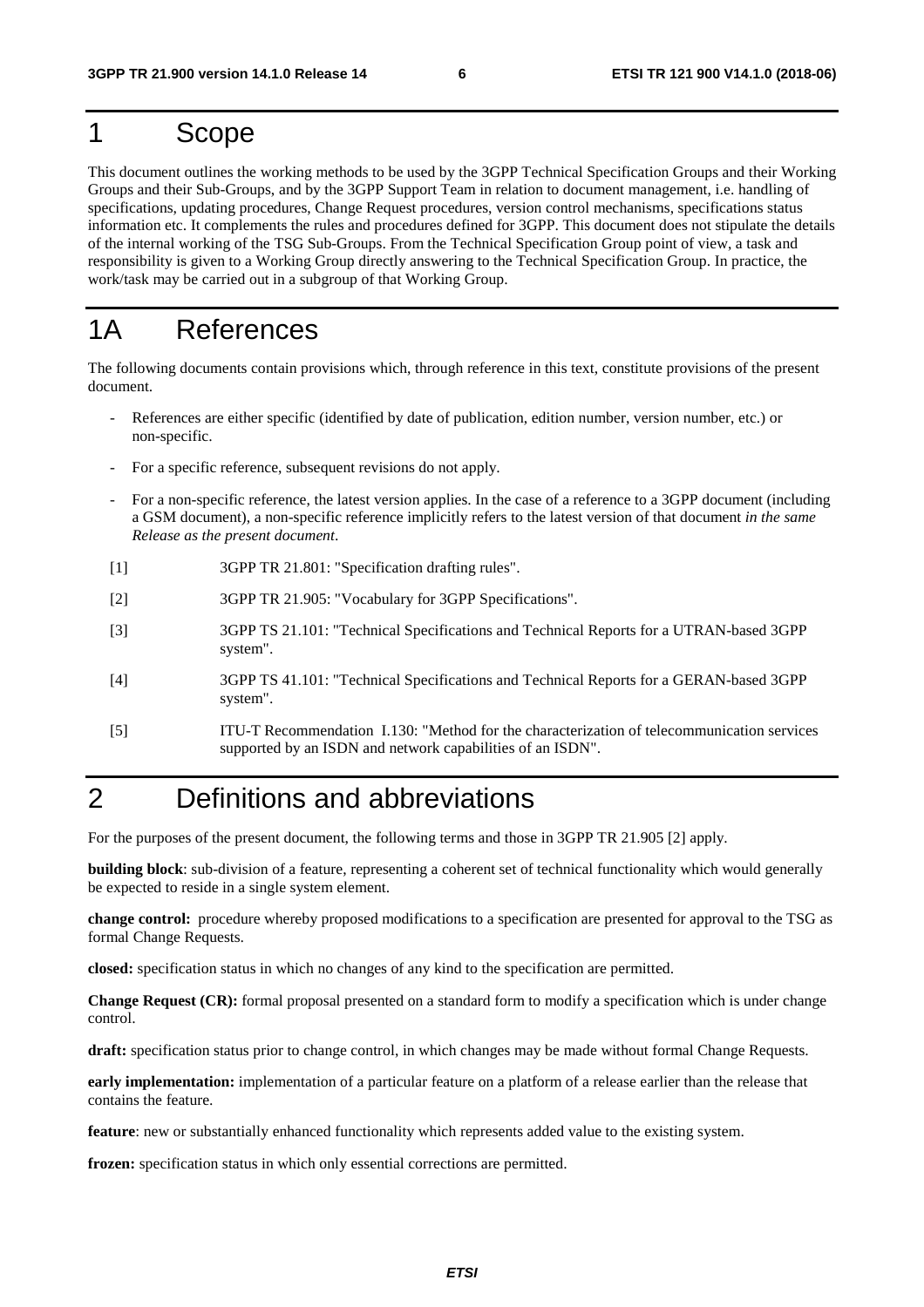# 1 Scope

This document outlines the working methods to be used by the 3GPP Technical Specification Groups and their Working Groups and their Sub-Groups, and by the 3GPP Support Team in relation to document management, i.e. handling of specifications, updating procedures, Change Request procedures, version control mechanisms, specifications status information etc. It complements the rules and procedures defined for 3GPP. This document does not stipulate the details of the internal working of the TSG Sub-Groups. From the Technical Specification Group point of view, a task and responsibility is given to a Working Group directly answering to the Technical Specification Group. In practice, the work/task may be carried out in a subgroup of that Working Group.

# 1A References

The following documents contain provisions which, through reference in this text, constitute provisions of the present document.

- References are either specific (identified by date of publication, edition number, version number, etc.) or non-specific.
- For a specific reference, subsequent revisions do not apply.
- For a non-specific reference, the latest version applies. In the case of a reference to a 3GPP document (including a GSM document), a non-specific reference implicitly refers to the latest version of that document *in the same Release as the present document*.

[1] 3GPP TR 21.801: "Specification drafting rules".

[2] 3GPP TR 21.905: "Vocabulary for 3GPP Specifications".

[3] 3GPP TS 21.101: "Technical Specifications and Technical Reports for a UTRAN-based 3GPP system".

[4] 3GPP TS 41.101: "Technical Specifications and Technical Reports for a GERAN-based 3GPP system".

[5] ITU-T Recommendation I.130: "Method for the characterization of telecommunication services supported by an ISDN and network capabilities of an ISDN".

# 2 Definitions and abbreviations

For the purposes of the present document, the following terms and those in 3GPP TR 21.905 [2] apply.

**building block**: sub-division of a feature, representing a coherent set of technical functionality which would generally be expected to reside in a single system element.

**change control:** procedure whereby proposed modifications to a specification are presented for approval to the TSG as formal Change Requests.

**closed:** specification status in which no changes of any kind to the specification are permitted.

**Change Request (CR):** formal proposal presented on a standard form to modify a specification which is under change control.

**draft:** specification status prior to change control, in which changes may be made without formal Change Requests.

**early implementation:** implementation of a particular feature on a platform of a release earlier than the release that contains the feature.

**feature**: new or substantially enhanced functionality which represents added value to the existing system.

**frozen:** specification status in which only essential corrections are permitted.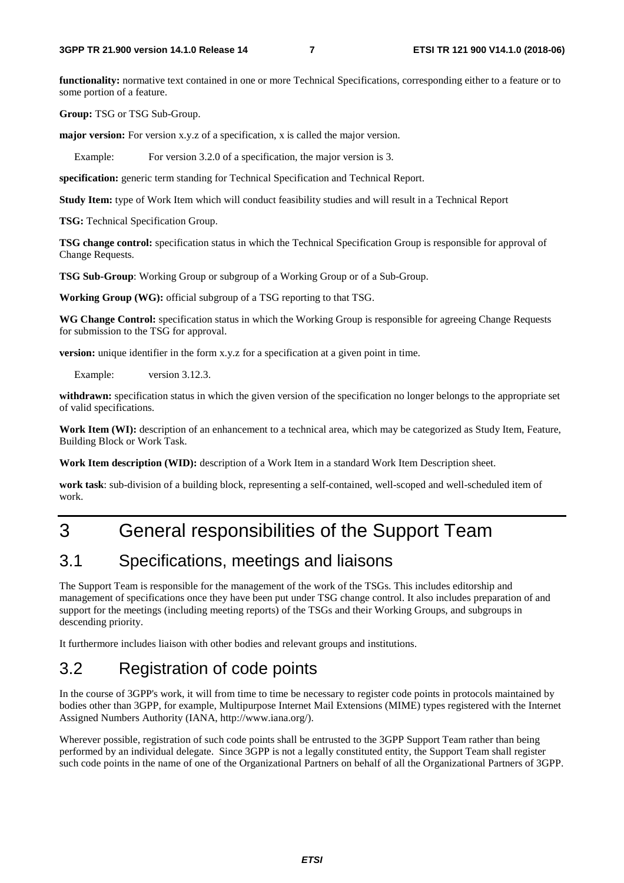**functionality:** normative text contained in one or more Technical Specifications, corresponding either to a feature or to some portion of a feature.

**Group:** TSG or TSG Sub-Group.

**major version:** For version x.y.z of a specification, x is called the major version.

Example: For version 3.2.0 of a specification, the major version is 3.

**specification:** generic term standing for Technical Specification and Technical Report.

**Study Item:** type of Work Item which will conduct feasibility studies and will result in a Technical Report

**TSG:** Technical Specification Group.

**TSG change control:** specification status in which the Technical Specification Group is responsible for approval of Change Requests.

**TSG Sub-Group**: Working Group or subgroup of a Working Group or of a Sub-Group.

**Working Group (WG):** official subgroup of a TSG reporting to that TSG.

**WG Change Control:** specification status in which the Working Group is responsible for agreeing Change Requests for submission to the TSG for approval.

**version:** unique identifier in the form x.y.z for a specification at a given point in time.

Example: version 3.12.3.

**withdrawn:** specification status in which the given version of the specification no longer belongs to the appropriate set of valid specifications.

**Work Item (WI):** description of an enhancement to a technical area, which may be categorized as Study Item, Feature, Building Block or Work Task.

**Work Item description (WID):** description of a Work Item in a standard Work Item Description sheet.

**work task**: sub-division of a building block, representing a self-contained, well-scoped and well-scheduled item of work.

# 3 General responsibilities of the Support Team

## 3.1 Specifications, meetings and liaisons

The Support Team is responsible for the management of the work of the TSGs. This includes editorship and management of specifications once they have been put under TSG change control. It also includes preparation of and support for the meetings (including meeting reports) of the TSGs and their Working Groups, and subgroups in descending priority.

It furthermore includes liaison with other bodies and relevant groups and institutions.

## 3.2 Registration of code points

In the course of 3GPP's work, it will from time to time be necessary to register code points in protocols maintained by bodies other than 3GPP, for example, Multipurpose Internet Mail Extensions (MIME) types registered with the Internet Assigned Numbers Authority (IANA, http://www.iana.org/).

Wherever possible, registration of such code points shall be entrusted to the 3GPP Support Team rather than being performed by an individual delegate. Since 3GPP is not a legally constituted entity, the Support Team shall register such code points in the name of one of the Organizational Partners on behalf of all the Organizational Partners of 3GPP.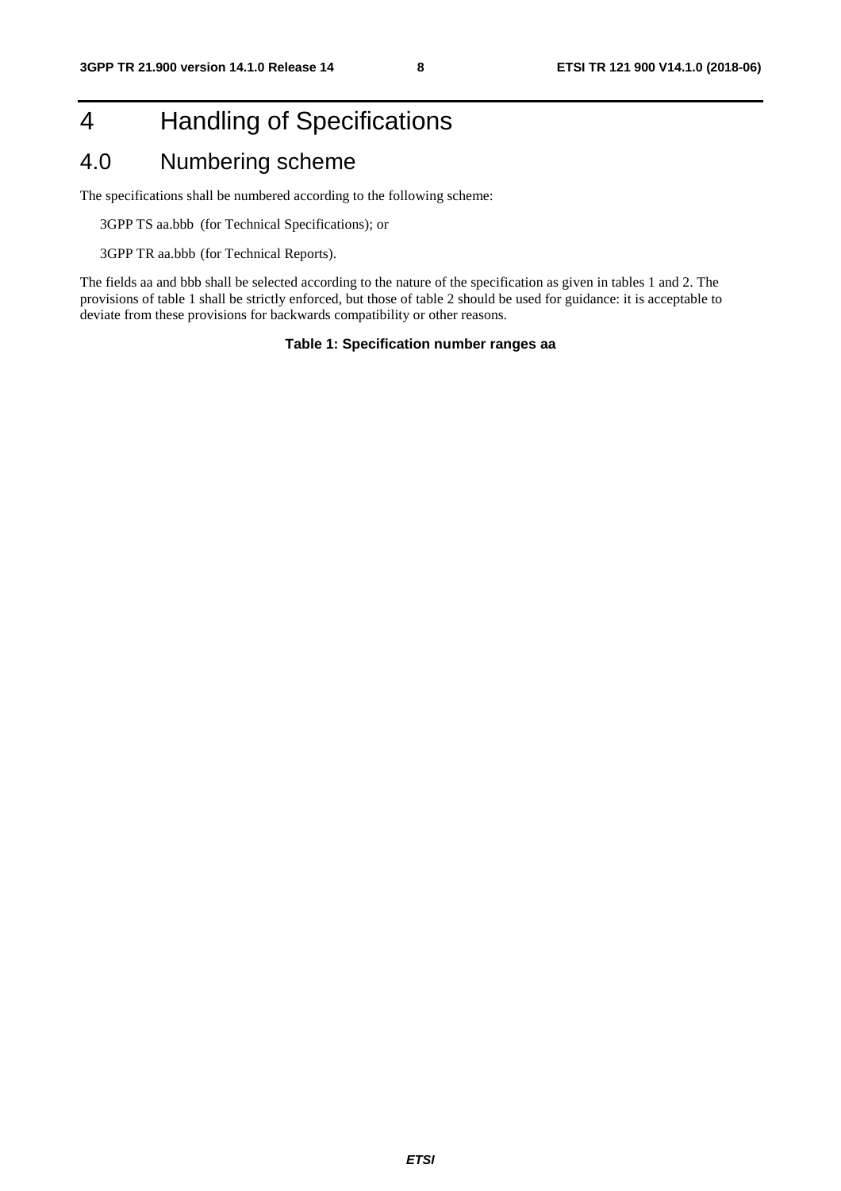# 4 Handling of Specifications

## 4.0 Numbering scheme

The specifications shall be numbered according to the following scheme:

3GPP TS aa.bbb (for Technical Specifications); or

3GPP TR aa.bbb (for Technical Reports).

The fields aa and bbb shall be selected according to the nature of the specification as given in tables 1 and 2. The provisions of table 1 shall be strictly enforced, but those of table 2 should be used for guidance: it is acceptable to deviate from these provisions for backwards compatibility or other reasons.

**Table 1: Specification number ranges aa**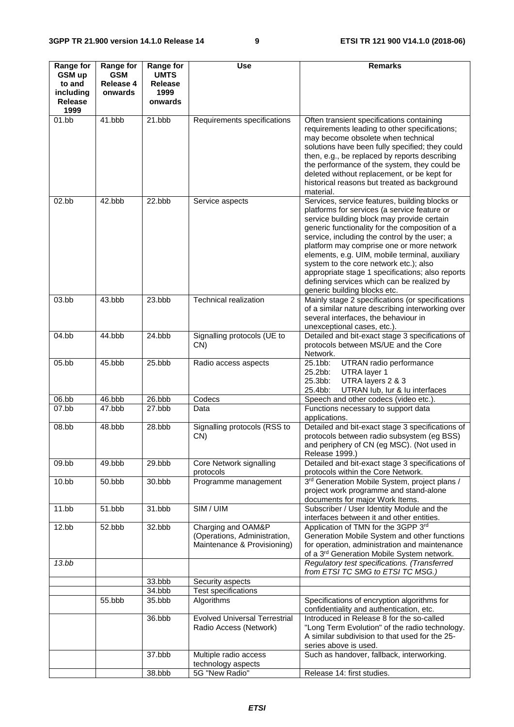| Range for GSM up to and including Release 1999 | Range for GSM Release 4 onwards | Range for UMTS Release 1999 onwards | Use | Remarks |
|---|---|---|---|---|
| 01.bb | 41.bbb | 21.bbb | Requirements specifications | Often transient specifications containing requirements leading to other specifications; may become obsolete when technical solutions have been fully specified; they could then, e.g., be replaced by reports describing the performance of the system, they could be deleted without replacement, or be kept for historical reasons but treated as background material. |
| 02.bb | 42.bbb | 22.bbb | Service aspects | Services, service features, building blocks or platforms for services (a service feature or service building block may provide certain generic functionality for the composition of a service, including the control by the user; a platform may comprise one or more network elements, e.g. UIM, mobile terminal, auxiliary system to the core network etc.); also appropriate stage 1 specifications; also reports defining services which can be realized by generic building blocks etc. |
| 03.bb | 43.bbb | 23.bbb | Technical realization | Mainly stage 2 specifications (or specifications of a similar nature describing interworking over several interfaces, the behaviour in unexceptional cases, etc.). |
| 04.bb | 44.bbb | 24.bbb | Signalling protocols (UE to CN) | Detailed and bit-exact stage 3 specifications of protocols between MS/UE and the Core Network. |
| 05.bb | 45.bbb | 25.bbb | Radio access aspects | 25.1bb: UTRAN radio performance<br>25.2bb: UTRA layer 1<br>25.3bb: UTRA layers 2 & 3<br>25.4bb: UTRAN Iub, Iur & Iu interfaces |
| 06.bb | 46.bbb | 26.bbb | Codecs | Speech and other codecs (video etc.). |
| 07.bb | 47.bbb | 27.bbb | Data | Functions necessary to support data applications. |
| 08.bb | 48.bbb | 28.bbb | Signalling protocols (RSS to CN) | Detailed and bit-exact stage 3 specifications of protocols between radio subsystem (eg BSS) and periphery of CN (eg MSC). (Not used in Release 1999.) |
| 09.bb | 49.bbb | 29.bbb | Core Network signalling protocols | Detailed and bit-exact stage 3 specifications of protocols within the Core Network. |
| 10.bb | 50.bbb | 30.bbb | Programme management | 3rd Generation Mobile System, project plans / project work programme and stand-alone documents for major Work Items. |
| 11.bb | 51.bbb | 31.bbb | SIM / UIM | Subscriber / User Identity Module and the interfaces between it and other entities. |
| 12.bb | 52.bbb | 32.bbb | Charging and OAM&P (Operations, Administration, Maintenance & Provisioning) | Application of TMN for the 3GPP 3rd Generation Mobile System and other functions for operation, administration and maintenance of a 3rd Generation Mobile System network. |
| *13.bb* | | | | *Regulatory test specifications. (Transferred from ETSI TC SMG to ETSI TC MSG.)* |
| | | 33.bbb | Security aspects | |
| | | 34.bbb | Test specifications | |
| | 55.bbb | 35.bbb | Algorithms | Specifications of encryption algorithms for confidentiality and authentication, etc. |
| | | 36.bbb | Evolved Universal Terrestrial Radio Access (Network) | Introduced in Release 8 for the so-called "Long Term Evolution" of the radio technology. A similar subdivision to that used for the 25-series above is used. |
| | | 37.bbb | Multiple radio access technology aspects | Such as handover, fallback, interworking. |
| | | 38.bbb | 5G "New Radio" | Release 14: first studies. |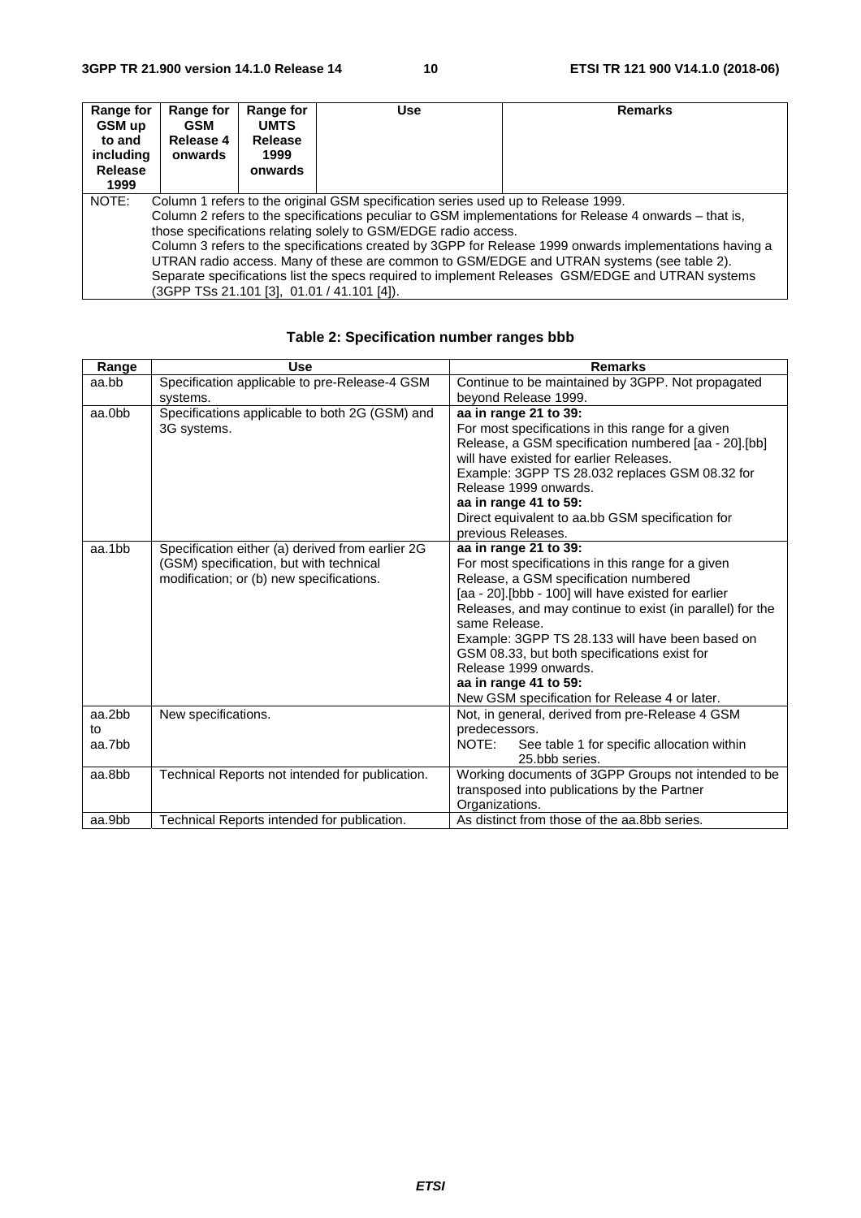| Range for GSM up to and including Release 1999 | Range for GSM Release 4 onwards | Range for UMTS Release 1999 onwards | Use | Remarks |
|---|---|---|---|---|
| NOTE: Column 1 refers to the original GSM specification series used up to Release 1999. Column 2 refers to the specifications peculiar to GSM implementations for Release 4 onwards – that is, those specifications relating solely to GSM/EDGE radio access. Column 3 refers to the specifications created by 3GPP for Release 1999 onwards implementations having a UTRAN radio access. Many of these are common to GSM/EDGE and UTRAN systems (see table 2). Separate specifications list the specs required to implement Releases GSM/EDGE and UTRAN systems (3GPP TSs 21.101 [3], 01.01 / 41.101 [4]). | | | | |

**Table 2: Specification number ranges bbb**

| Range | Use | Remarks |
|---|---|---|
| aa.bb | Specification applicable to pre-Release-4 GSM systems. | Continue to be maintained by 3GPP. Not propagated beyond Release 1999. |
| aa.0bb | Specifications applicable to both 2G (GSM) and 3G systems. | **aa in range 21 to 39:** For most specifications in this range for a given Release, a GSM specification numbered [aa - 20].[bb] will have existed for earlier Releases. Example: 3GPP TS 28.032 replaces GSM 08.32 for Release 1999 onwards. **aa in range 41 to 59:** Direct equivalent to aa.bb GSM specification for previous Releases. |
| aa.1bb | Specification either (a) derived from earlier 2G (GSM) specification, but with technical modification; or (b) new specifications. | **aa in range 21 to 39:** For most specifications in this range for a given Release, a GSM specification numbered [aa - 20].[bbb - 100] will have existed for earlier Releases, and may continue to exist (in parallel) for the same Release. Example: 3GPP TS 28.133 will have been based on GSM 08.33, but both specifications exist for Release 1999 onwards. **aa in range 41 to 59:** New GSM specification for Release 4 or later. |
| aa.2bb to aa.7bb | New specifications. | Not, in general, derived from pre-Release 4 GSM predecessors. NOTE: See table 1 for specific allocation within 25.bbb series. |
| aa.8bb | Technical Reports not intended for publication. | Working documents of 3GPP Groups not intended to be transposed into publications by the Partner Organizations. |
| aa.9bb | Technical Reports intended for publication. | As distinct from those of the aa.8bb series. |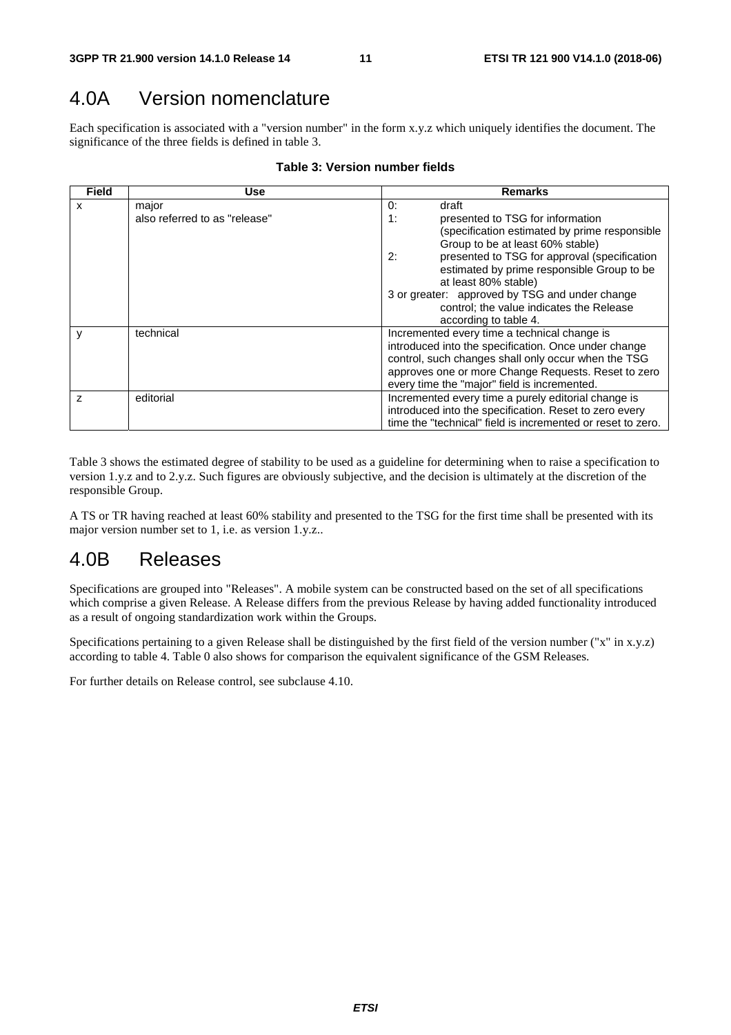# 4.0A Version nomenclature

Each specification is associated with a "version number" in the form x.y.z which uniquely identifies the document. The significance of the three fields is defined in table 3.

**Table 3: Version number fields**

| Field | Use | Remarks |
|---|---|---|
| x | major<br>also referred to as "release" | 0: draft<br>1: presented to TSG for information (specification estimated by prime responsible Group to be at least 60% stable)<br>2: presented to TSG for approval (specification estimated by prime responsible Group to be at least 80% stable)<br>3 or greater: approved by TSG and under change control; the value indicates the Release according to table 4. |
| y | technical | Incremented every time a technical change is introduced into the specification. Once under change control, such changes shall only occur when the TSG approves one or more Change Requests. Reset to zero every time the "major" field is incremented. |
| z | editorial | Incremented every time a purely editorial change is introduced into the specification. Reset to zero every time the "technical" field is incremented or reset to zero. |

Table 3 shows the estimated degree of stability to be used as a guideline for determining when to raise a specification to version 1.y.z and to 2.y.z. Such figures are obviously subjective, and the decision is ultimately at the discretion of the responsible Group.

A TS or TR having reached at least 60% stability and presented to the TSG for the first time shall be presented with its major version number set to 1, i.e. as version 1.y.z..

# 4.0B Releases

Specifications are grouped into "Releases". A mobile system can be constructed based on the set of all specifications which comprise a given Release. A Release differs from the previous Release by having added functionality introduced as a result of ongoing standardization work within the Groups.

Specifications pertaining to a given Release shall be distinguished by the first field of the version number ("x" in x.y.z) according to table 4. Table 0 also shows for comparison the equivalent significance of the GSM Releases.

For further details on Release control, see subclause 4.10.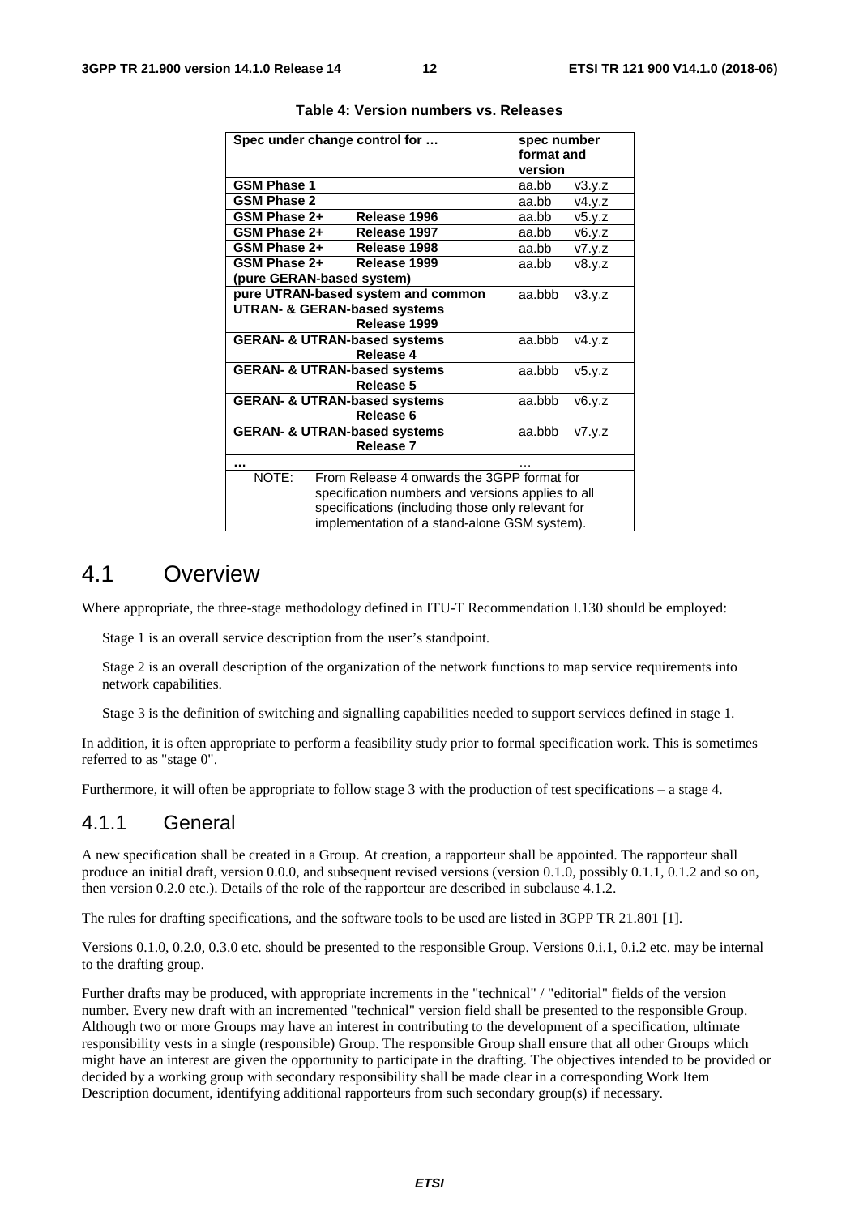**Table 4: Version numbers vs. Releases**

| Spec under change control for … | spec number format and version |
|---|---|
| **GSM Phase 1** | aa.bb v3.y.z |
| **GSM Phase 2** | aa.bb v4.y.z |
| **GSM Phase 2+ Release 1996** | aa.bb v5.y.z |
| **GSM Phase 2+ Release 1997** | aa.bb v6.y.z |
| **GSM Phase 2+ Release 1998** | aa.bb v7.y.z |
| **GSM Phase 2+ Release 1999 (pure GERAN-based system)** | aa.bb v8.y.z |
| **pure UTRAN-based system and common UTRAN- & GERAN-based systems Release 1999** | aa.bbb v3.y.z |
| **GERAN- & UTRAN-based systems Release 4** | aa.bbb v4.y.z |
| **GERAN- & UTRAN-based systems Release 5** | aa.bbb v5.y.z |
| **GERAN- & UTRAN-based systems Release 6** | aa.bbb v6.y.z |
| **GERAN- & UTRAN-based systems Release 7** | aa.bbb v7.y.z |
| **…** | … |
| NOTE: From Release 4 onwards the 3GPP format for specification numbers and versions applies to all specifications (including those only relevant for implementation of a stand-alone GSM system). | |

## 4.1 Overview

Where appropriate, the three-stage methodology defined in ITU-T Recommendation I.130 should be employed:

Stage 1 is an overall service description from the user's standpoint.

Stage 2 is an overall description of the organization of the network functions to map service requirements into network capabilities.

Stage 3 is the definition of switching and signalling capabilities needed to support services defined in stage 1.

In addition, it is often appropriate to perform a feasibility study prior to formal specification work. This is sometimes referred to as "stage 0".

Furthermore, it will often be appropriate to follow stage 3 with the production of test specifications – a stage 4.

### 4.1.1 General

A new specification shall be created in a Group. At creation, a rapporteur shall be appointed. The rapporteur shall produce an initial draft, version 0.0.0, and subsequent revised versions (version 0.1.0, possibly 0.1.1, 0.1.2 and so on, then version 0.2.0 etc.). Details of the role of the rapporteur are described in subclause 4.1.2.

The rules for drafting specifications, and the software tools to be used are listed in 3GPP TR 21.801 [1].

Versions 0.1.0, 0.2.0, 0.3.0 etc. should be presented to the responsible Group. Versions 0.i.1, 0.i.2 etc. may be internal to the drafting group.

Further drafts may be produced, with appropriate increments in the "technical" / "editorial" fields of the version number. Every new draft with an incremented "technical" version field shall be presented to the responsible Group. Although two or more Groups may have an interest in contributing to the development of a specification, ultimate responsibility vests in a single (responsible) Group. The responsible Group shall ensure that all other Groups which might have an interest are given the opportunity to participate in the drafting. The objectives intended to be provided or decided by a working group with secondary responsibility shall be made clear in a corresponding Work Item Description document, identifying additional rapporteurs from such secondary group(s) if necessary.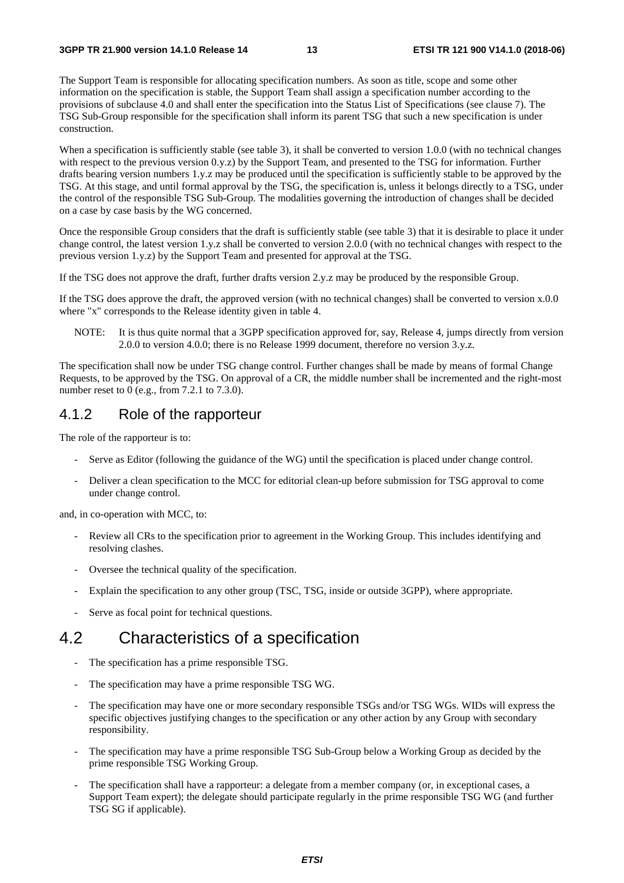The Support Team is responsible for allocating specification numbers. As soon as title, scope and some other information on the specification is stable, the Support Team shall assign a specification number according to the provisions of subclause 4.0 and shall enter the specification into the Status List of Specifications (see clause 7). The TSG Sub-Group responsible for the specification shall inform its parent TSG that such a new specification is under construction.

When a specification is sufficiently stable (see table 3), it shall be converted to version 1.0.0 (with no technical changes with respect to the previous version 0.y.z) by the Support Team, and presented to the TSG for information. Further drafts bearing version numbers 1.y.z may be produced until the specification is sufficiently stable to be approved by the TSG. At this stage, and until formal approval by the TSG, the specification is, unless it belongs directly to a TSG, under the control of the responsible TSG Sub-Group. The modalities governing the introduction of changes shall be decided on a case by case basis by the WG concerned.

Once the responsible Group considers that the draft is sufficiently stable (see table 3) that it is desirable to place it under change control, the latest version 1.y.z shall be converted to version 2.0.0 (with no technical changes with respect to the previous version 1.y.z) by the Support Team and presented for approval at the TSG.

If the TSG does not approve the draft, further drafts version 2.y.z may be produced by the responsible Group.

If the TSG does approve the draft, the approved version (with no technical changes) shall be converted to version x.0.0 where "x" corresponds to the Release identity given in table 4.

NOTE: It is thus quite normal that a 3GPP specification approved for, say, Release 4, jumps directly from version 2.0.0 to version 4.0.0; there is no Release 1999 document, therefore no version 3.y.z.

The specification shall now be under TSG change control. Further changes shall be made by means of formal Change Requests, to be approved by the TSG. On approval of a CR, the middle number shall be incremented and the right-most number reset to 0 (e.g., from 7.2.1 to 7.3.0).

### 4.1.2 Role of the rapporteur

The role of the rapporteur is to:

- Serve as Editor (following the guidance of the WG) until the specification is placed under change control.
- Deliver a clean specification to the MCC for editorial clean-up before submission for TSG approval to come under change control.

and, in co-operation with MCC, to:

- Review all CRs to the specification prior to agreement in the Working Group. This includes identifying and resolving clashes.
- Oversee the technical quality of the specification.
- Explain the specification to any other group (TSC, TSG, inside or outside 3GPP), where appropriate.
- Serve as focal point for technical questions.

## 4.2 Characteristics of a specification

- The specification has a prime responsible TSG.
- The specification may have a prime responsible TSG WG.
- The specification may have one or more secondary responsible TSGs and/or TSG WGs. WIDs will express the specific objectives justifying changes to the specification or any other action by any Group with secondary responsibility.
- The specification may have a prime responsible TSG Sub-Group below a Working Group as decided by the prime responsible TSG Working Group.
- The specification shall have a rapporteur: a delegate from a member company (or, in exceptional cases, a Support Team expert); the delegate should participate regularly in the prime responsible TSG WG (and further TSG SG if applicable).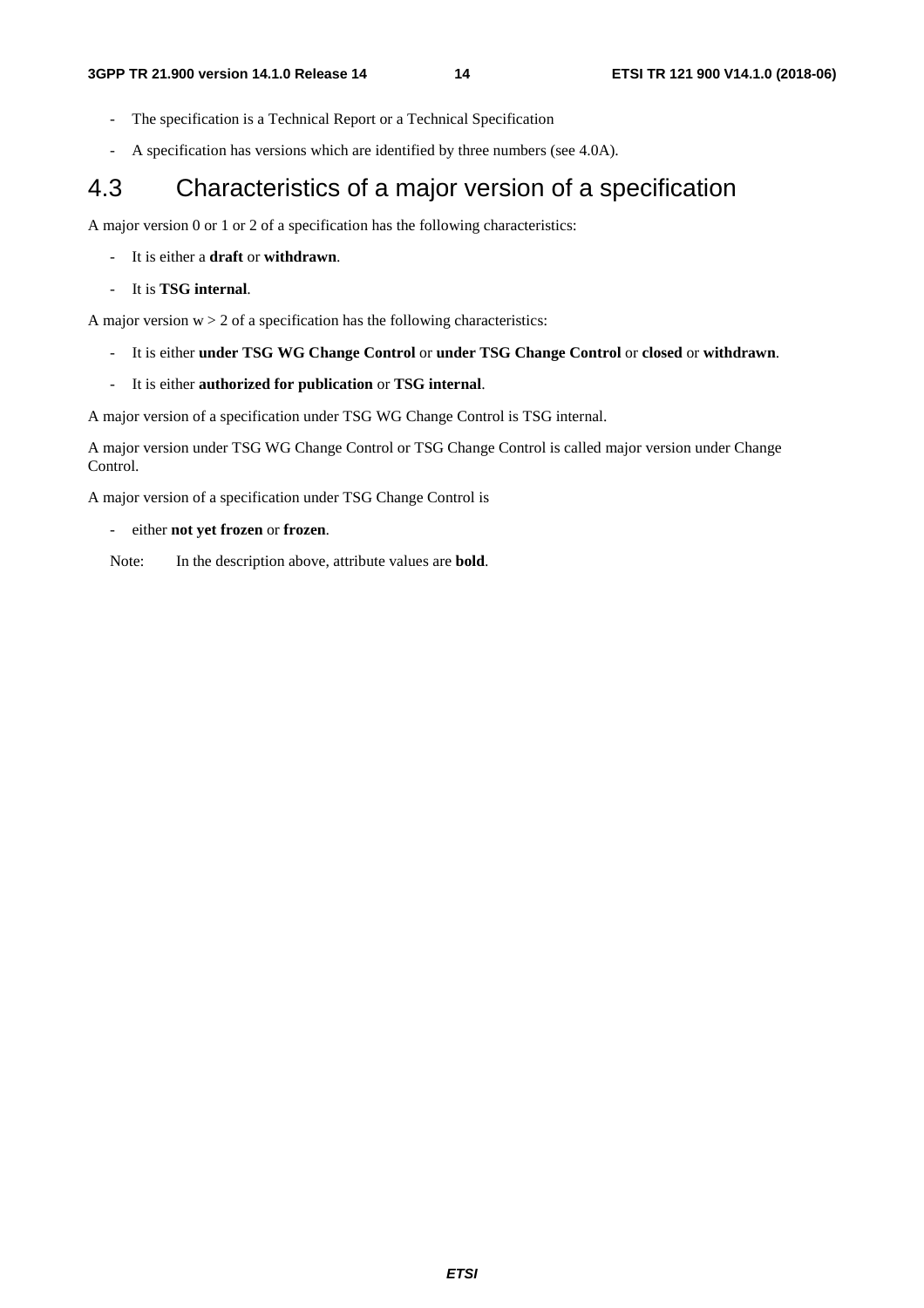- The specification is a Technical Report or a Technical Specification
- A specification has versions which are identified by three numbers (see 4.0A).

## 4.3 Characteristics of a major version of a specification

A major version 0 or 1 or 2 of a specification has the following characteristics:

- It is either a **draft** or **withdrawn**.
- It is **TSG internal**.

A major version $w > 2$ of a specification has the following characteristics:

- It is either **under TSG WG Change Control** or **under TSG Change Control** or **closed** or **withdrawn**.
- It is either **authorized for publication** or **TSG internal**.

A major version of a specification under TSG WG Change Control is TSG internal.

A major version under TSG WG Change Control or TSG Change Control is called major version under Change Control.

A major version of a specification under TSG Change Control is

- either **not yet frozen** or **frozen**.

Note: In the description above, attribute values are **bold**.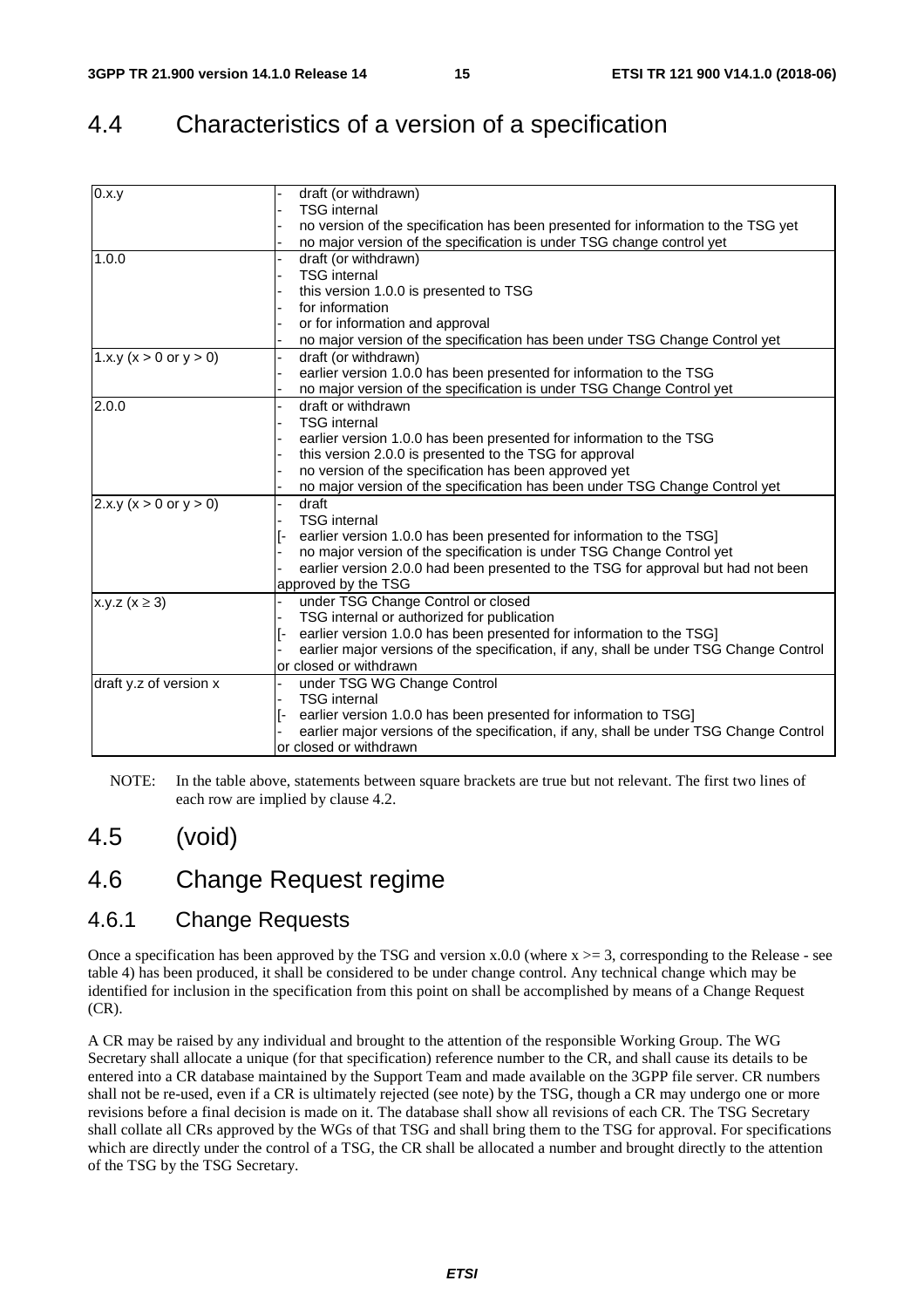## 4.4 Characteristics of a version of a specification

| | |
|---|---|
| 0.x.y | - draft (or withdrawn)<br>- TSG internal<br>- no version of the specification has been presented for information to the TSG yet<br>- no major version of the specification is under TSG change control yet |
| 1.0.0 | - draft (or withdrawn)<br>- TSG internal<br>- this version 1.0.0 is presented to TSG<br>- for information<br>- or for information and approval<br>- no major version of the specification has been under TSG Change Control yet |
| 1.x.y (x > 0 or y > 0) | - draft (or withdrawn)<br>- earlier version 1.0.0 has been presented for information to the TSG<br>- no major version of the specification is under TSG Change Control yet |
| 2.0.0 | - draft or withdrawn<br>- TSG internal<br>- earlier version 1.0.0 has been presented for information to the TSG<br>- this version 2.0.0 is presented to the TSG for approval<br>- no version of the specification has been approved yet<br>- no major version of the specification has been under TSG Change Control yet |
| 2.x.y (x > 0 or y > 0) | - draft<br>- TSG internal<br>[- earlier version 1.0.0 has been presented for information to the TSG]<br>- no major version of the specification is under TSG Change Control yet<br>- earlier version 2.0.0 had been presented to the TSG for approval but had not been approved by the TSG |
| x.y.z (x ≥ 3) | - under TSG Change Control or closed<br>- TSG internal or authorized for publication<br>[- earlier version 1.0.0 has been presented for information to the TSG]<br>- earlier major versions of the specification, if any, shall be under TSG Change Control or closed or withdrawn |
| draft y.z of version x | - under TSG WG Change Control<br>- TSG internal<br>[- earlier version 1.0.0 has been presented for information to TSG]<br>- earlier major versions of the specification, if any, shall be under TSG Change Control or closed or withdrawn |

NOTE: In the table above, statements between square brackets are true but not relevant. The first two lines of each row are implied by clause 4.2.

## 4.5 (void)

## 4.6 Change Request regime

### 4.6.1 Change Requests

Once a specification has been approved by the TSG and version x.0.0 (where x >= 3, corresponding to the Release - see table 4) has been produced, it shall be considered to be under change control. Any technical change which may be identified for inclusion in the specification from this point on shall be accomplished by means of a Change Request (CR).

A CR may be raised by any individual and brought to the attention of the responsible Working Group. The WG Secretary shall allocate a unique (for that specification) reference number to the CR, and shall cause its details to be entered into a CR database maintained by the Support Team and made available on the 3GPP file server. CR numbers shall not be re-used, even if a CR is ultimately rejected (see note) by the TSG, though a CR may undergo one or more revisions before a final decision is made on it. The database shall show all revisions of each CR. The TSG Secretary shall collate all CRs approved by the WGs of that TSG and shall bring them to the TSG for approval. For specifications which are directly under the control of a TSG, the CR shall be allocated a number and brought directly to the attention of the TSG by the TSG Secretary.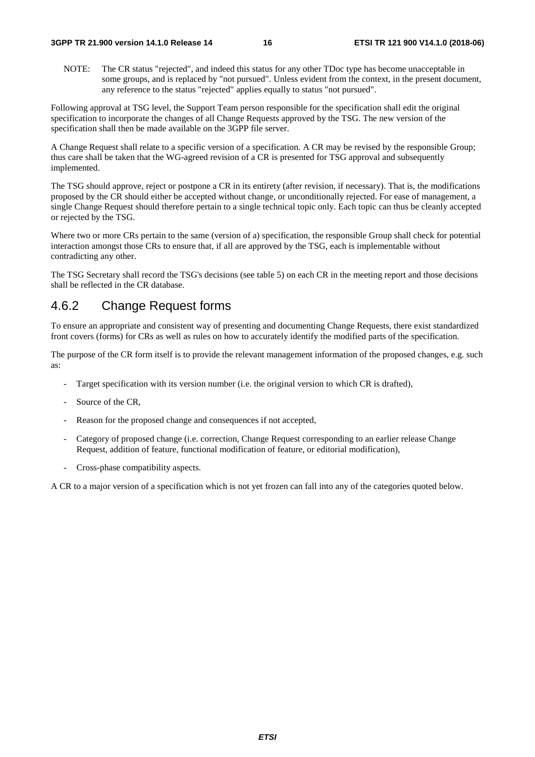NOTE: The CR status "rejected", and indeed this status for any other TDoc type has become unacceptable in some groups, and is replaced by "not pursued". Unless evident from the context, in the present document, any reference to the status "rejected" applies equally to status "not pursued".

Following approval at TSG level, the Support Team person responsible for the specification shall edit the original specification to incorporate the changes of all Change Requests approved by the TSG. The new version of the specification shall then be made available on the 3GPP file server.

A Change Request shall relate to a specific version of a specification. A CR may be revised by the responsible Group; thus care shall be taken that the WG-agreed revision of a CR is presented for TSG approval and subsequently implemented.

The TSG should approve, reject or postpone a CR in its entirety (after revision, if necessary). That is, the modifications proposed by the CR should either be accepted without change, or unconditionally rejected. For ease of management, a single Change Request should therefore pertain to a single technical topic only. Each topic can thus be cleanly accepted or rejected by the TSG.

Where two or more CRs pertain to the same (version of a) specification, the responsible Group shall check for potential interaction amongst those CRs to ensure that, if all are approved by the TSG, each is implementable without contradicting any other.

The TSG Secretary shall record the TSG's decisions (see table 5) on each CR in the meeting report and those decisions shall be reflected in the CR database.

### 4.6.2 Change Request forms

To ensure an appropriate and consistent way of presenting and documenting Change Requests, there exist standardized front covers (forms) for CRs as well as rules on how to accurately identify the modified parts of the specification.

The purpose of the CR form itself is to provide the relevant management information of the proposed changes, e.g. such as:

- Target specification with its version number (i.e. the original version to which CR is drafted),
- Source of the CR,
- Reason for the proposed change and consequences if not accepted,
- Category of proposed change (i.e. correction, Change Request corresponding to an earlier release Change Request, addition of feature, functional modification of feature, or editorial modification),
- Cross-phase compatibility aspects.

A CR to a major version of a specification which is not yet frozen can fall into any of the categories quoted below.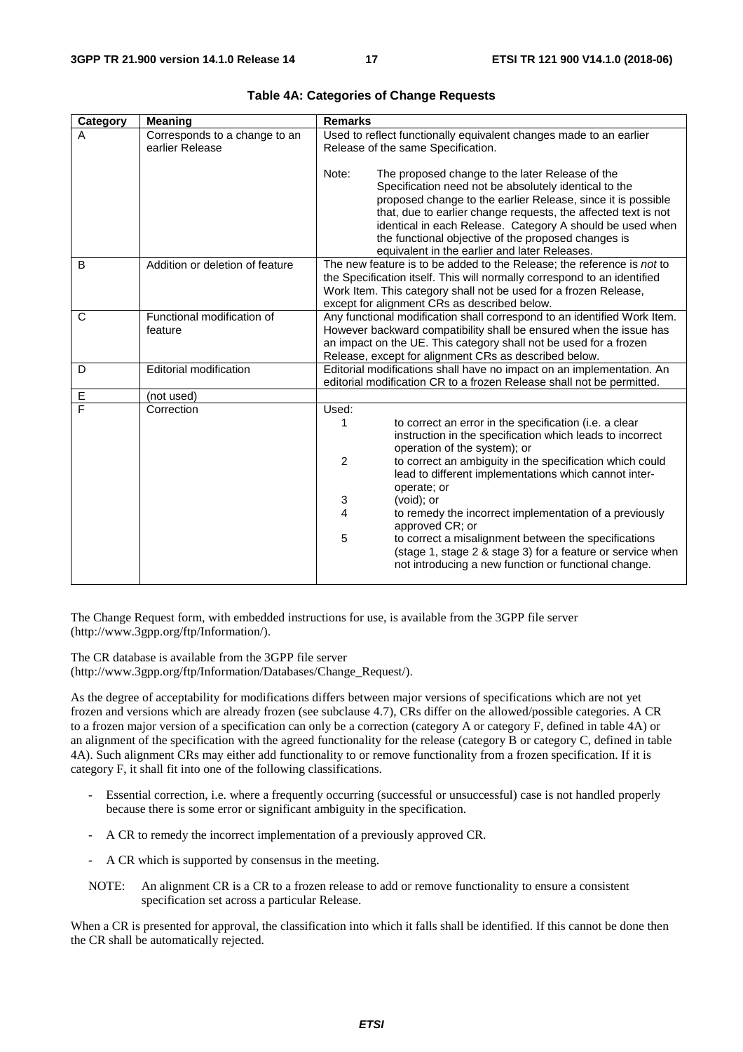**Table 4A: Categories of Change Requests**

| Category | Meaning | Remarks |
|---|---|---|
| A | Corresponds to a change to an earlier Release | Used to reflect functionally equivalent changes made to an earlier Release of the same Specification.<br><br>Note: The proposed change to the later Release of the Specification need not be absolutely identical to the proposed change to the earlier Release, since it is possible that, due to earlier change requests, the affected text is not identical in each Release. Category A should be used when the functional objective of the proposed changes is equivalent in the earlier and later Releases. |
| B | Addition or deletion of feature | The new feature is to be added to the Release; the reference is *not* to the Specification itself. This will normally correspond to an identified Work Item. This category shall not be used for a frozen Release, except for alignment CRs as described below. |
| C | Functional modification of feature | Any functional modification shall correspond to an identified Work Item. However backward compatibility shall be ensured when the issue has an impact on the UE. This category shall not be used for a frozen Release, except for alignment CRs as described below. |
| D | Editorial modification | Editorial modifications shall have no impact on an implementation. An editorial modification CR to a frozen Release shall not be permitted. |
| E | (not used) | |
| F | Correction | Used:<br>1 to correct an error in the specification (i.e. a clear instruction in the specification which leads to incorrect operation of the system); or<br>2 to correct an ambiguity in the specification which could lead to different implementations which cannot inter-operate; or<br>3 (void); or<br>4 to remedy the incorrect implementation of a previously approved CR; or<br>5 to correct a misalignment between the specifications (stage 1, stage 2 & stage 3) for a feature or service when not introducing a new function or functional change. |

The Change Request form, with embedded instructions for use, is available from the 3GPP file server (http://www.3gpp.org/ftp/Information/).

The CR database is available from the 3GPP file server (http://www.3gpp.org/ftp/Information/Databases/Change_Request/).

As the degree of acceptability for modifications differs between major versions of specifications which are not yet frozen and versions which are already frozen (see subclause 4.7), CRs differ on the allowed/possible categories. A CR to a frozen major version of a specification can only be a correction (category A or category F, defined in table 4A) or an alignment of the specification with the agreed functionality for the release (category B or category C, defined in table 4A). Such alignment CRs may either add functionality to or remove functionality from a frozen specification. If it is category F, it shall fit into one of the following classifications.

- Essential correction, i.e. where a frequently occurring (successful or unsuccessful) case is not handled properly because there is some error or significant ambiguity in the specification.
- A CR to remedy the incorrect implementation of a previously approved CR.
- A CR which is supported by consensus in the meeting.

NOTE: An alignment CR is a CR to a frozen release to add or remove functionality to ensure a consistent specification set across a particular Release.

When a CR is presented for approval, the classification into which it falls shall be identified. If this cannot be done then the CR shall be automatically rejected.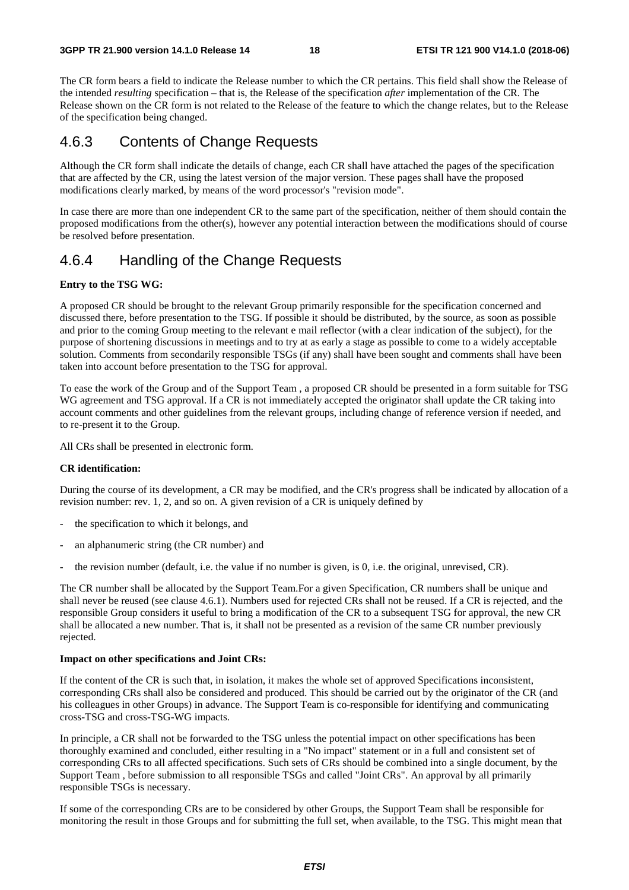The CR form bears a field to indicate the Release number to which the CR pertains. This field shall show the Release of the intended *resulting* specification – that is, the Release of the specification *after* implementation of the CR. The Release shown on the CR form is not related to the Release of the feature to which the change relates, but to the Release of the specification being changed.

### 4.6.3 Contents of Change Requests

Although the CR form shall indicate the details of change, each CR shall have attached the pages of the specification that are affected by the CR, using the latest version of the major version. These pages shall have the proposed modifications clearly marked, by means of the word processor's "revision mode".

In case there are more than one independent CR to the same part of the specification, neither of them should contain the proposed modifications from the other(s), however any potential interaction between the modifications should of course be resolved before presentation.

### 4.6.4 Handling of the Change Requests

**Entry to the TSG WG:**

A proposed CR should be brought to the relevant Group primarily responsible for the specification concerned and discussed there, before presentation to the TSG. If possible it should be distributed, by the source, as soon as possible and prior to the coming Group meeting to the relevant e mail reflector (with a clear indication of the subject), for the purpose of shortening discussions in meetings and to try at as early a stage as possible to come to a widely acceptable solution. Comments from secondarily responsible TSGs (if any) shall have been sought and comments shall have been taken into account before presentation to the TSG for approval.

To ease the work of the Group and of the Support Team , a proposed CR should be presented in a form suitable for TSG WG agreement and TSG approval. If a CR is not immediately accepted the originator shall update the CR taking into account comments and other guidelines from the relevant groups, including change of reference version if needed, and to re-present it to the Group.

All CRs shall be presented in electronic form.

**CR identification:**

During the course of its development, a CR may be modified, and the CR's progress shall be indicated by allocation of a revision number: rev. 1, 2, and so on. A given revision of a CR is uniquely defined by

- the specification to which it belongs, and
- an alphanumeric string (the CR number) and
- the revision number (default, i.e. the value if no number is given, is 0, i.e. the original, unrevised, CR).

The CR number shall be allocated by the Support Team.For a given Specification, CR numbers shall be unique and shall never be reused (see clause 4.6.1). Numbers used for rejected CRs shall not be reused. If a CR is rejected, and the responsible Group considers it useful to bring a modification of the CR to a subsequent TSG for approval, the new CR shall be allocated a new number. That is, it shall not be presented as a revision of the same CR number previously rejected.

**Impact on other specifications and Joint CRs:**

If the content of the CR is such that, in isolation, it makes the whole set of approved Specifications inconsistent, corresponding CRs shall also be considered and produced. This should be carried out by the originator of the CR (and his colleagues in other Groups) in advance. The Support Team is co-responsible for identifying and communicating cross-TSG and cross-TSG-WG impacts.

In principle, a CR shall not be forwarded to the TSG unless the potential impact on other specifications has been thoroughly examined and concluded, either resulting in a "No impact" statement or in a full and consistent set of corresponding CRs to all affected specifications. Such sets of CRs should be combined into a single document, by the Support Team , before submission to all responsible TSGs and called "Joint CRs". An approval by all primarily responsible TSGs is necessary.

If some of the corresponding CRs are to be considered by other Groups, the Support Team shall be responsible for monitoring the result in those Groups and for submitting the full set, when available, to the TSG. This might mean that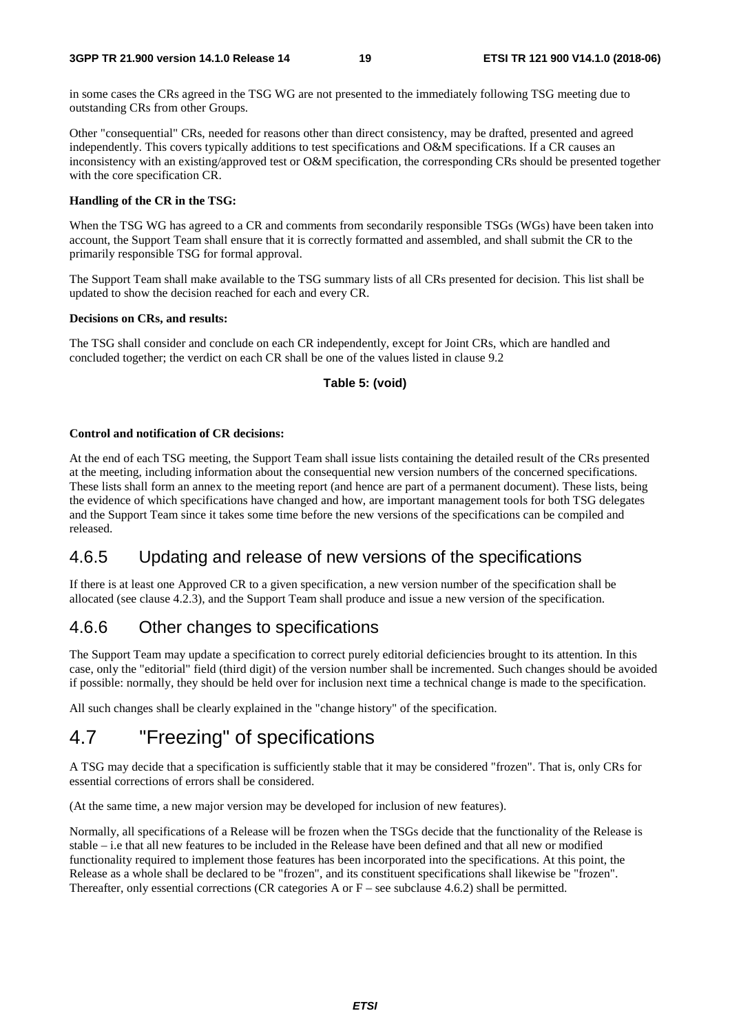in some cases the CRs agreed in the TSG WG are not presented to the immediately following TSG meeting due to outstanding CRs from other Groups.

Other "consequential" CRs, needed for reasons other than direct consistency, may be drafted, presented and agreed independently. This covers typically additions to test specifications and O&M specifications. If a CR causes an inconsistency with an existing/approved test or O&M specification, the corresponding CRs should be presented together with the core specification CR.

**Handling of the CR in the TSG:**

When the TSG WG has agreed to a CR and comments from secondarily responsible TSGs (WGs) have been taken into account, the Support Team shall ensure that it is correctly formatted and assembled, and shall submit the CR to the primarily responsible TSG for formal approval.

The Support Team shall make available to the TSG summary lists of all CRs presented for decision. This list shall be updated to show the decision reached for each and every CR.

**Decisions on CRs, and results:**

The TSG shall consider and conclude on each CR independently, except for Joint CRs, which are handled and concluded together; the verdict on each CR shall be one of the values listed in clause 9.2

**Table 5: (void)**

**Control and notification of CR decisions:**

At the end of each TSG meeting, the Support Team shall issue lists containing the detailed result of the CRs presented at the meeting, including information about the consequential new version numbers of the concerned specifications. These lists shall form an annex to the meeting report (and hence are part of a permanent document). These lists, being the evidence of which specifications have changed and how, are important management tools for both TSG delegates and the Support Team since it takes some time before the new versions of the specifications can be compiled and released.

### 4.6.5 Updating and release of new versions of the specifications

If there is at least one Approved CR to a given specification, a new version number of the specification shall be allocated (see clause 4.2.3), and the Support Team shall produce and issue a new version of the specification.

### 4.6.6 Other changes to specifications

The Support Team may update a specification to correct purely editorial deficiencies brought to its attention. In this case, only the "editorial" field (third digit) of the version number shall be incremented. Such changes should be avoided if possible: normally, they should be held over for inclusion next time a technical change is made to the specification.

All such changes shall be clearly explained in the "change history" of the specification.

## 4.7 "Freezing" of specifications

A TSG may decide that a specification is sufficiently stable that it may be considered "frozen". That is, only CRs for essential corrections of errors shall be considered.

(At the same time, a new major version may be developed for inclusion of new features).

Normally, all specifications of a Release will be frozen when the TSGs decide that the functionality of the Release is stable – i.e that all new features to be included in the Release have been defined and that all new or modified functionality required to implement those features has been incorporated into the specifications. At this point, the Release as a whole shall be declared to be "frozen", and its constituent specifications shall likewise be "frozen". Thereafter, only essential corrections (CR categories A or F – see subclause 4.6.2) shall be permitted.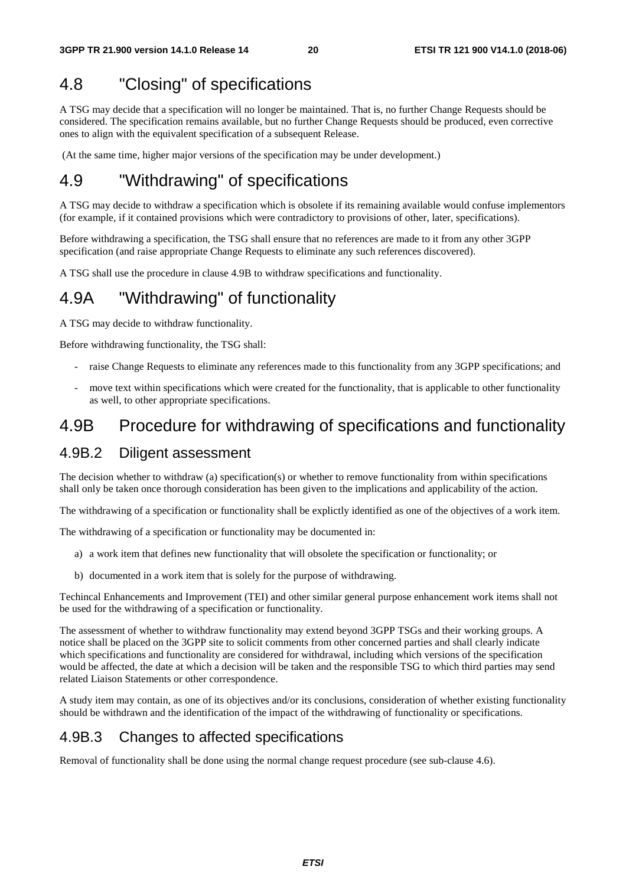## 4.8 "Closing" of specifications

A TSG may decide that a specification will no longer be maintained. That is, no further Change Requests should be considered. The specification remains available, but no further Change Requests should be produced, even corrective ones to align with the equivalent specification of a subsequent Release.

(At the same time, higher major versions of the specification may be under development.)

## 4.9 "Withdrawing" of specifications

A TSG may decide to withdraw a specification which is obsolete if its remaining available would confuse implementors (for example, if it contained provisions which were contradictory to provisions of other, later, specifications).

Before withdrawing a specification, the TSG shall ensure that no references are made to it from any other 3GPP specification (and raise appropriate Change Requests to eliminate any such references discovered).

A TSG shall use the procedure in clause 4.9B to withdraw specifications and functionality.

## 4.9A "Withdrawing" of functionality

A TSG may decide to withdraw functionality.

Before withdrawing functionality, the TSG shall:

- raise Change Requests to eliminate any references made to this functionality from any 3GPP specifications; and
- move text within specifications which were created for the functionality, that is applicable to other functionality as well, to other appropriate specifications.

## 4.9B Procedure for withdrawing of specifications and functionality

### 4.9B.2 Diligent assessment

The decision whether to withdraw (a) specification(s) or whether to remove functionality from within specifications shall only be taken once thorough consideration has been given to the implications and applicability of the action.

The withdrawing of a specification or functionality shall be explictly identified as one of the objectives of a work item.

The withdrawing of a specification or functionality may be documented in:

a) a work item that defines new functionality that will obsolete the specification or functionality; or

b) documented in a work item that is solely for the purpose of withdrawing.

Techincal Enhancements and Improvement (TEI) and other similar general purpose enhancement work items shall not be used for the withdrawing of a specification or functionality.

The assessment of whether to withdraw functionality may extend beyond 3GPP TSGs and their working groups. A notice shall be placed on the 3GPP site to solicit comments from other concerned parties and shall clearly indicate which specifications and functionality are considered for withdrawal, including which versions of the specification would be affected, the date at which a decision will be taken and the responsible TSG to which third parties may send related Liaison Statements or other correspondence.

A study item may contain, as one of its objectives and/or its conclusions, consideration of whether existing functionality should be withdrawn and the identification of the impact of the withdrawing of functionality or specifications.

### 4.9B.3 Changes to affected specifications

Removal of functionality shall be done using the normal change request procedure (see sub-clause 4.6).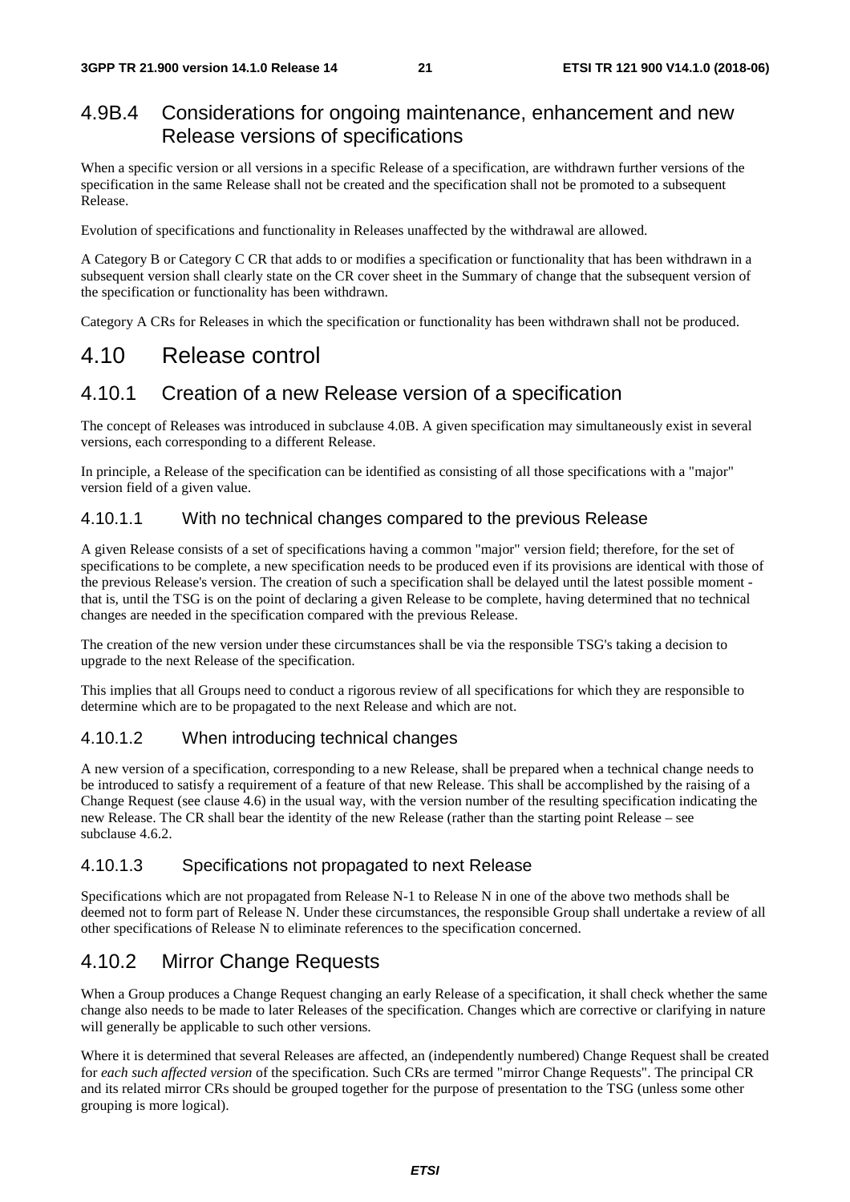### 4.9B.4 Considerations for ongoing maintenance, enhancement and new Release versions of specifications

When a specific version or all versions in a specific Release of a specification, are withdrawn further versions of the specification in the same Release shall not be created and the specification shall not be promoted to a subsequent Release.

Evolution of specifications and functionality in Releases unaffected by the withdrawal are allowed.

A Category B or Category C CR that adds to or modifies a specification or functionality that has been withdrawn in a subsequent version shall clearly state on the CR cover sheet in the Summary of change that the subsequent version of the specification or functionality has been withdrawn.

Category A CRs for Releases in which the specification or functionality has been withdrawn shall not be produced.

## 4.10 Release control

### 4.10.1 Creation of a new Release version of a specification

The concept of Releases was introduced in subclause 4.0B. A given specification may simultaneously exist in several versions, each corresponding to a different Release.

In principle, a Release of the specification can be identified as consisting of all those specifications with a "major" version field of a given value.

#### 4.10.1.1 With no technical changes compared to the previous Release

A given Release consists of a set of specifications having a common "major" version field; therefore, for the set of specifications to be complete, a new specification needs to be produced even if its provisions are identical with those of the previous Release's version. The creation of such a specification shall be delayed until the latest possible moment - that is, until the TSG is on the point of declaring a given Release to be complete, having determined that no technical changes are needed in the specification compared with the previous Release.

The creation of the new version under these circumstances shall be via the responsible TSG's taking a decision to upgrade to the next Release of the specification.

This implies that all Groups need to conduct a rigorous review of all specifications for which they are responsible to determine which are to be propagated to the next Release and which are not.

#### 4.10.1.2 When introducing technical changes

A new version of a specification, corresponding to a new Release, shall be prepared when a technical change needs to be introduced to satisfy a requirement of a feature of that new Release. This shall be accomplished by the raising of a Change Request (see clause 4.6) in the usual way, with the version number of the resulting specification indicating the new Release. The CR shall bear the identity of the new Release (rather than the starting point Release – see subclause 4.6.2.

#### 4.10.1.3 Specifications not propagated to next Release

Specifications which are not propagated from Release N-1 to Release N in one of the above two methods shall be deemed not to form part of Release N. Under these circumstances, the responsible Group shall undertake a review of all other specifications of Release N to eliminate references to the specification concerned.

### 4.10.2 Mirror Change Requests

When a Group produces a Change Request changing an early Release of a specification, it shall check whether the same change also needs to be made to later Releases of the specification. Changes which are corrective or clarifying in nature will generally be applicable to such other versions.

Where it is determined that several Releases are affected, an (independently numbered) Change Request shall be created for *each such affected version* of the specification. Such CRs are termed "mirror Change Requests". The principal CR and its related mirror CRs should be grouped together for the purpose of presentation to the TSG (unless some other grouping is more logical).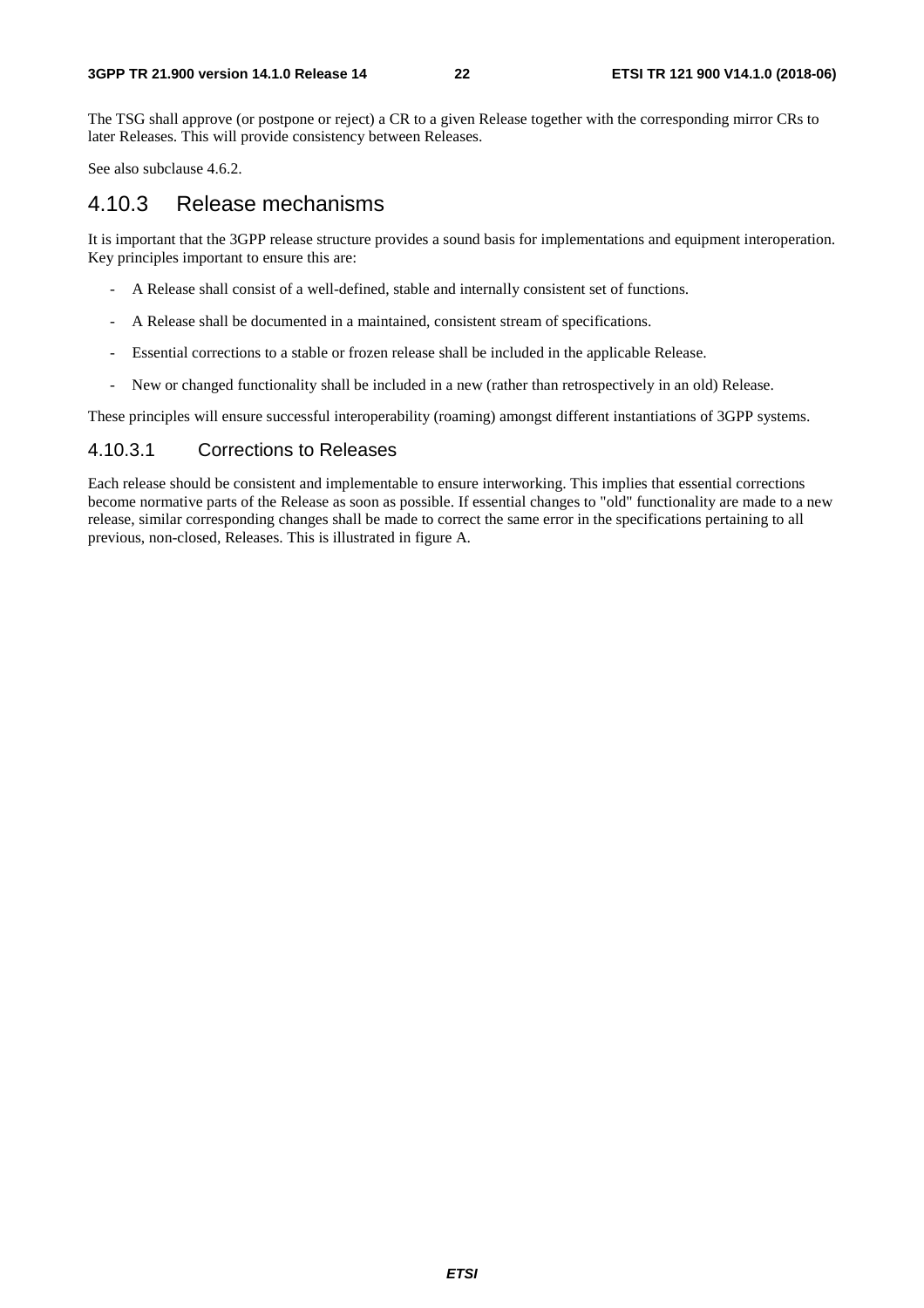The TSG shall approve (or postpone or reject) a CR to a given Release together with the corresponding mirror CRs to later Releases. This will provide consistency between Releases.

See also subclause 4.6.2.

### 4.10.3 Release mechanisms

It is important that the 3GPP release structure provides a sound basis for implementations and equipment interoperation. Key principles important to ensure this are:

- A Release shall consist of a well-defined, stable and internally consistent set of functions.
- A Release shall be documented in a maintained, consistent stream of specifications.
- Essential corrections to a stable or frozen release shall be included in the applicable Release.
- New or changed functionality shall be included in a new (rather than retrospectively in an old) Release.

These principles will ensure successful interoperability (roaming) amongst different instantiations of 3GPP systems.

#### 4.10.3.1 Corrections to Releases

Each release should be consistent and implementable to ensure interworking. This implies that essential corrections become normative parts of the Release as soon as possible. If essential changes to "old" functionality are made to a new release, similar corresponding changes shall be made to correct the same error in the specifications pertaining to all previous, non-closed, Releases. This is illustrated in figure A.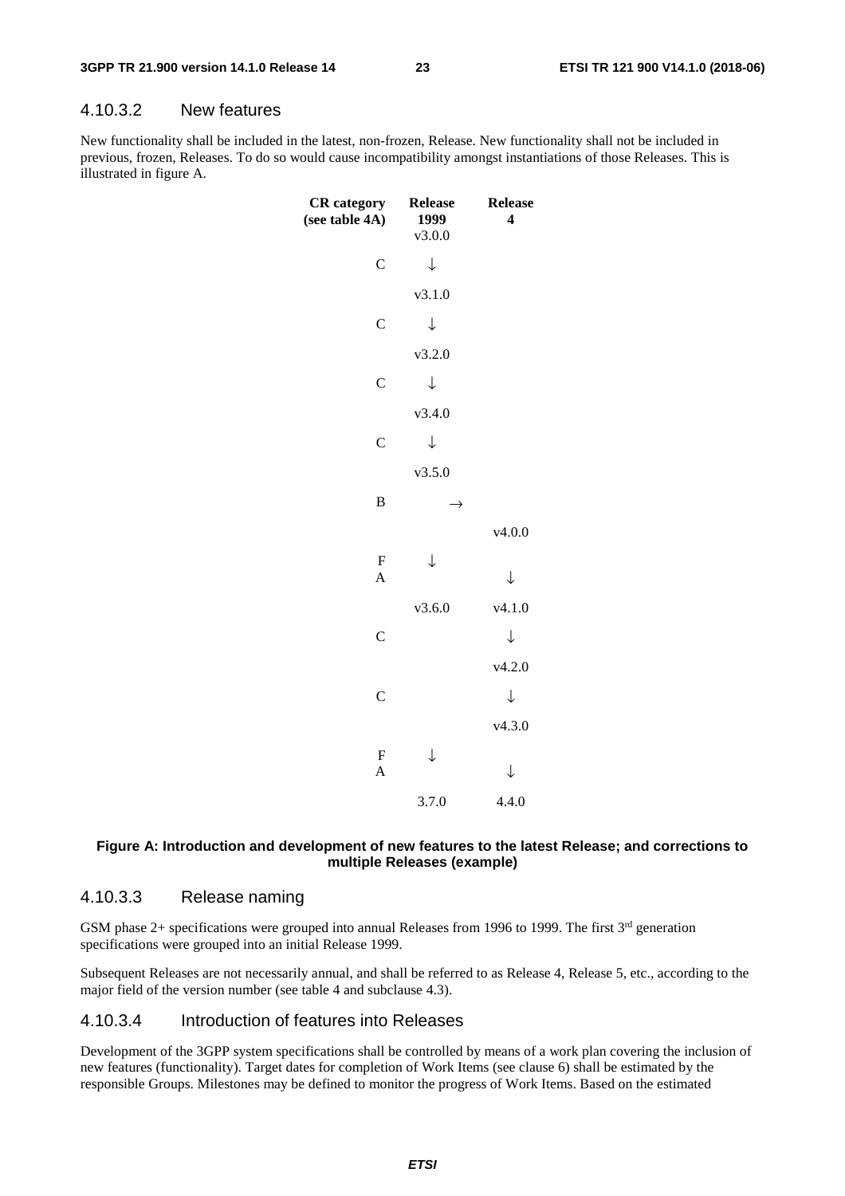#### 4.10.3.2 New features

New functionality shall be included in the latest, non-frozen, Release. New functionality shall not be included in previous, frozen, Releases. To do so would cause incompatibility amongst instantiations of those Releases. This is illustrated in figure A.

| **CR category (see table 4A)** | **Release 1999** | **Release 4** |
|---|---|---|
| | v3.0.0 | |
| C | ↓ | |
| | v3.1.0 | |
| C | ↓ | |
| | v3.2.0 | |
| C | ↓ | |
| | v3.4.0 | |
| C | ↓ | |
| | v3.5.0 | |
| B | → | |
| | | v4.0.0 |
| F | ↓ | |
| A | | ↓ |
| | v3.6.0 | v4.1.0 |
| C | | ↓ |
| | | v4.2.0 |
| C | | ↓ |
| | | v4.3.0 |
| F | ↓ | |
| A | | ↓ |
| | 3.7.0 | 4.4.0 |

**Figure A: Introduction and development of new features to the latest Release; and corrections to multiple Releases (example)**

#### 4.10.3.3 Release naming

GSM phase 2+ specifications were grouped into annual Releases from 1996 to 1999. The first 3rd generation specifications were grouped into an initial Release 1999.

Subsequent Releases are not necessarily annual, and shall be referred to as Release 4, Release 5, etc., according to the major field of the version number (see table 4 and subclause 4.3).

#### 4.10.3.4 Introduction of features into Releases

Development of the 3GPP system specifications shall be controlled by means of a work plan covering the inclusion of new features (functionality). Target dates for completion of Work Items (see clause 6) shall be estimated by the responsible Groups. Milestones may be defined to monitor the progress of Work Items. Based on the estimated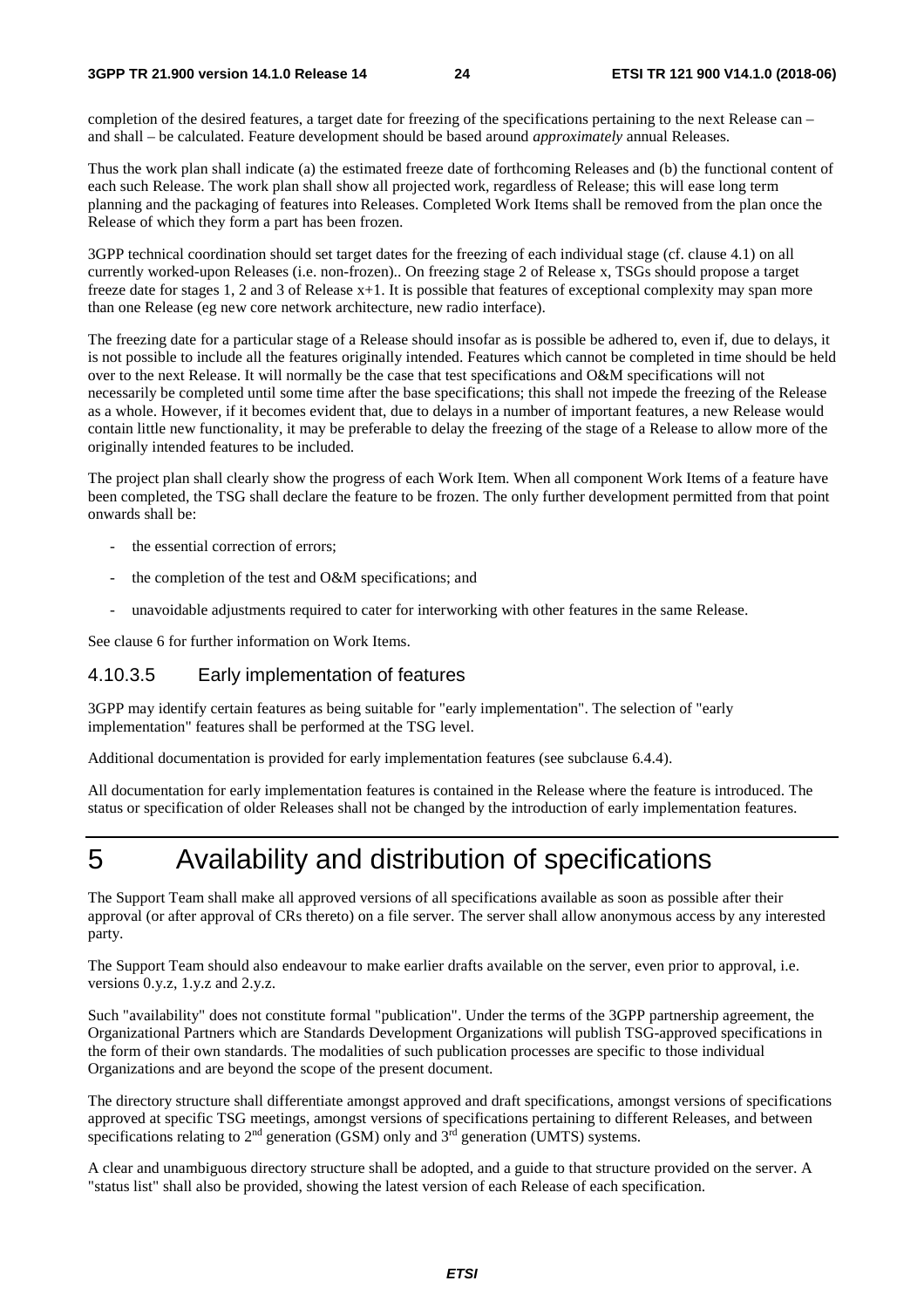completion of the desired features, a target date for freezing of the specifications pertaining to the next Release can – and shall – be calculated. Feature development should be based around *approximately* annual Releases.

Thus the work plan shall indicate (a) the estimated freeze date of forthcoming Releases and (b) the functional content of each such Release. The work plan shall show all projected work, regardless of Release; this will ease long term planning and the packaging of features into Releases. Completed Work Items shall be removed from the plan once the Release of which they form a part has been frozen.

3GPP technical coordination should set target dates for the freezing of each individual stage (cf. clause 4.1) on all currently worked-upon Releases (i.e. non-frozen).. On freezing stage 2 of Release x, TSGs should propose a target freeze date for stages 1, 2 and 3 of Release x+1. It is possible that features of exceptional complexity may span more than one Release (eg new core network architecture, new radio interface).

The freezing date for a particular stage of a Release should insofar as is possible be adhered to, even if, due to delays, it is not possible to include all the features originally intended. Features which cannot be completed in time should be held over to the next Release. It will normally be the case that test specifications and O&M specifications will not necessarily be completed until some time after the base specifications; this shall not impede the freezing of the Release as a whole. However, if it becomes evident that, due to delays in a number of important features, a new Release would contain little new functionality, it may be preferable to delay the freezing of the stage of a Release to allow more of the originally intended features to be included.

The project plan shall clearly show the progress of each Work Item. When all component Work Items of a feature have been completed, the TSG shall declare the feature to be frozen. The only further development permitted from that point onwards shall be:

- the essential correction of errors;
- the completion of the test and O&M specifications; and
- unavoidable adjustments required to cater for interworking with other features in the same Release.

See clause 6 for further information on Work Items.

### 4.10.3.5 Early implementation of features

3GPP may identify certain features as being suitable for "early implementation". The selection of "early implementation" features shall be performed at the TSG level.

Additional documentation is provided for early implementation features (see subclause 6.4.4).

All documentation for early implementation features is contained in the Release where the feature is introduced. The status or specification of older Releases shall not be changed by the introduction of early implementation features.

# 5 Availability and distribution of specifications

The Support Team shall make all approved versions of all specifications available as soon as possible after their approval (or after approval of CRs thereto) on a file server. The server shall allow anonymous access by any interested party.

The Support Team should also endeavour to make earlier drafts available on the server, even prior to approval, i.e. versions 0.y.z, 1.y.z and 2.y.z.

Such "availability" does not constitute formal "publication". Under the terms of the 3GPP partnership agreement, the Organizational Partners which are Standards Development Organizations will publish TSG-approved specifications in the form of their own standards. The modalities of such publication processes are specific to those individual Organizations and are beyond the scope of the present document.

The directory structure shall differentiate amongst approved and draft specifications, amongst versions of specifications approved at specific TSG meetings, amongst versions of specifications pertaining to different Releases, and between specifications relating to 2nd generation (GSM) only and 3rd generation (UMTS) systems.

A clear and unambiguous directory structure shall be adopted, and a guide to that structure provided on the server. A "status list" shall also be provided, showing the latest version of each Release of each specification.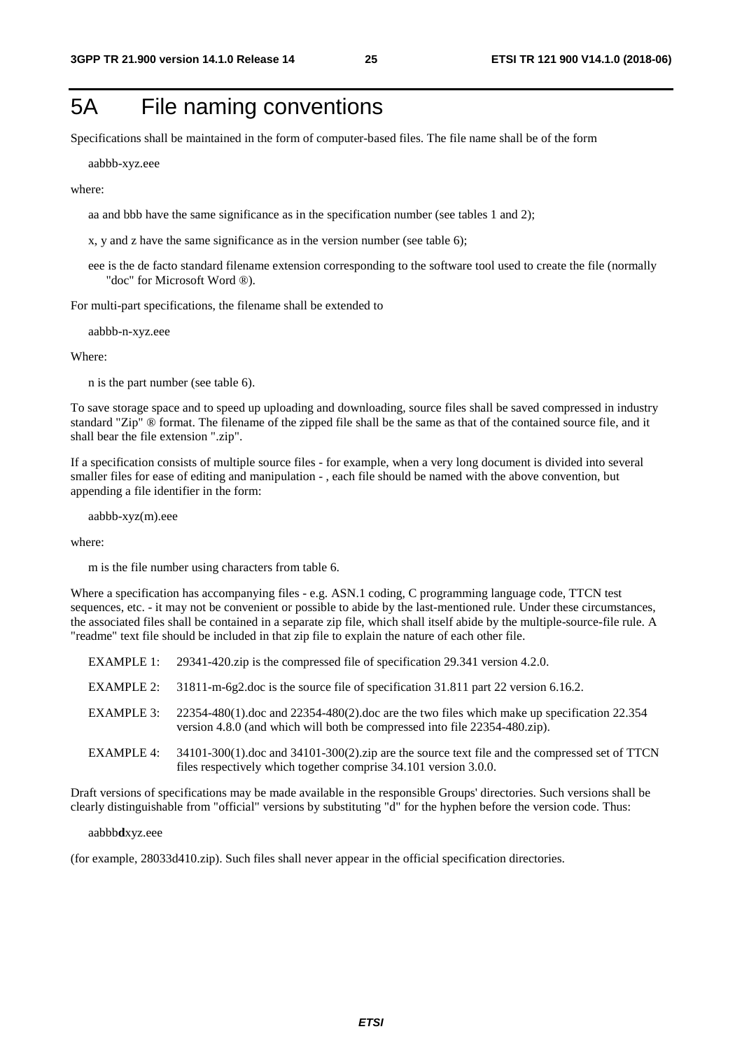# 5A File naming conventions

Specifications shall be maintained in the form of computer-based files. The file name shall be of the form

aabbb-xyz.eee

where:

aa and bbb have the same significance as in the specification number (see tables 1 and 2);

x, y and z have the same significance as in the version number (see table 6);

eee is the de facto standard filename extension corresponding to the software tool used to create the file (normally "doc" for Microsoft Word ®).

For multi-part specifications, the filename shall be extended to

aabbb-n-xyz.eee

Where:

n is the part number (see table 6).

To save storage space and to speed up uploading and downloading, source files shall be saved compressed in industry standard "Zip" ® format. The filename of the zipped file shall be the same as that of the contained source file, and it shall bear the file extension ".zip".

If a specification consists of multiple source files - for example, when a very long document is divided into several smaller files for ease of editing and manipulation - , each file should be named with the above convention, but appending a file identifier in the form:

aabbb-xyz(m).eee

where:

m is the file number using characters from table 6.

Where a specification has accompanying files - e.g. ASN.1 coding, C programming language code, TTCN test sequences, etc. - it may not be convenient or possible to abide by the last-mentioned rule. Under these circumstances, the associated files shall be contained in a separate zip file, which shall itself abide by the multiple-source-file rule. A "readme" text file should be included in that zip file to explain the nature of each other file.

EXAMPLE 1: 29341-420.zip is the compressed file of specification 29.341 version 4.2.0.

EXAMPLE 2: 31811-m-6g2.doc is the source file of specification 31.811 part 22 version 6.16.2.

EXAMPLE 3: 22354-480(1).doc and 22354-480(2).doc are the two files which make up specification 22.354 version 4.8.0 (and which will both be compressed into file 22354-480.zip).

EXAMPLE 4: 34101-300(1).doc and 34101-300(2).zip are the source text file and the compressed set of TTCN files respectively which together comprise 34.101 version 3.0.0.

Draft versions of specifications may be made available in the responsible Groups' directories. Such versions shall be clearly distinguishable from "official" versions by substituting "d" for the hyphen before the version code. Thus:

aabbb**d**xyz.eee

(for example, 28033d410.zip). Such files shall never appear in the official specification directories.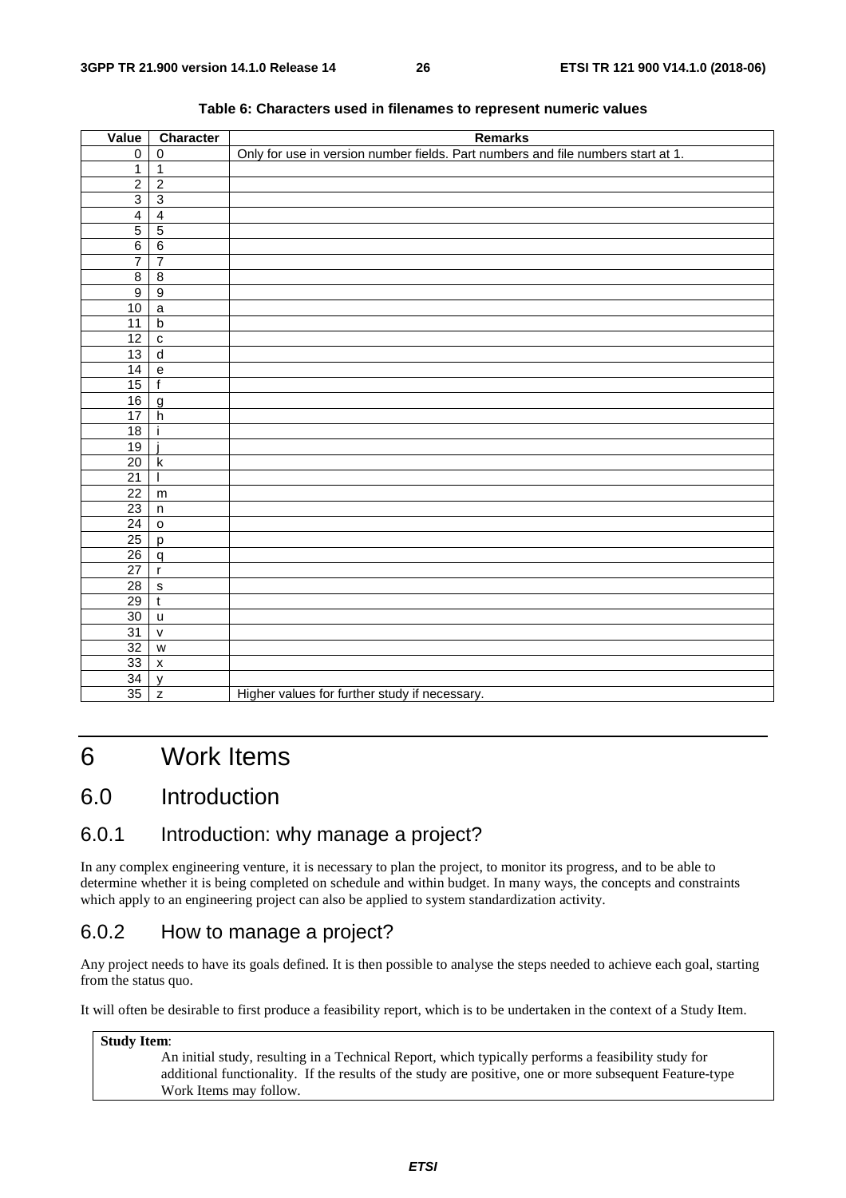**Table 6: Characters used in filenames to represent numeric values**

| Value | Character | Remarks |
|---|---|---|
| 0 | 0 | Only for use in version number fields. Part numbers and file numbers start at 1. |
| 1 | 1 | |
| 2 | 2 | |
| 3 | 3 | |
| 4 | 4 | |
| 5 | 5 | |
| 6 | 6 | |
| 7 | 7 | |
| 8 | 8 | |
| 9 | 9 | |
| 10 | a | |
| 11 | b | |
| 12 | c | |
| 13 | d | |
| 14 | e | |
| 15 | f | |
| 16 | g | |
| 17 | h | |
| 18 | i | |
| 19 | j | |
| 20 | k | |
| 21 | l | |
| 22 | m | |
| 23 | n | |
| 24 | o | |
| 25 | p | |
| 26 | q | |
| 27 | r | |
| 28 | s | |
| 29 | t | |
| 30 | u | |
| 31 | v | |
| 32 | w | |
| 33 | x | |
| 34 | y | |
| 35 | z | Higher values for further study if necessary. |

# 6 Work Items

## 6.0 Introduction

### 6.0.1 Introduction: why manage a project?

In any complex engineering venture, it is necessary to plan the project, to monitor its progress, and to be able to determine whether it is being completed on schedule and within budget. In many ways, the concepts and constraints which apply to an engineering project can also be applied to system standardization activity.

### 6.0.2 How to manage a project?

Any project needs to have its goals defined. It is then possible to analyse the steps needed to achieve each goal, starting from the status quo.

It will often be desirable to first produce a feasibility report, which is to be undertaken in the context of a Study Item.

**Study Item**:

An initial study, resulting in a Technical Report, which typically performs a feasibility study for additional functionality. If the results of the study are positive, one or more subsequent Feature-type Work Items may follow.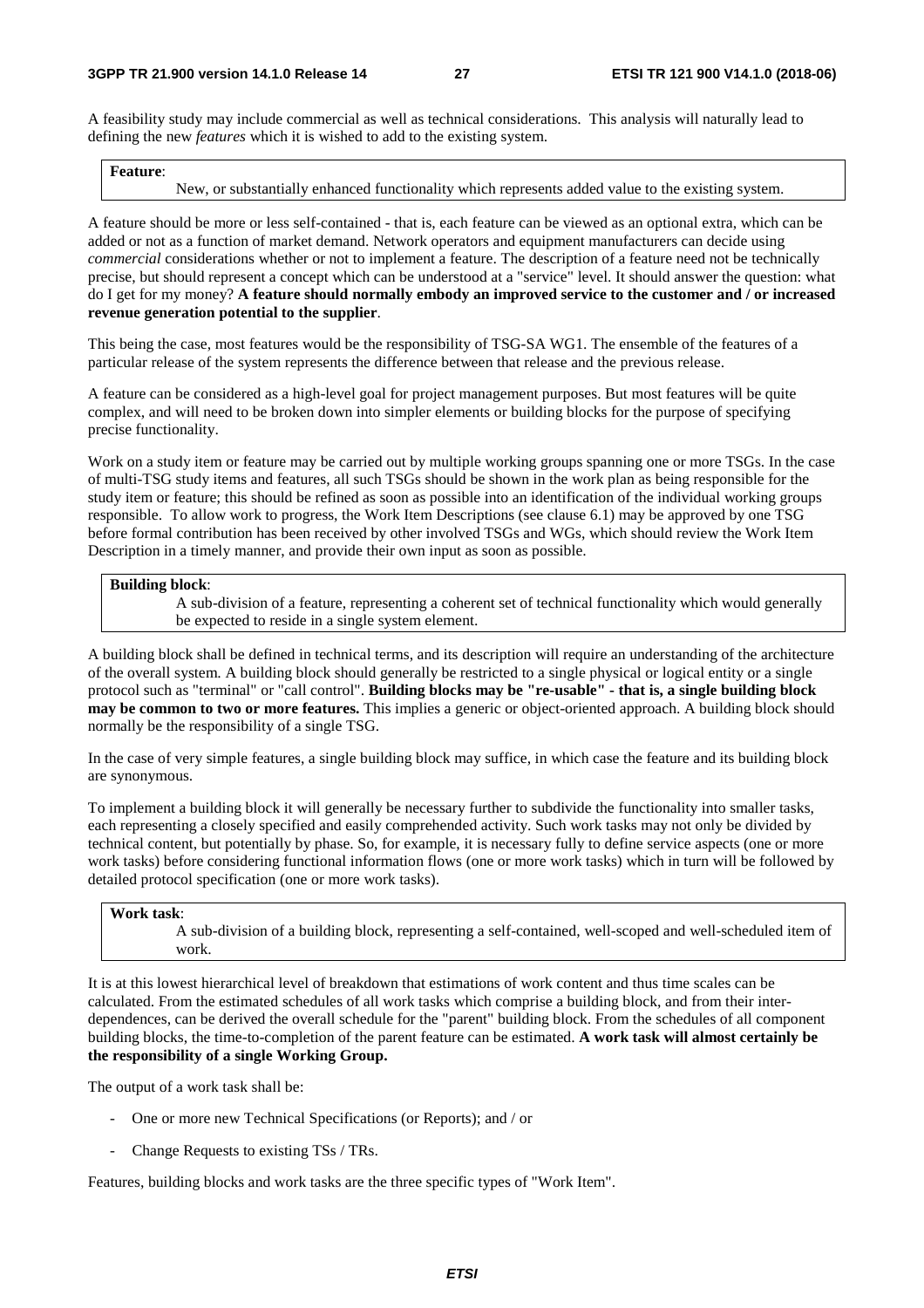A feasibility study may include commercial as well as technical considerations. This analysis will naturally lead to defining the new *features* which it is wished to add to the existing system.

> **Feature**:
> New, or substantially enhanced functionality which represents added value to the existing system.

A feature should be more or less self-contained - that is, each feature can be viewed as an optional extra, which can be added or not as a function of market demand. Network operators and equipment manufacturers can decide using *commercial* considerations whether or not to implement a feature. The description of a feature need not be technically precise, but should represent a concept which can be understood at a "service" level. It should answer the question: what do I get for my money? **A feature should normally embody an improved service to the customer and / or increased revenue generation potential to the supplier**.

This being the case, most features would be the responsibility of TSG-SA WG1. The ensemble of the features of a particular release of the system represents the difference between that release and the previous release.

A feature can be considered as a high-level goal for project management purposes. But most features will be quite complex, and will need to be broken down into simpler elements or building blocks for the purpose of specifying precise functionality.

Work on a study item or feature may be carried out by multiple working groups spanning one or more TSGs. In the case of multi-TSG study items and features, all such TSGs should be shown in the work plan as being responsible for the study item or feature; this should be refined as soon as possible into an identification of the individual working groups responsible. To allow work to progress, the Work Item Descriptions (see clause 6.1) may be approved by one TSG before formal contribution has been received by other involved TSGs and WGs, which should review the Work Item Description in a timely manner, and provide their own input as soon as possible.

> **Building block**:
> A sub-division of a feature, representing a coherent set of technical functionality which would generally be expected to reside in a single system element.

A building block shall be defined in technical terms, and its description will require an understanding of the architecture of the overall system. A building block should generally be restricted to a single physical or logical entity or a single protocol such as "terminal" or "call control". **Building blocks may be "re-usable" - that is, a single building block may be common to two or more features.** This implies a generic or object-oriented approach. A building block should normally be the responsibility of a single TSG.

In the case of very simple features, a single building block may suffice, in which case the feature and its building block are synonymous.

To implement a building block it will generally be necessary further to subdivide the functionality into smaller tasks, each representing a closely specified and easily comprehended activity. Such work tasks may not only be divided by technical content, but potentially by phase. So, for example, it is necessary fully to define service aspects (one or more work tasks) before considering functional information flows (one or more work tasks) which in turn will be followed by detailed protocol specification (one or more work tasks).

> **Work task**:
> A sub-division of a building block, representing a self-contained, well-scoped and well-scheduled item of work.

It is at this lowest hierarchical level of breakdown that estimations of work content and thus time scales can be calculated. From the estimated schedules of all work tasks which comprise a building block, and from their inter-dependences, can be derived the overall schedule for the "parent" building block. From the schedules of all component building blocks, the time-to-completion of the parent feature can be estimated. **A work task will almost certainly be the responsibility of a single Working Group.**

The output of a work task shall be:

- One or more new Technical Specifications (or Reports); and / or
- Change Requests to existing TSs / TRs.

Features, building blocks and work tasks are the three specific types of "Work Item".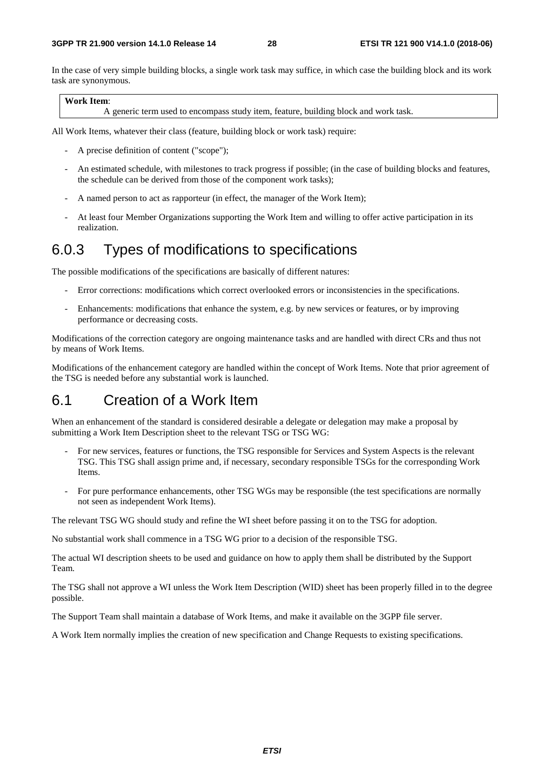In the case of very simple building blocks, a single work task may suffice, in which case the building block and its work task are synonymous.

| **Work Item**:<br>A generic term used to encompass study item, feature, building block and work task. |
|---|

All Work Items, whatever their class (feature, building block or work task) require:

- A precise definition of content ("scope");
- An estimated schedule, with milestones to track progress if possible; (in the case of building blocks and features, the schedule can be derived from those of the component work tasks);
- A named person to act as rapporteur (in effect, the manager of the Work Item);
- At least four Member Organizations supporting the Work Item and willing to offer active participation in its realization.

### 6.0.3 Types of modifications to specifications

The possible modifications of the specifications are basically of different natures:

- Error corrections: modifications which correct overlooked errors or inconsistencies in the specifications.
- Enhancements: modifications that enhance the system, e.g. by new services or features, or by improving performance or decreasing costs.

Modifications of the correction category are ongoing maintenance tasks and are handled with direct CRs and thus not by means of Work Items.

Modifications of the enhancement category are handled within the concept of Work Items. Note that prior agreement of the TSG is needed before any substantial work is launched.

## 6.1 Creation of a Work Item

When an enhancement of the standard is considered desirable a delegate or delegation may make a proposal by submitting a Work Item Description sheet to the relevant TSG or TSG WG:

- For new services, features or functions, the TSG responsible for Services and System Aspects is the relevant TSG. This TSG shall assign prime and, if necessary, secondary responsible TSGs for the corresponding Work Items.
- For pure performance enhancements, other TSG WGs may be responsible (the test specifications are normally not seen as independent Work Items).

The relevant TSG WG should study and refine the WI sheet before passing it on to the TSG for adoption.

No substantial work shall commence in a TSG WG prior to a decision of the responsible TSG.

The actual WI description sheets to be used and guidance on how to apply them shall be distributed by the Support Team.

The TSG shall not approve a WI unless the Work Item Description (WID) sheet has been properly filled in to the degree possible.

The Support Team shall maintain a database of Work Items, and make it available on the 3GPP file server.

A Work Item normally implies the creation of new specification and Change Requests to existing specifications.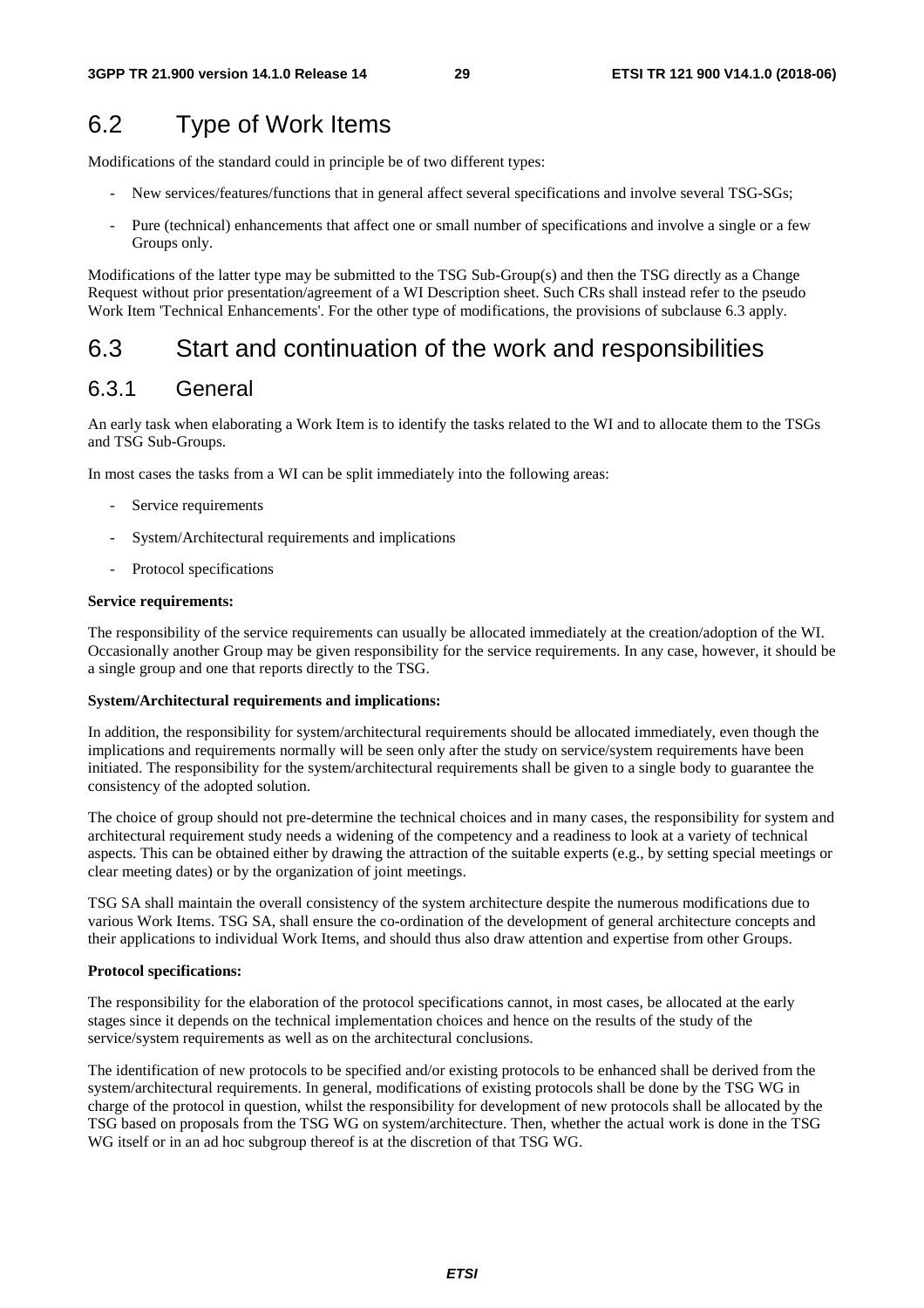## 6.2 Type of Work Items

Modifications of the standard could in principle be of two different types:

- New services/features/functions that in general affect several specifications and involve several TSG-SGs;
- Pure (technical) enhancements that affect one or small number of specifications and involve a single or a few Groups only.

Modifications of the latter type may be submitted to the TSG Sub-Group(s) and then the TSG directly as a Change Request without prior presentation/agreement of a WI Description sheet. Such CRs shall instead refer to the pseudo Work Item 'Technical Enhancements'. For the other type of modifications, the provisions of subclause 6.3 apply.

## 6.3 Start and continuation of the work and responsibilities

### 6.3.1 General

An early task when elaborating a Work Item is to identify the tasks related to the WI and to allocate them to the TSGs and TSG Sub-Groups.

In most cases the tasks from a WI can be split immediately into the following areas:

- Service requirements
- System/Architectural requirements and implications
- Protocol specifications

**Service requirements:**

The responsibility of the service requirements can usually be allocated immediately at the creation/adoption of the WI. Occasionally another Group may be given responsibility for the service requirements. In any case, however, it should be a single group and one that reports directly to the TSG.

**System/Architectural requirements and implications:**

In addition, the responsibility for system/architectural requirements should be allocated immediately, even though the implications and requirements normally will be seen only after the study on service/system requirements have been initiated. The responsibility for the system/architectural requirements shall be given to a single body to guarantee the consistency of the adopted solution.

The choice of group should not pre-determine the technical choices and in many cases, the responsibility for system and architectural requirement study needs a widening of the competency and a readiness to look at a variety of technical aspects. This can be obtained either by drawing the attraction of the suitable experts (e.g., by setting special meetings or clear meeting dates) or by the organization of joint meetings.

TSG SA shall maintain the overall consistency of the system architecture despite the numerous modifications due to various Work Items. TSG SA, shall ensure the co-ordination of the development of general architecture concepts and their applications to individual Work Items, and should thus also draw attention and expertise from other Groups.

**Protocol specifications:**

The responsibility for the elaboration of the protocol specifications cannot, in most cases, be allocated at the early stages since it depends on the technical implementation choices and hence on the results of the study of the service/system requirements as well as on the architectural conclusions.

The identification of new protocols to be specified and/or existing protocols to be enhanced shall be derived from the system/architectural requirements. In general, modifications of existing protocols shall be done by the TSG WG in charge of the protocol in question, whilst the responsibility for development of new protocols shall be allocated by the TSG based on proposals from the TSG WG on system/architecture. Then, whether the actual work is done in the TSG WG itself or in an ad hoc subgroup thereof is at the discretion of that TSG WG.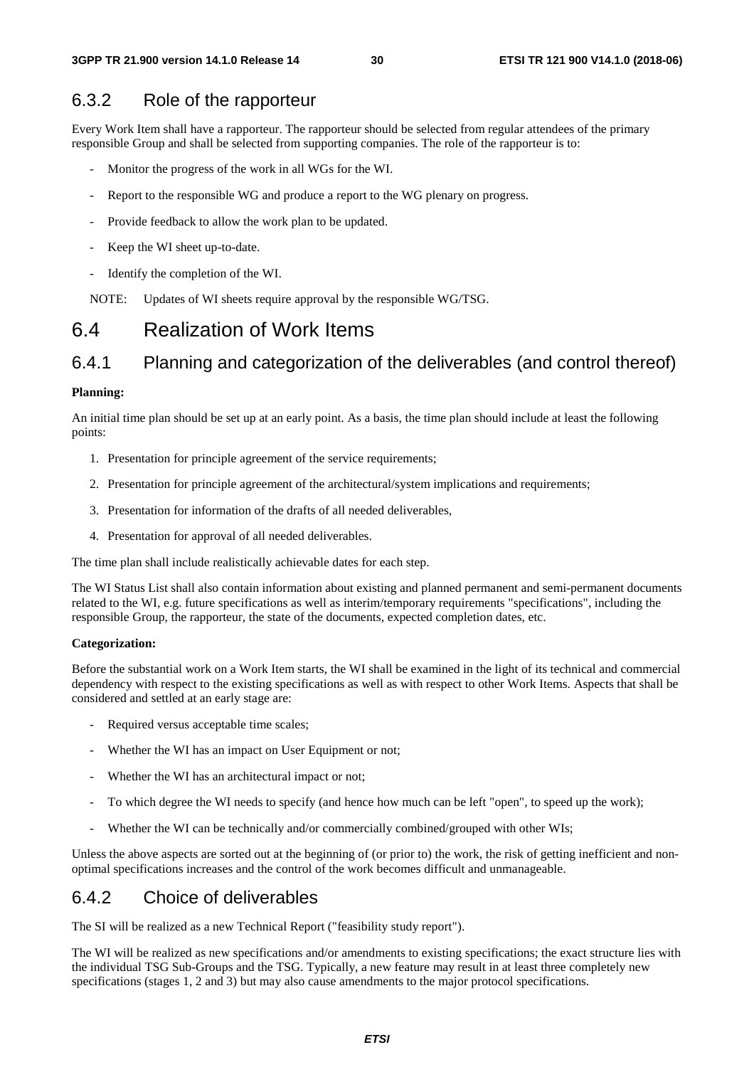### 6.3.2 Role of the rapporteur

Every Work Item shall have a rapporteur. The rapporteur should be selected from regular attendees of the primary responsible Group and shall be selected from supporting companies. The role of the rapporteur is to:

- Monitor the progress of the work in all WGs for the WI.
- Report to the responsible WG and produce a report to the WG plenary on progress.
- Provide feedback to allow the work plan to be updated.
- Keep the WI sheet up-to-date.
- Identify the completion of the WI.

NOTE: Updates of WI sheets require approval by the responsible WG/TSG.

## 6.4 Realization of Work Items

### 6.4.1 Planning and categorization of the deliverables (and control thereof)

**Planning:**

An initial time plan should be set up at an early point. As a basis, the time plan should include at least the following points:

1. Presentation for principle agreement of the service requirements;
2. Presentation for principle agreement of the architectural/system implications and requirements;
3. Presentation for information of the drafts of all needed deliverables,
4. Presentation for approval of all needed deliverables.

The time plan shall include realistically achievable dates for each step.

The WI Status List shall also contain information about existing and planned permanent and semi-permanent documents related to the WI, e.g. future specifications as well as interim/temporary requirements "specifications", including the responsible Group, the rapporteur, the state of the documents, expected completion dates, etc.

**Categorization:**

Before the substantial work on a Work Item starts, the WI shall be examined in the light of its technical and commercial dependency with respect to the existing specifications as well as with respect to other Work Items. Aspects that shall be considered and settled at an early stage are:

- Required versus acceptable time scales;
- Whether the WI has an impact on User Equipment or not;
- Whether the WI has an architectural impact or not;
- To which degree the WI needs to specify (and hence how much can be left "open", to speed up the work);
- Whether the WI can be technically and/or commercially combined/grouped with other WIs;

Unless the above aspects are sorted out at the beginning of (or prior to) the work, the risk of getting inefficient and non-optimal specifications increases and the control of the work becomes difficult and unmanageable.

### 6.4.2 Choice of deliverables

The SI will be realized as a new Technical Report ("feasibility study report").

The WI will be realized as new specifications and/or amendments to existing specifications; the exact structure lies with the individual TSG Sub-Groups and the TSG. Typically, a new feature may result in at least three completely new specifications (stages 1, 2 and 3) but may also cause amendments to the major protocol specifications.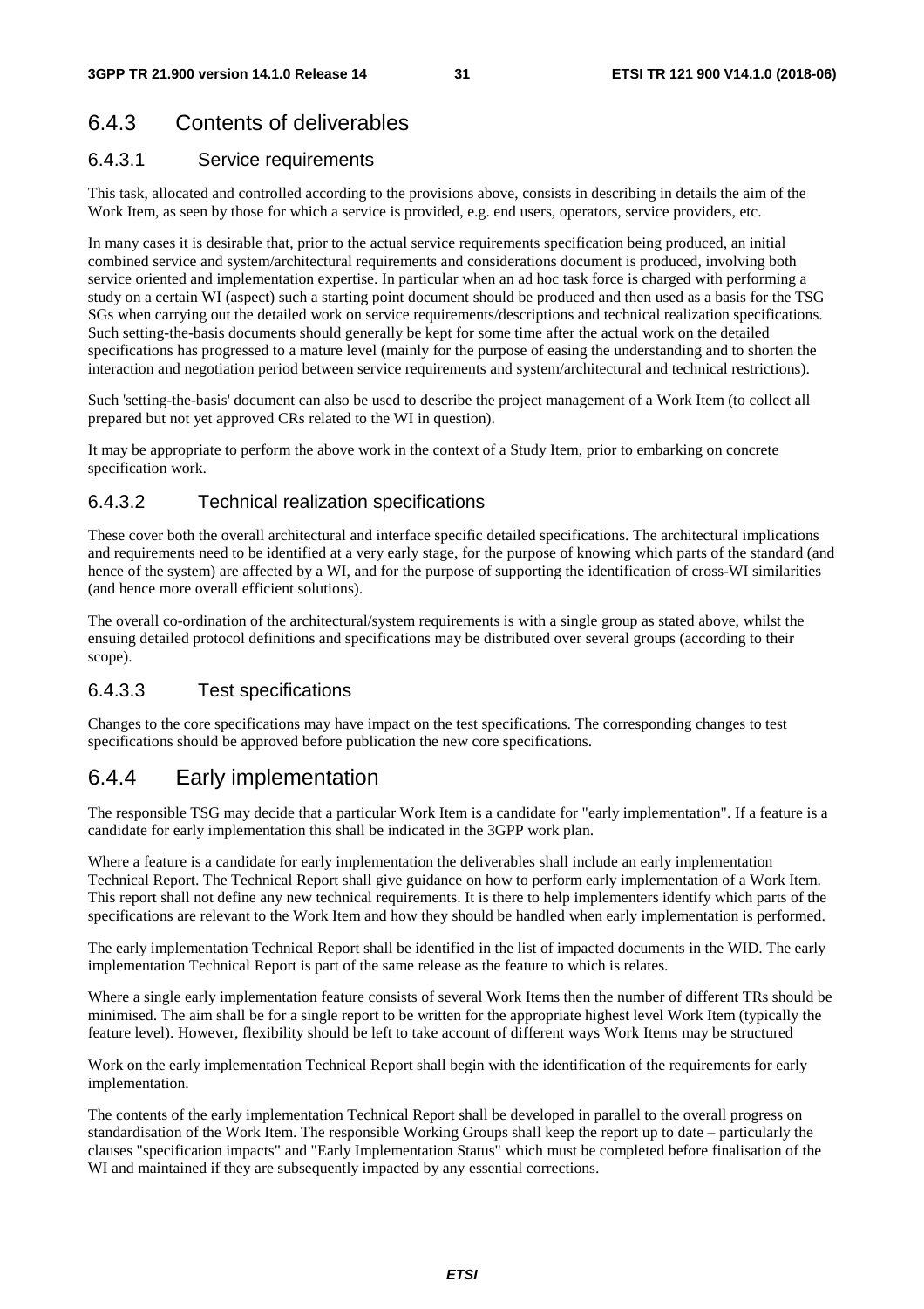## 6.4.3 Contents of deliverables

### 6.4.3.1 Service requirements

This task, allocated and controlled according to the provisions above, consists in describing in details the aim of the Work Item, as seen by those for which a service is provided, e.g. end users, operators, service providers, etc.

In many cases it is desirable that, prior to the actual service requirements specification being produced, an initial combined service and system/architectural requirements and considerations document is produced, involving both service oriented and implementation expertise. In particular when an ad hoc task force is charged with performing a study on a certain WI (aspect) such a starting point document should be produced and then used as a basis for the TSG SGs when carrying out the detailed work on service requirements/descriptions and technical realization specifications. Such setting-the-basis documents should generally be kept for some time after the actual work on the detailed specifications has progressed to a mature level (mainly for the purpose of easing the understanding and to shorten the interaction and negotiation period between service requirements and system/architectural and technical restrictions).

Such 'setting-the-basis' document can also be used to describe the project management of a Work Item (to collect all prepared but not yet approved CRs related to the WI in question).

It may be appropriate to perform the above work in the context of a Study Item, prior to embarking on concrete specification work.

### 6.4.3.2 Technical realization specifications

These cover both the overall architectural and interface specific detailed specifications. The architectural implications and requirements need to be identified at a very early stage, for the purpose of knowing which parts of the standard (and hence of the system) are affected by a WI, and for the purpose of supporting the identification of cross-WI similarities (and hence more overall efficient solutions).

The overall co-ordination of the architectural/system requirements is with a single group as stated above, whilst the ensuing detailed protocol definitions and specifications may be distributed over several groups (according to their scope).

### 6.4.3.3 Test specifications

Changes to the core specifications may have impact on the test specifications. The corresponding changes to test specifications should be approved before publication the new core specifications.

## 6.4.4 Early implementation

The responsible TSG may decide that a particular Work Item is a candidate for "early implementation". If a feature is a candidate for early implementation this shall be indicated in the 3GPP work plan.

Where a feature is a candidate for early implementation the deliverables shall include an early implementation Technical Report. The Technical Report shall give guidance on how to perform early implementation of a Work Item. This report shall not define any new technical requirements. It is there to help implementers identify which parts of the specifications are relevant to the Work Item and how they should be handled when early implementation is performed.

The early implementation Technical Report shall be identified in the list of impacted documents in the WID. The early implementation Technical Report is part of the same release as the feature to which is relates.

Where a single early implementation feature consists of several Work Items then the number of different TRs should be minimised. The aim shall be for a single report to be written for the appropriate highest level Work Item (typically the feature level). However, flexibility should be left to take account of different ways Work Items may be structured

Work on the early implementation Technical Report shall begin with the identification of the requirements for early implementation.

The contents of the early implementation Technical Report shall be developed in parallel to the overall progress on standardisation of the Work Item. The responsible Working Groups shall keep the report up to date – particularly the clauses "specification impacts" and "Early Implementation Status" which must be completed before finalisation of the WI and maintained if they are subsequently impacted by any essential corrections.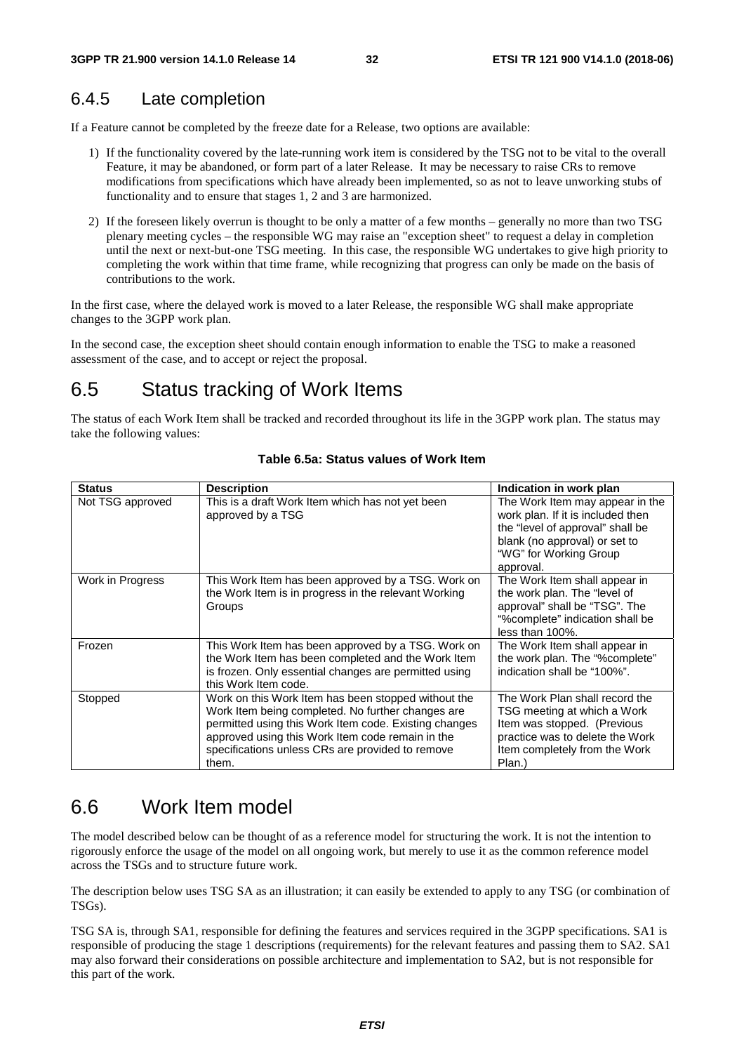### 6.4.5 Late completion

If a Feature cannot be completed by the freeze date for a Release, two options are available:

1) If the functionality covered by the late-running work item is considered by the TSG not to be vital to the overall Feature, it may be abandoned, or form part of a later Release. It may be necessary to raise CRs to remove modifications from specifications which have already been implemented, so as not to leave unworking stubs of functionality and to ensure that stages 1, 2 and 3 are harmonized.

2) If the foreseen likely overrun is thought to be only a matter of a few months – generally no more than two TSG plenary meeting cycles – the responsible WG may raise an "exception sheet" to request a delay in completion until the next or next-but-one TSG meeting. In this case, the responsible WG undertakes to give high priority to completing the work within that time frame, while recognizing that progress can only be made on the basis of contributions to the work.

In the first case, where the delayed work is moved to a later Release, the responsible WG shall make appropriate changes to the 3GPP work plan.

In the second case, the exception sheet should contain enough information to enable the TSG to make a reasoned assessment of the case, and to accept or reject the proposal.

## 6.5 Status tracking of Work Items

The status of each Work Item shall be tracked and recorded throughout its life in the 3GPP work plan. The status may take the following values:

**Table 6.5a: Status values of Work Item**

| Status | Description | Indication in work plan |
|---|---|---|
| Not TSG approved | This is a draft Work Item which has not yet been approved by a TSG | The Work Item may appear in the work plan. If it is included then the "level of approval" shall be blank (no approval) or set to "WG" for Working Group approval. |
| Work in Progress | This Work Item has been approved by a TSG. Work on the Work Item is in progress in the relevant Working Groups | The Work Item shall appear in the work plan. The "level of approval" shall be "TSG". The "%complete" indication shall be less than 100%. |
| Frozen | This Work Item has been approved by a TSG. Work on the Work Item has been completed and the Work Item is frozen. Only essential changes are permitted using this Work Item code. | The Work Item shall appear in the work plan. The "%complete" indication shall be "100%". |
| Stopped | Work on this Work Item has been stopped without the Work Item being completed. No further changes are permitted using this Work Item code. Existing changes approved using this Work Item code remain in the specifications unless CRs are provided to remove them. | The Work Plan shall record the TSG meeting at which a Work Item was stopped. (Previous practice was to delete the Work Item completely from the Work Plan.) |

## 6.6 Work Item model

The model described below can be thought of as a reference model for structuring the work. It is not the intention to rigorously enforce the usage of the model on all ongoing work, but merely to use it as the common reference model across the TSGs and to structure future work.

The description below uses TSG SA as an illustration; it can easily be extended to apply to any TSG (or combination of TSGs).

TSG SA is, through SA1, responsible for defining the features and services required in the 3GPP specifications. SA1 is responsible of producing the stage 1 descriptions (requirements) for the relevant features and passing them to SA2. SA1 may also forward their considerations on possible architecture and implementation to SA2, but is not responsible for this part of the work.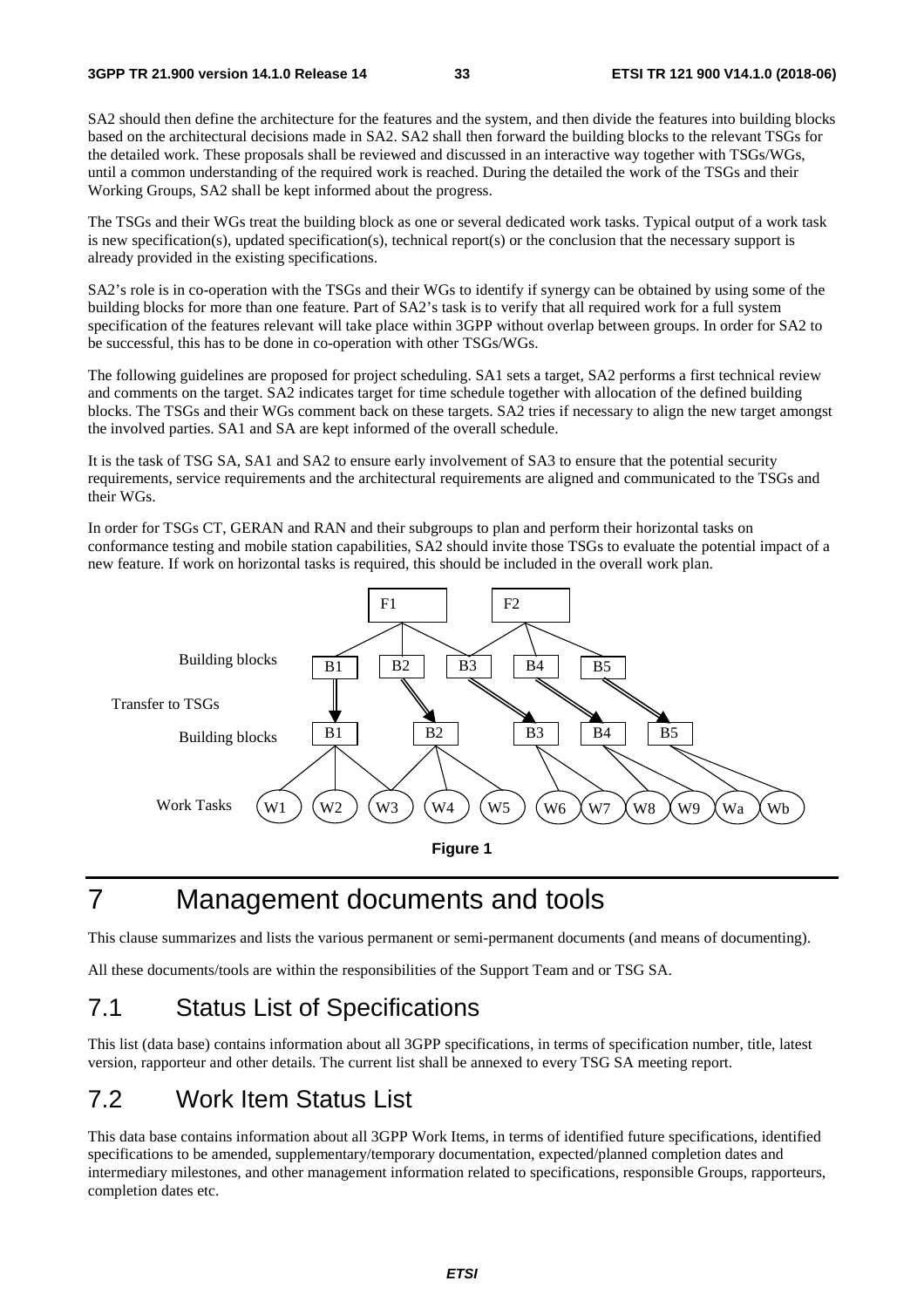SA2 should then define the architecture for the features and the system, and then divide the features into building blocks based on the architectural decisions made in SA2. SA2 shall then forward the building blocks to the relevant TSGs for the detailed work. These proposals shall be reviewed and discussed in an interactive way together with TSGs/WGs, until a common understanding of the required work is reached. During the detailed the work of the TSGs and their Working Groups, SA2 shall be kept informed about the progress.

The TSGs and their WGs treat the building block as one or several dedicated work tasks. Typical output of a work task is new specification(s), updated specification(s), technical report(s) or the conclusion that the necessary support is already provided in the existing specifications.

SA2's role is in co-operation with the TSGs and their WGs to identify if synergy can be obtained by using some of the building blocks for more than one feature. Part of SA2's task is to verify that all required work for a full system specification of the features relevant will take place within 3GPP without overlap between groups. In order for SA2 to be successful, this has to be done in co-operation with other TSGs/WGs.

The following guidelines are proposed for project scheduling. SA1 sets a target, SA2 performs a first technical review and comments on the target. SA2 indicates target for time schedule together with allocation of the defined building blocks. The TSGs and their WGs comment back on these targets. SA2 tries if necessary to align the new target amongst the involved parties. SA1 and SA are kept informed of the overall schedule.

It is the task of TSG SA, SA1 and SA2 to ensure early involvement of SA3 to ensure that the potential security requirements, service requirements and the architectural requirements are aligned and communicated to the TSGs and their WGs.

In order for TSGs CT, GERAN and RAN and their subgroups to plan and perform their horizontal tasks on conformance testing and mobile station capabilities, SA2 should invite those TSGs to evaluate the potential impact of a new feature. If work on horizontal tasks is required, this should be included in the overall work plan.

**Figure 1**

# 7 Management documents and tools

This clause summarizes and lists the various permanent or semi-permanent documents (and means of documenting).

All these documents/tools are within the responsibilities of the Support Team and or TSG SA.

## 7.1 Status List of Specifications

This list (data base) contains information about all 3GPP specifications, in terms of specification number, title, latest version, rapporteur and other details. The current list shall be annexed to every TSG SA meeting report.

## 7.2 Work Item Status List

This data base contains information about all 3GPP Work Items, in terms of identified future specifications, identified specifications to be amended, supplementary/temporary documentation, expected/planned completion dates and intermediary milestones, and other management information related to specifications, responsible Groups, rapporteurs, completion dates etc.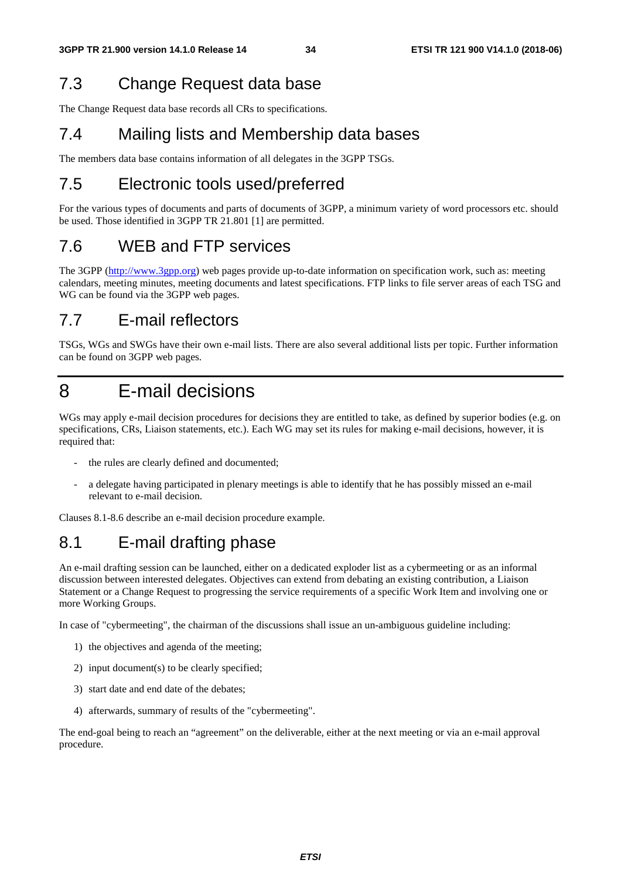## 7.3 Change Request data base

The Change Request data base records all CRs to specifications.

## 7.4 Mailing lists and Membership data bases

The members data base contains information of all delegates in the 3GPP TSGs.

## 7.5 Electronic tools used/preferred

For the various types of documents and parts of documents of 3GPP, a minimum variety of word processors etc. should be used. Those identified in 3GPP TR 21.801 [1] are permitted.

## 7.6 WEB and FTP services

The 3GPP (http://www.3gpp.org) web pages provide up-to-date information on specification work, such as: meeting calendars, meeting minutes, meeting documents and latest specifications. FTP links to file server areas of each TSG and WG can be found via the 3GPP web pages.

## 7.7 E-mail reflectors

TSGs, WGs and SWGs have their own e-mail lists. There are also several additional lists per topic. Further information can be found on 3GPP web pages.

# 8 E-mail decisions

WGs may apply e-mail decision procedures for decisions they are entitled to take, as defined by superior bodies (e.g. on specifications, CRs, Liaison statements, etc.). Each WG may set its rules for making e-mail decisions, however, it is required that:

- the rules are clearly defined and documented;
- a delegate having participated in plenary meetings is able to identify that he has possibly missed an e-mail relevant to e-mail decision.

Clauses 8.1-8.6 describe an e-mail decision procedure example.

## 8.1 E-mail drafting phase

An e-mail drafting session can be launched, either on a dedicated exploder list as a cybermeeting or as an informal discussion between interested delegates. Objectives can extend from debating an existing contribution, a Liaison Statement or a Change Request to progressing the service requirements of a specific Work Item and involving one or more Working Groups.

In case of "cybermeeting", the chairman of the discussions shall issue an un-ambiguous guideline including:

1) the objectives and agenda of the meeting;
2) input document(s) to be clearly specified;
3) start date and end date of the debates;
4) afterwards, summary of results of the "cybermeeting".

The end-goal being to reach an “agreement” on the deliverable, either at the next meeting or via an e-mail approval procedure.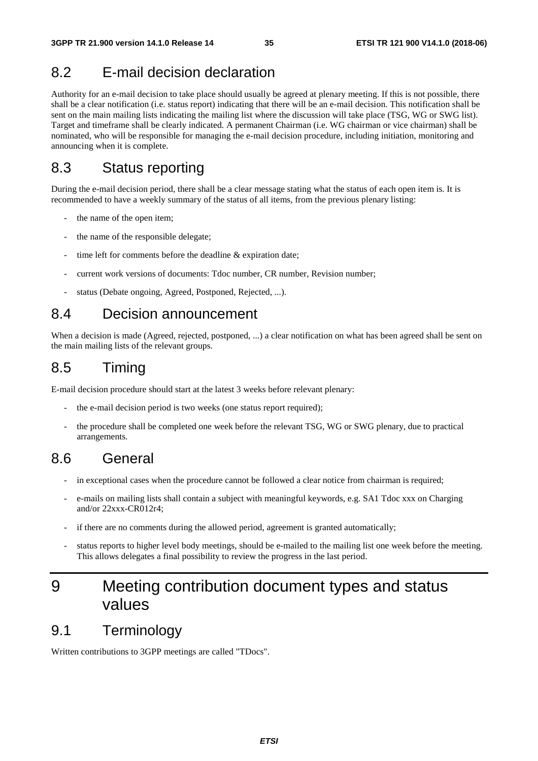## 8.2 E-mail decision declaration

Authority for an e-mail decision to take place should usually be agreed at plenary meeting. If this is not possible, there shall be a clear notification (i.e. status report) indicating that there will be an e-mail decision. This notification shall be sent on the main mailing lists indicating the mailing list where the discussion will take place (TSG, WG or SWG list). Target and timeframe shall be clearly indicated. A permanent Chairman (i.e. WG chairman or vice chairman) shall be nominated, who will be responsible for managing the e-mail decision procedure, including initiation, monitoring and announcing when it is complete.

## 8.3 Status reporting

During the e-mail decision period, there shall be a clear message stating what the status of each open item is. It is recommended to have a weekly summary of the status of all items, from the previous plenary listing:

- the name of the open item;
- the name of the responsible delegate;
- time left for comments before the deadline & expiration date;
- current work versions of documents: Tdoc number, CR number, Revision number;
- status (Debate ongoing, Agreed, Postponed, Rejected, ...).

## 8.4 Decision announcement

When a decision is made (Agreed, rejected, postponed, ...) a clear notification on what has been agreed shall be sent on the main mailing lists of the relevant groups.

## 8.5 Timing

E-mail decision procedure should start at the latest 3 weeks before relevant plenary:

- the e-mail decision period is two weeks (one status report required);
- the procedure shall be completed one week before the relevant TSG, WG or SWG plenary, due to practical arrangements.

## 8.6 General

- in exceptional cases when the procedure cannot be followed a clear notice from chairman is required;
- e-mails on mailing lists shall contain a subject with meaningful keywords, e.g. SA1 Tdoc xxx on Charging and/or 22xxx-CR012r4;
- if there are no comments during the allowed period, agreement is granted automatically;
- status reports to higher level body meetings, should be e-mailed to the mailing list one week before the meeting. This allows delegates a final possibility to review the progress in the last period.

# 9 Meeting contribution document types and status values

## 9.1 Terminology

Written contributions to 3GPP meetings are called "TDocs".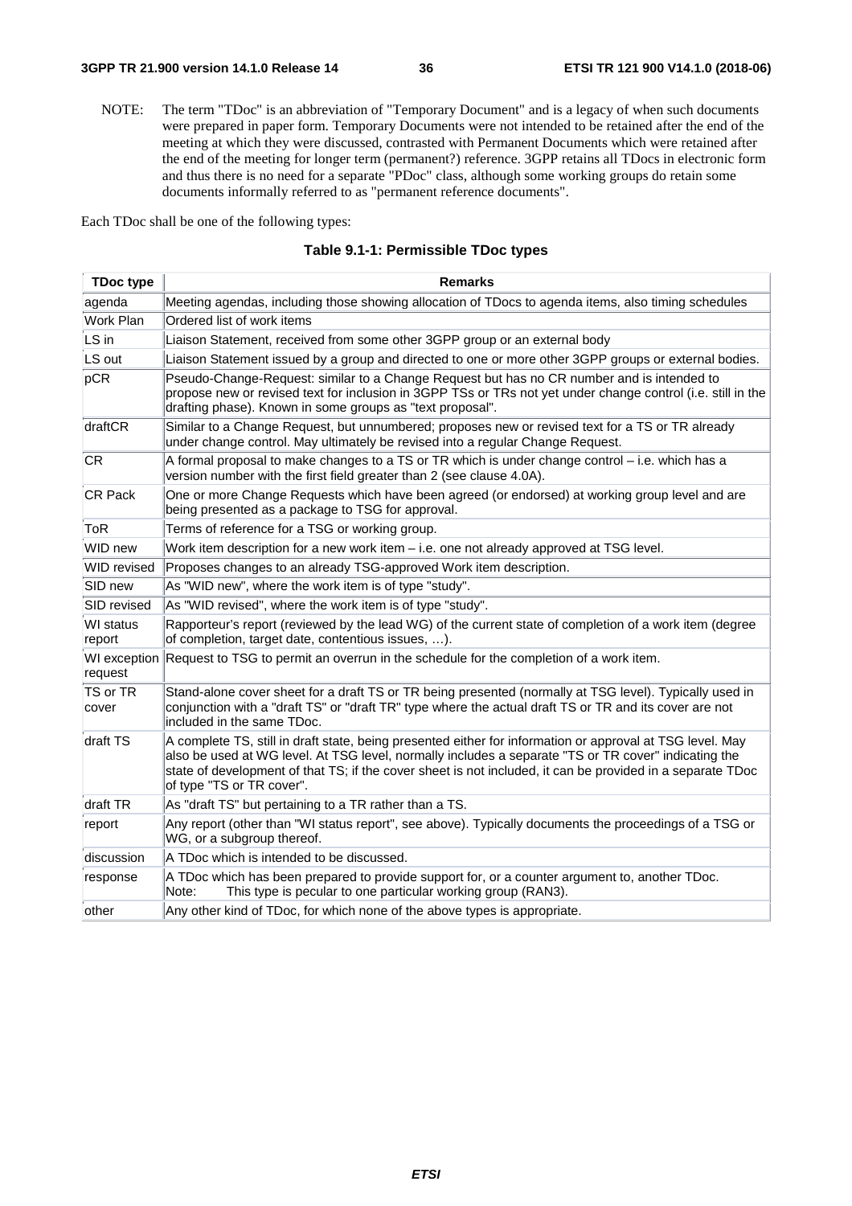NOTE: The term "TDoc" is an abbreviation of "Temporary Document" and is a legacy of when such documents were prepared in paper form. Temporary Documents were not intended to be retained after the end of the meeting at which they were discussed, contrasted with Permanent Documents which were retained after the end of the meeting for longer term (permanent?) reference. 3GPP retains all TDocs in electronic form and thus there is no need for a separate "PDoc" class, although some working groups do retain some documents informally referred to as "permanent reference documents".

Each TDoc shall be one of the following types:

**Table 9.1-1: Permissible TDoc types**

| TDoc type | Remarks |
|---|---|
| agenda | Meeting agendas, including those showing allocation of TDocs to agenda items, also timing schedules |
| Work Plan | Ordered list of work items |
| LS in | Liaison Statement, received from some other 3GPP group or an external body |
| LS out | Liaison Statement issued by a group and directed to one or more other 3GPP groups or external bodies. |
| pCR | Pseudo-Change-Request: similar to a Change Request but has no CR number and is intended to propose new or revised text for inclusion in 3GPP TSs or TRs not yet under change control (i.e. still in the drafting phase). Known in some groups as "text proposal". |
| draftCR | Similar to a Change Request, but unnumbered; proposes new or revised text for a TS or TR already under change control. May ultimately be revised into a regular Change Request. |
| CR | A formal proposal to make changes to a TS or TR which is under change control – i.e. which has a version number with the first field greater than 2 (see clause 4.0A). |
| CR Pack | One or more Change Requests which have been agreed (or endorsed) at working group level and are being presented as a package to TSG for approval. |
| ToR | Terms of reference for a TSG or working group. |
| WID new | Work item description for a new work item – i.e. one not already approved at TSG level. |
| WID revised | Proposes changes to an already TSG-approved Work item description. |
| SID new | As "WID new", where the work item is of type "study". |
| SID revised | As "WID revised", where the work item is of type "study". |
| WI status report | Rapporteur's report (reviewed by the lead WG) of the current state of completion of a work item (degree of completion, target date, contentious issues, …). |
| WI exception request | Request to TSG to permit an overrun in the schedule for the completion of a work item. |
| TS or TR cover | Stand-alone cover sheet for a draft TS or TR being presented (normally at TSG level). Typically used in conjunction with a "draft TS" or "draft TR" type where the actual draft TS or TR and its cover are not included in the same TDoc. |
| draft TS | A complete TS, still in draft state, being presented either for information or approval at TSG level. May also be used at WG level. At TSG level, normally includes a separate "TS or TR cover" indicating the state of development of that TS; if the cover sheet is not included, it can be provided in a separate TDoc of type "TS or TR cover". |
| draft TR | As "draft TS" but pertaining to a TR rather than a TS. |
| report | Any report (other than "WI status report", see above). Typically documents the proceedings of a TSG or WG, or a subgroup thereof. |
| discussion | A TDoc which is intended to be discussed. |
| response | A TDoc which has been prepared to provide support for, or a counter argument to, another TDoc.<br>Note: This type is pecular to one particular working group (RAN3). |
| other | Any other kind of TDoc, for which none of the above types is appropriate. |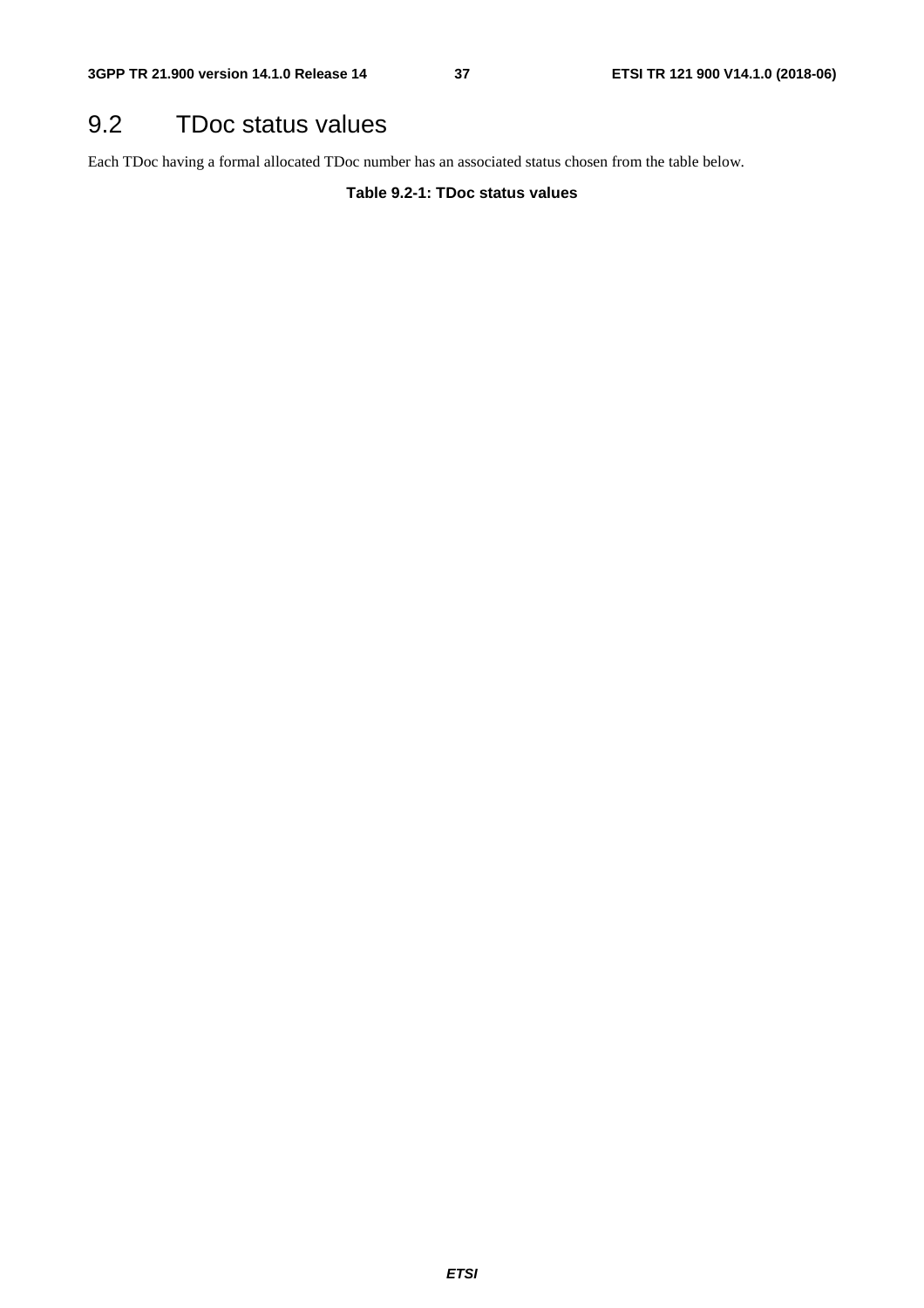## 9.2 TDoc status values

Each TDoc having a formal allocated TDoc number has an associated status chosen from the table below.

**Table 9.2-1: TDoc status values**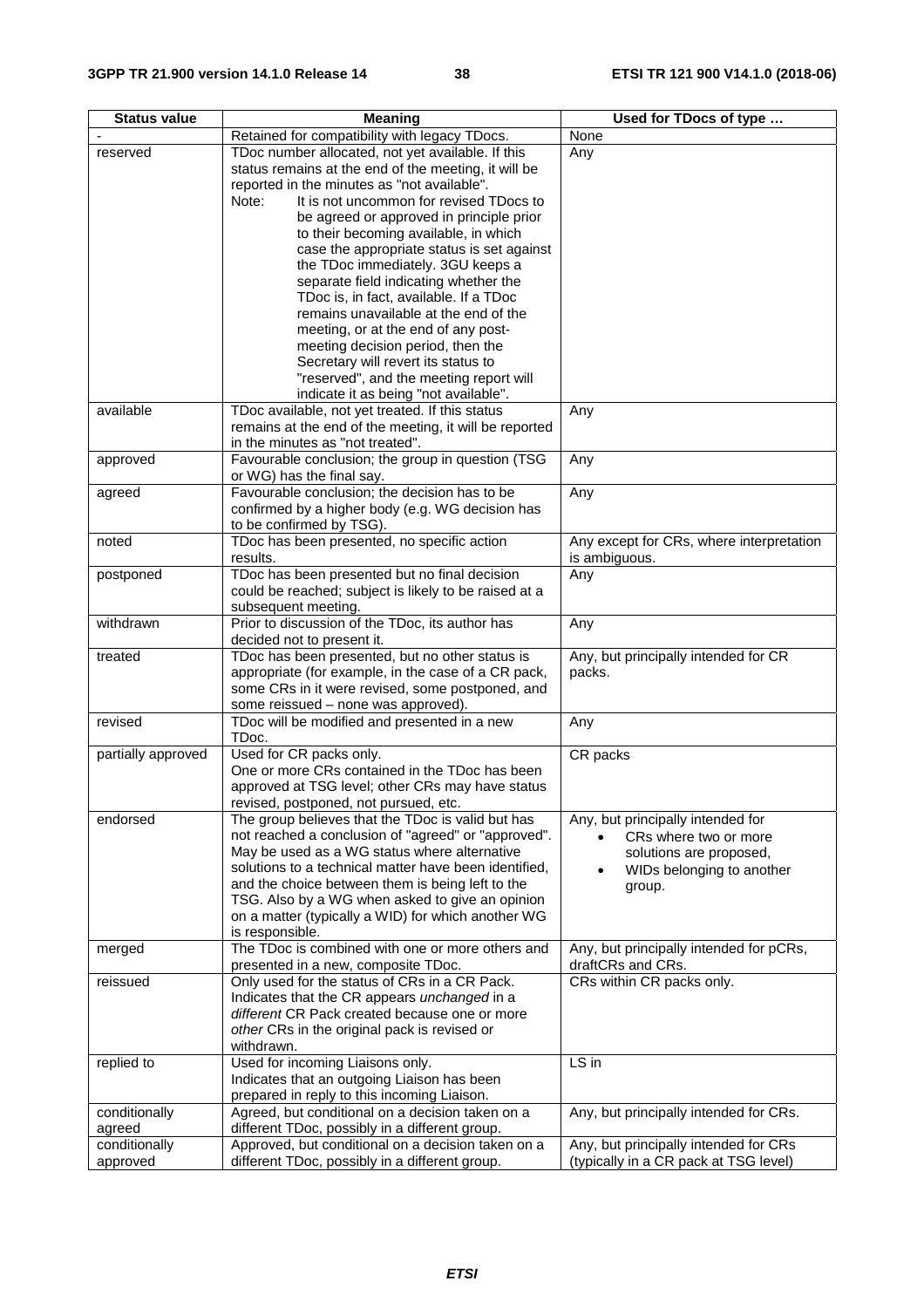| Status value | Meaning | Used for TDocs of type … |
|---|---|---|
| - | Retained for compatibility with legacy TDocs. | None |
| reserved | TDoc number allocated, not yet available. If this status remains at the end of the meeting, it will be reported in the minutes as "not available".<br>Note: It is not uncommon for revised TDocs to be agreed or approved in principle prior to their becoming available, in which case the appropriate status is set against the TDoc immediately. 3GU keeps a separate field indicating whether the TDoc is, in fact, available. If a TDoc remains unavailable at the end of the meeting, or at the end of any post-meeting decision period, then the Secretary will revert its status to "reserved", and the meeting report will indicate it as being "not available". | Any |
| available | TDoc available, not yet treated. If this status remains at the end of the meeting, it will be reported in the minutes as "not treated". | Any |
| approved | Favourable conclusion; the group in question (TSG or WG) has the final say. | Any |
| agreed | Favourable conclusion; the decision has to be confirmed by a higher body (e.g. WG decision has to be confirmed by TSG). | Any |
| noted | TDoc has been presented, no specific action results. | Any except for CRs, where interpretation is ambiguous. |
| postponed | TDoc has been presented but no final decision could be reached; subject is likely to be raised at a subsequent meeting. | Any |
| withdrawn | Prior to discussion of the TDoc, its author has decided not to present it. | Any |
| treated | TDoc has been presented, but no other status is appropriate (for example, in the case of a CR pack, some CRs in it were revised, some postponed, and some reissued – none was approved). | Any, but principally intended for CR packs. |
| revised | TDoc will be modified and presented in a new TDoc. | Any |
| partially approved | Used for CR packs only.<br>One or more CRs contained in the TDoc has been approved at TSG level; other CRs may have status revised, postponed, not pursued, etc. | CR packs |
| endorsed | The group believes that the TDoc is valid but has not reached a conclusion of "agreed" or "approved". May be used as a WG status where alternative solutions to a technical matter have been identified, and the choice between them is being left to the TSG. Also by a WG when asked to give an opinion on a matter (typically a WID) for which another WG is responsible. | Any, but principally intended for<br>• CRs where two or more solutions are proposed,<br>• WIDs belonging to another group. |
| merged | The TDoc is combined with one or more others and presented in a new, composite TDoc. | Any, but principally intended for pCRs, draftCRs and CRs. |
| reissued | Only used for the status of CRs in a CR Pack. Indicates that the CR appears *unchanged* in a *different* CR Pack created because one or more *other* CRs in the original pack is revised or withdrawn. | CRs within CR packs only. |
| replied to | Used for incoming Liaisons only.<br>Indicates that an outgoing Liaison has been prepared in reply to this incoming Liaison. | LS in |
| conditionally agreed | Agreed, but conditional on a decision taken on a different TDoc, possibly in a different group. | Any, but principally intended for CRs. |
| conditionally approved | Approved, but conditional on a decision taken on a different TDoc, possibly in a different group. | Any, but principally intended for CRs (typically in a CR pack at TSG level) |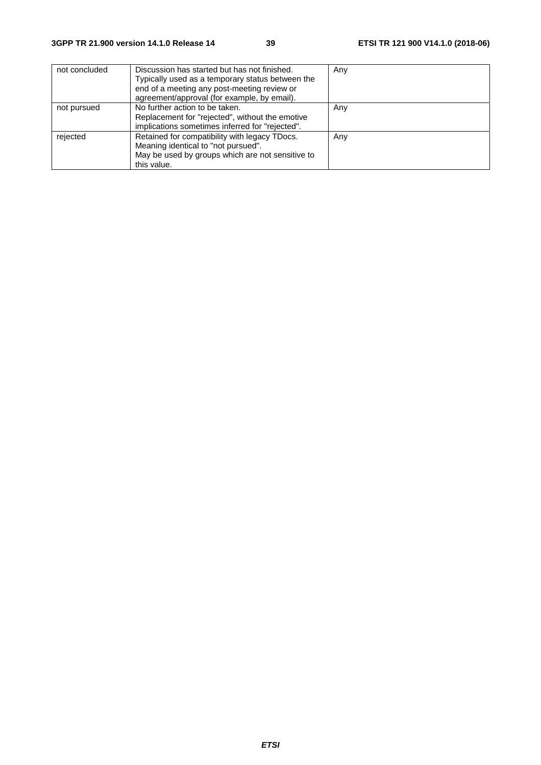| not concluded | Discussion has started but has not finished.<br>Typically used as a temporary status between the end of a meeting any post-meeting review or agreement/approval (for example, by email). | Any |
|---|---|---|
| not pursued | No further action to be taken.<br>Replacement for "rejected", without the emotive implications sometimes inferred for "rejected". | Any |
| rejected | Retained for compatibility with legacy TDocs.<br>Meaning identical to "not pursued".<br>May be used by groups which are not sensitive to this value. | Any |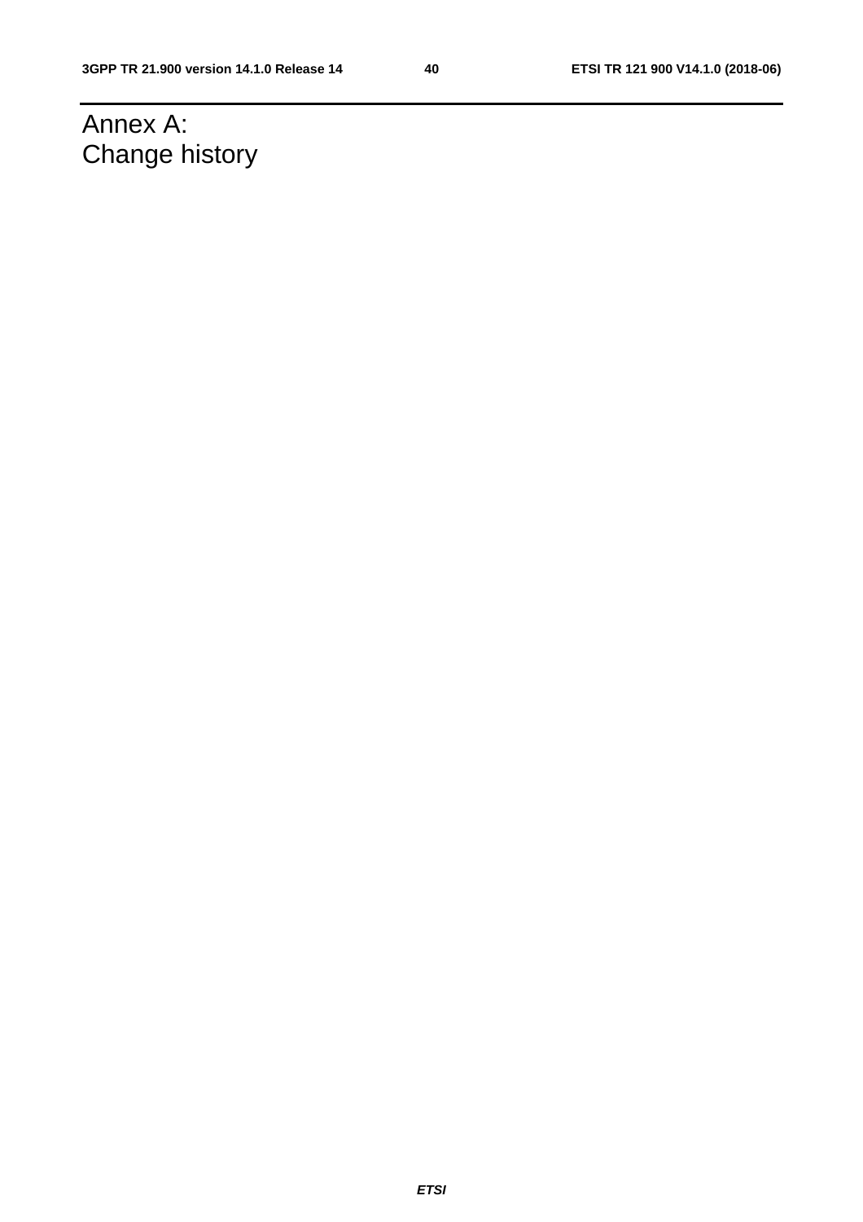# Annex A:
Change history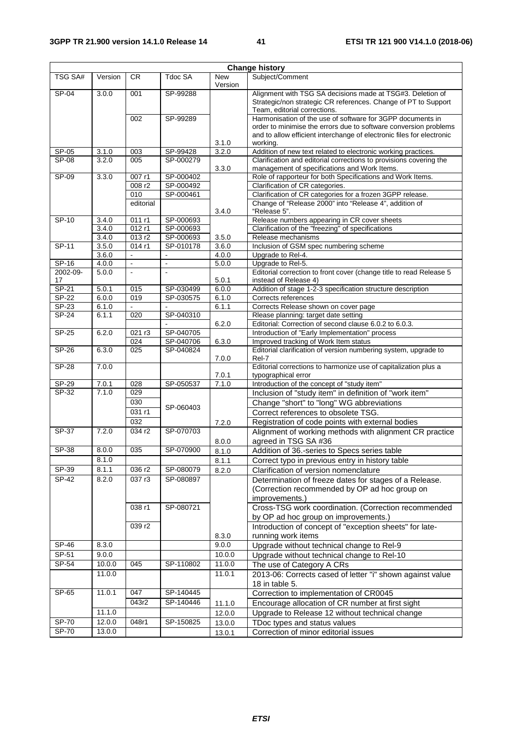| Change history | | | | | |
|---|---|---|---|---|---|
| TSG SA# | Version | CR | Tdoc SA | New Version | Subject/Comment |
| SP-04 | 3.0.0 | 001 | SP-99288 | | Alignment with TSG SA decisions made at TSG#3. Deletion of Strategic/non strategic CR references. Change of PT to Support Team, editorial corrections. |
| | | 002 | SP-99289 | 3.1.0 | Harmonisation of the use of software for 3GPP documents in order to minimise the errors due to software conversion problems and to allow efficient interchange of electronic files for electronic working. |
| SP-05 | 3.1.0 | 003 | SP-99428 | 3.2.0 | Addition of new text related to electronic working practices. |
| SP-08 | 3.2.0 | 005 | SP-000279 | 3.3.0 | Clarification and editorial corrections to provisions covering the management of specifications and Work Items. |
| SP-09 | 3.3.0 | 007 r1 | SP-000402 | | Role of rapporteur for both Specifications and Work Items. |
| | | 008 r2 | SP-000492 | | Clarification of CR categories. |
| | | 010 | SP-000461 | | Clarification of CR categories for a frozen 3GPP release. |
| | | editorial | | 3.4.0 | Change of "Release 2000" into "Release 4", addition of "Release 5". |
| SP-10 | 3.4.0 | 011 r1 | SP-000693 | | Release numbers appearing in CR cover sheets |
| | 3.4.0 | 012 r1 | SP-000693 | | Clarification of the "freezing" of specifications |
| | 3.4.0 | 013 r2 | SP-000693 | 3.5.0 | Release mechanisms |
| SP-11 | 3.5.0 | 014 r1 | SP-010178 | 3.6.0 | Inclusion of GSM spec numbering scheme |
| | 3.6.0 | - | - | 4.0.0 | Upgrade to Rel-4. |
| SP-16 | 4.0.0 | - | - | 5.0.0 | Upgrade to Rel-5. |
| 2002-09-17 | 5.0.0 | - | - | 5.0.1 | Editorial correction to front cover (change title to read Release 5 instead of Release 4) |
| SP-21 | 5.0.1 | 015 | SP-030499 | 6.0.0 | Addition of stage 1-2-3 specification structure description |
| SP-22 | 6.0.0 | 019 | SP-030575 | 6.1.0 | Corrects references |
| SP-23 | 6.1.0 | - | - | 6.1.1 | Corrects Release shown on cover page |
| SP-24 | 6.1.1 | 020 | SP-040310 | | Rlease planning: target date setting |
| | | | - | 6.2.0 | Editorial: Correction of second clause 6.0.2 to 6.0.3. |
| SP-25 | 6.2.0 | 021 r3 | SP-040705 | | Introduction of "Early Implementation" process |
| | | 024 | SP-040706 | 6.3.0 | Improved tracking of Work Item status |
| SP-26 | 6.3.0 | 025 | SP-040824 | 7.0.0 | Editorial clarification of version numbering system, upgrade to Rel-7 |
| SP-28 | 7.0.0 | | | 7.0.1 | Editorial corrections to harmonize use of capitalization plus a typographical error |
| SP-29 | 7.0.1 | 028 | SP-050537 | 7.1.0 | Introduction of the concept of "study item" |
| SP-32 | 7.1.0 | 029 | SP-060403 | | Inclusion of "study item" in definition of "work item" |
| | | 030 | | | Change "short" to "long" WG abbreviations |
| | | 031 r1 | | | Correct references to obsolete TSG. |
| | | 032 | | 7.2.0 | Registration of code points with external bodies |
| SP-37 | 7.2.0 | 034 r2 | SP-070703 | 8.0.0 | Alignment of working methods with alignment CR practice agreed in TSG SA #36 |
| SP-38 | 8.0.0 | 035 | SP-070900 | 8.1.0 | Addition of 36.-series to Specs series table |
| | 8.1.0 | | | 8.1.1 | Correct typo in previous entry in history table |
| SP-39 | 8.1.1 | 036 r2 | SP-080079 | 8.2.0 | Clarification of version nomenclature |
| SP-42 | 8.2.0 | 037 r3 | SP-080897 | | Determination of freeze dates for stages of a Release. (Correction recommended by OP ad hoc group on improvements.) |
| | | 038 r1 | SP-080721 | | Cross-TSG work coordination. (Correction recommended by OP ad hoc group on improvements.) |
| | | 039 r2 | | 8.3.0 | Introduction of concept of "exception sheets" for late-running work items |
| SP-46 | 8.3.0 | | | 9.0.0 | Upgrade without technical change to Rel-9 |
| SP-51 | 9.0.0 | | | 10.0.0 | Upgrade without technical change to Rel-10 |
| SP-54 | 10.0.0 | 045 | SP-110802 | 11.0.0 | The use of Category A CRs |
| | 11.0.0 | | | 11.0.1 | 2013-06: Corrects cased of letter "i" shown against value 18 in table 5. |
| SP-65 | 11.0.1 | 047 | SP-140445 | | Correction to implementation of CR0045 |
| | | 043r2 | SP-140446 | 11.1.0 | Encourage allocation of CR number at first sight |
| | 11.1.0 | | | 12.0.0 | Upgrade to Release 12 without technical change |
| SP-70 | 12.0.0 | 048r1 | SP-150825 | 13.0.0 | TDoc types and status values |
| SP-70 | 13.0.0 | | | 13.0.1 | Correction of minor editorial issues |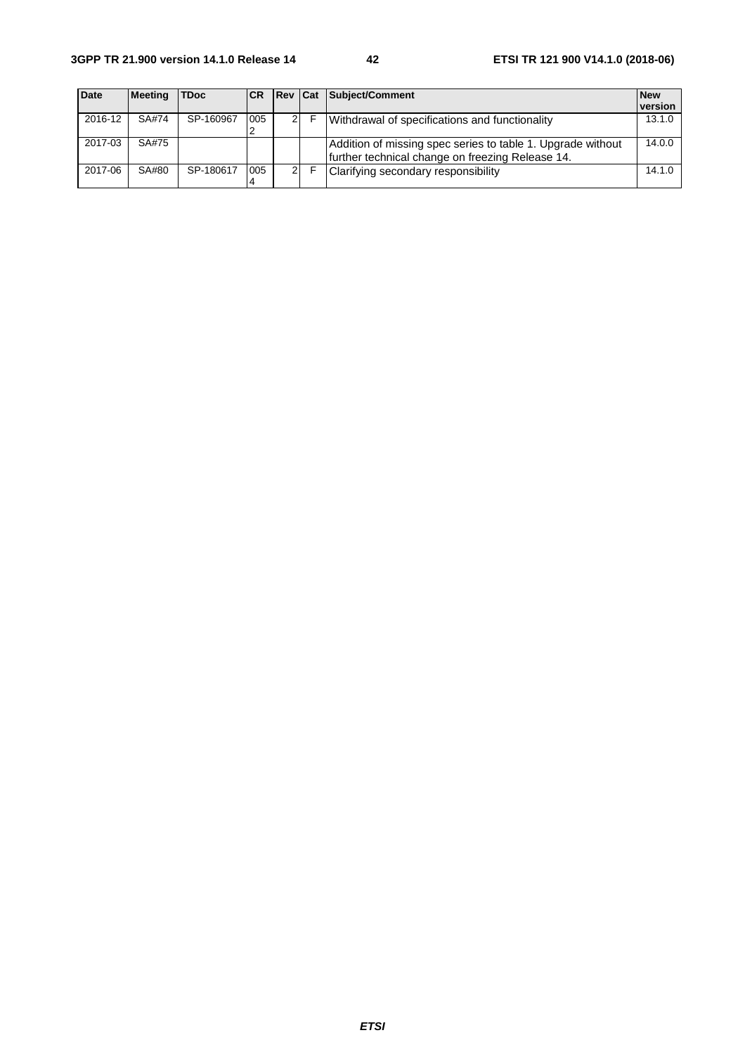| Date | Meeting | TDoc | CR | Rev | Cat | Subject/Comment | New version |
|---|---|---|---|---|---|---|---|
| 2016-12 | SA#74 | SP-160967 | 0052 | 2 | F | Withdrawal of specifications and functionality | 13.1.0 |
| 2017-03 | SA#75 | | | | | Addition of missing spec series to table 1. Upgrade without further technical change on freezing Release 14. | 14.0.0 |
| 2017-06 | SA#80 | SP-180617 | 0054 | 2 | F | Clarifying secondary responsibility | 14.1.0 |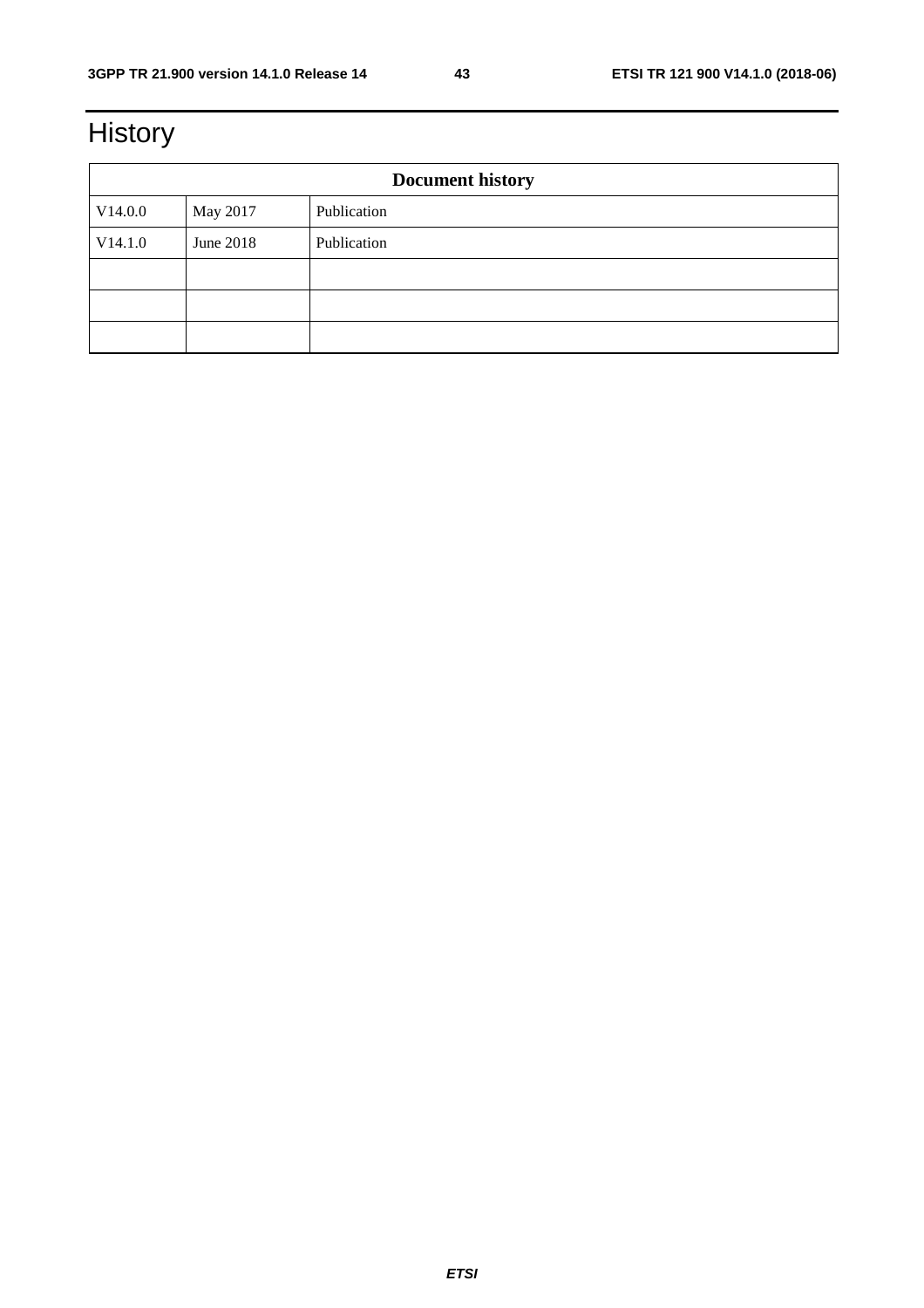# History

| Document history | | |
|---|---|---|
| V14.0.0 | May 2017 | Publication |
| V14.1.0 | June 2018 | Publication |
| | | |
| | | |
| | | |